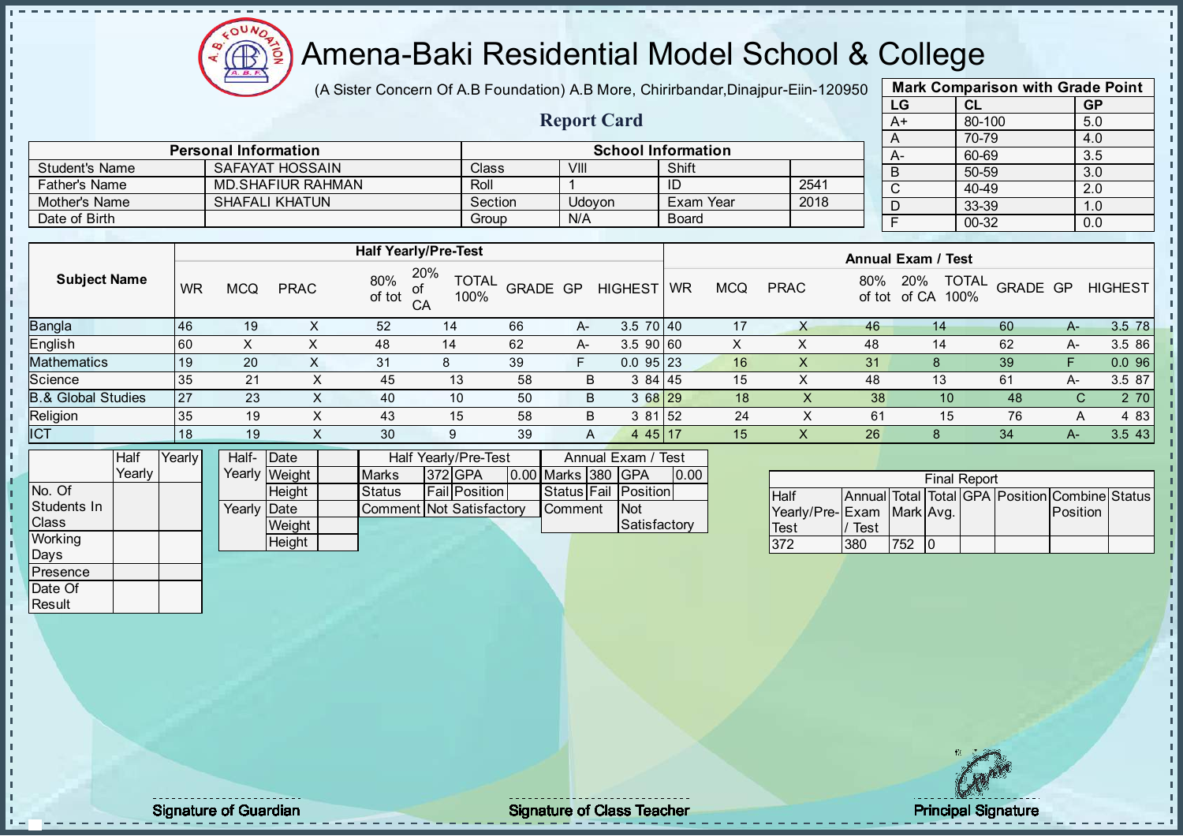# Amena-Baki Residential Model School & College

(A Sister Concern Of A.B Foundation) A.B More, Chirirbandar,Dinajpur-Eiin-120950

## Report Card

| Mark Comparison with Grade Point | | |
|---|---|---|
| LG | CL | GP |
| A+ | 80-100 | 5.0 |
| A | 70-79 | 4.0 |
| A- | 60-69 | 3.5 |
| B | 50-59 | 3.0 |
| C | 40-49 | 2.0 |
| D | 33-39 | 1.0 |
| F | 00-32 | 0.0 |

| Personal Information | | School Information | | | |
|---|---|---|---|---|---|
| Student's Name | SAFAYAT HOSSAIN | Class | VIII | Shift | |
| Father's Name | MD.SHAFIUR RAHMAN | Roll | 1 | ID | 2541 |
| Mother's Name | SHAFALI KHATUN | Section | Udoyon | Exam Year | 2018 |
| Date of Birth | | Group | N/A | Board | |

| Subject Name | Half Yearly/Pre-Test | | | | | | | | | Annual Exam / Test | | | | | | | | |
|---|---|---|---|---|---|---|---|---|---|---|---|---|---|---|---|---|---|---|
| | WR | MCQ | PRAC | 80% of tot | 20% of CA | TOTAL 100% | GRADE | GP | HIGHEST | WR | MCQ | PRAC | 80% of tot | 20% of CA | TOTAL 100% | GRADE | GP | HIGHEST |
| Bangla | 46 | 19 | X | 52 | 14 | 66 | A- | 3.5 | 70 | 40 | 17 | X | 46 | 14 | 60 | A- | 3.5 | 78 |
| English | 60 | X | X | 48 | 14 | 62 | A- | 3.5 | 90 | 60 | X | X | 48 | 14 | 62 | A- | 3.5 | 86 |
| Mathematics | 19 | 20 | X | 31 | 8 | 39 | F | 0.0 | 95 | 23 | 16 | X | 31 | 8 | 39 | F | 0.0 | 96 |
| Science | 35 | 21 | X | 45 | 13 | 58 | B | 3 | 84 | 45 | 15 | X | 48 | 13 | 61 | A- | 3.5 | 87 |
| B.& Global Studies | 27 | 23 | X | 40 | 10 | 50 | B | 3 | 68 | 29 | 18 | X | 38 | 10 | 48 | C | 2 | 70 |
| Religion | 35 | 19 | X | 43 | 15 | 58 | B | 3 | 81 | 52 | 24 | X | 61 | 15 | 76 | A | 4 | 83 |
| ICT | 18 | 19 | X | 30 | 9 | 39 | A | 4 | 45 | 17 | 15 | X | 26 | 8 | 34 | A- | 3.5 | 43 |

| | Half Yearly | Yearly |
|---|---|---|
| No. Of Students In Class | | |
| Working Days | | |
| Presence | | |
| Date Of Result | | |

| | | |
|---|---|---|
| Half-Yearly | Date | |
| | Weight | |
| | Height | |
| Yearly | Date | |
| | Weight | |
| | Height | |

| Half Yearly/Pre-Test | | | | Annual Exam / Test | | | |
|---|---|---|---|---|---|---|---|
| Marks | 372 | GPA | 0.00 | Marks | 380 | GPA | 0.00 |
| Status | Fail | Position | | Status | Fail | Position | |
| Comment | Not Satisfactory | | | Comment | Not Satisfactory | | |

| Final Report | | | | | | | |
|---|---|---|---|---|---|---|---|
| Half Yearly/Pre-Test | Annual Exam / Test | Total Mark | Total Avg. | GPA | Position | Combine Position | Status |
| 372 | 380 | 752 | 0 | | | | |

Signature of Guardian

Signature of Class Teacher

Principal Signature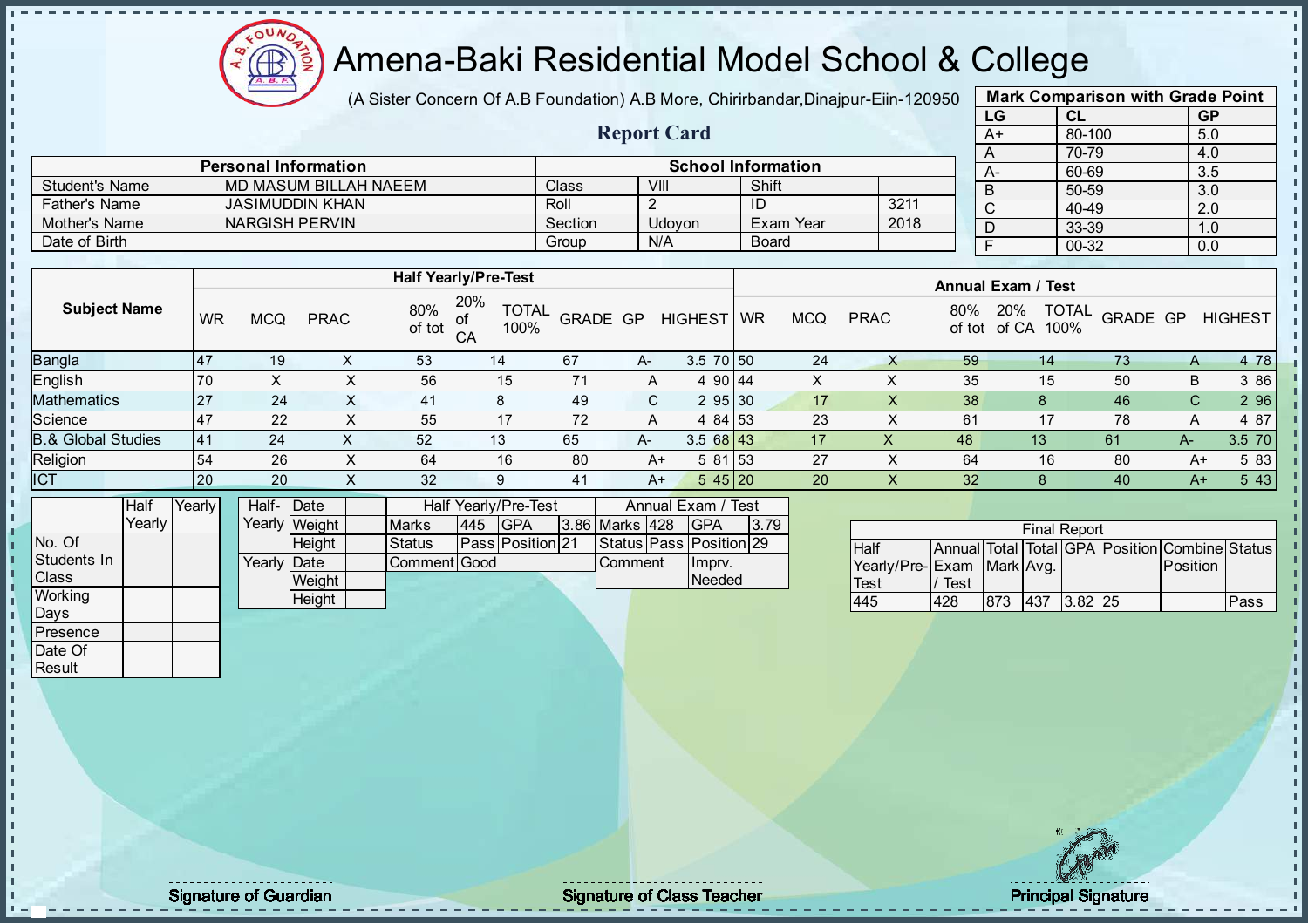# Amena-Baki Residential Model School & College

(A Sister Concern Of A.B Foundation) A.B More, Chirirbandar,Dinajpur-Eiin-120950

## Report Card

| Mark Comparison with Grade Point | | |
|---|---|---|
| LG | CL | GP |
| A+ | 80-100 | 5.0 |
| A | 70-79 | 4.0 |
| A- | 60-69 | 3.5 |
| B | 50-59 | 3.0 |
| C | 40-49 | 2.0 |
| D | 33-39 | 1.0 |
| F | 00-32 | 0.0 |

| Personal Information | | School Information | | | |
|---|---|---|---|---|---|
| Student's Name | MD MASUM BILLAH NAEEM | Class | VIII | Shift | |
| Father's Name | JASIMUDDIN KHAN | Roll | 2 | ID | 3211 |
| Mother's Name | NARGISH PERVIN | Section | Udoyon | Exam Year | 2018 |
| Date of Birth | | Group | N/A | Board | |

| Subject Name | Half Yearly/Pre-Test | | | | | | | | | Annual Exam / Test | | | | | | | | |
|---|---|---|---|---|---|---|---|---|---|---|---|---|---|---|---|---|---|---|
| | WR | MCQ | PRAC | 80% of tot | 20% of CA | TOTAL 100% | GRADE | GP | HIGHEST | WR | MCQ | PRAC | 80% of tot | 20% of CA | TOTAL 100% | GRADE | GP | HIGHEST |
| Bangla | 47 | 19 | X | 53 | 14 | 67 | A- | 3.5 | 70 | 50 | 24 | X | 59 | 14 | 73 | A | 4 | 78 |
| English | 70 | X | X | 56 | 15 | 71 | A | 4 | 90 | 44 | X | X | 35 | 15 | 50 | B | 3 | 86 |
| Mathematics | 27 | 24 | X | 41 | 8 | 49 | C | 2 | 95 | 30 | 17 | X | 38 | 8 | 46 | C | 2 | 96 |
| Science | 47 | 22 | X | 55 | 17 | 72 | A | 4 | 84 | 53 | 23 | X | 61 | 17 | 78 | A | 4 | 87 |
| B.& Global Studies | 41 | 24 | X | 52 | 13 | 65 | A- | 3.5 | 68 | 43 | 17 | X | 48 | 13 | 61 | A- | 3.5 | 70 |
| Religion | 54 | 26 | X | 64 | 16 | 80 | A+ | 5 | 81 | 53 | 27 | X | 64 | 16 | 80 | A+ | 5 | 83 |
| ICT | 20 | 20 | X | 32 | 9 | 41 | A+ | 5 | 45 | 20 | 20 | X | 32 | 8 | 40 | A+ | 5 | 43 |

| | Half Yearly | Yearly |
|---|---|---|
| No. Of Students In Class | | |
| Working Days | | |
| Presence | | |
| Date Of Result | | |

| | | |
|---|---|---|
| Half-Yearly | Date | |
| | Weight | |
| | Height | |
| Yearly | Date | |
| | Weight | |
| | Height | |

| Half Yearly/Pre-Test | | | | Annual Exam / Test | | | |
|---|---|---|---|---|---|---|---|
| Marks | 445 | GPA | 3.86 | Marks | 428 | GPA | 3.79 |
| Status | Pass | Position | 21 | Status | Pass | Position | 29 |
| Comment | Good | | | Comment | | Imprv. Needed | |

| Final Report | | | | | | | |
|---|---|---|---|---|---|---|---|
| Half Yearly/Pre-Test | Annual Exam / Test | Total Mark | Total Avg. | GPA | Position | Combine Position | Status |
| 445 | 428 | 873 | 437 | 3.82 | 25 | | Pass |

Signature of Guardian

Signature of Class Teacher

Principal Signature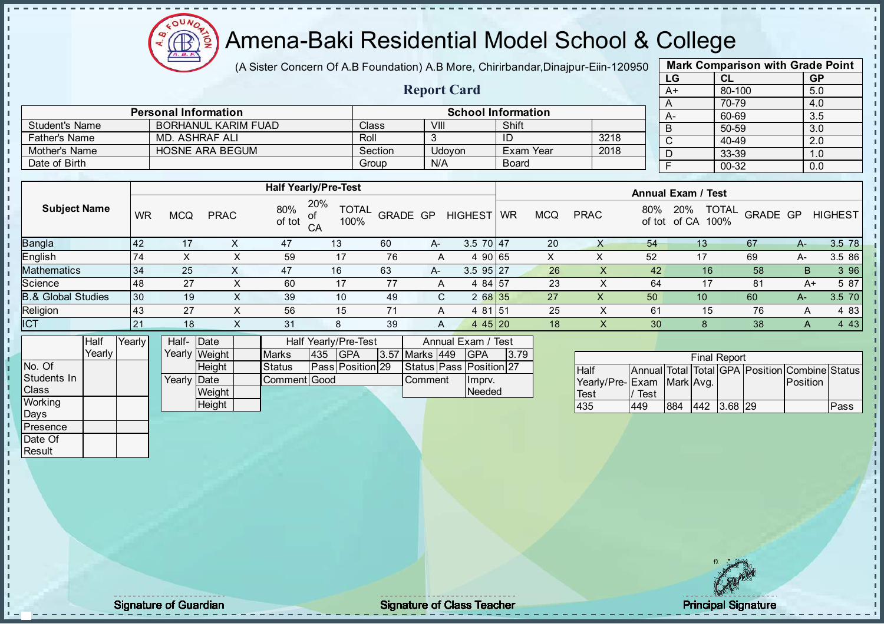# Amena-Baki Residential Model School & College

(A Sister Concern Of A.B Foundation) A.B More, Chirirbandar,Dinajpur-Eiin-120950

## Report Card

| Mark Comparison with Grade Point | | |
|---|---|---|
| LG | CL | GP |
| A+ | 80-100 | 5.0 |
| A | 70-79 | 4.0 |
| A- | 60-69 | 3.5 |
| B | 50-59 | 3.0 |
| C | 40-49 | 2.0 |
| D | 33-39 | 1.0 |
| F | 00-32 | 0.0 |

| Personal Information | | School Information | | | |
|---|---|---|---|---|---|
| Student's Name | BORHANUL KARIM FUAD | Class | VIII | Shift | |
| Father's Name | MD. ASHRAF ALI | Roll | 3 | ID | 3218 |
| Mother's Name | HOSNE ARA BEGUM | Section | Udoyon | Exam Year | 2018 |
| Date of Birth | | Group | N/A | Board | |

| Subject Name | Half Yearly/Pre-Test | | | | | | | | | Annual Exam / Test | | | | | | | | |
|---|---|---|---|---|---|---|---|---|---|---|---|---|---|---|---|---|---|---|
| | WR | MCQ | PRAC | 80% of tot | 20% of CA | TOTAL 100% | GRADE | GP | HIGHEST | WR | MCQ | PRAC | 80% of tot | 20% of CA | TOTAL 100% | GRADE | GP | HIGHEST |
| Bangla | 42 | 17 | X | 47 | 13 | 60 | A- | 3.5 | 70 | 47 | 20 | X | 54 | 13 | 67 | A- | 3.5 | 78 |
| English | 74 | X | X | 59 | 17 | 76 | A | 4 | 90 | 65 | X | X | 52 | 17 | 69 | A- | 3.5 | 86 |
| Mathematics | 34 | 25 | X | 47 | 16 | 63 | A- | 3.5 | 95 | 27 | 26 | X | 42 | 16 | 58 | B | 3 | 96 |
| Science | 48 | 27 | X | 60 | 17 | 77 | A | 4 | 84 | 57 | 23 | X | 64 | 17 | 81 | A+ | 5 | 87 |
| B.& Global Studies | 30 | 19 | X | 39 | 10 | 49 | C | 2 | 68 | 35 | 27 | X | 50 | 10 | 60 | A- | 3.5 | 70 |
| Religion | 43 | 27 | X | 56 | 15 | 71 | A | 4 | 81 | 51 | 25 | X | 61 | 15 | 76 | A | 4 | 83 |
| ICT | 21 | 18 | X | 31 | 8 | 39 | A | 4 | 45 | 20 | 18 | X | 30 | 8 | 38 | A | 4 | 43 |

| | Half Yearly | Yearly |
|---|---|---|
| No. Of Students In Class | | |
| Working Days | | |
| Presence | | |
| Date Of Result | | |

| | | |
|---|---|---|
| Half-Yearly | Date | |
| | Weight | |
| | Height | |
| Yearly | Date | |
| | Weight | |
| | Height | |

| Half Yearly/Pre-Test | | | | Annual Exam / Test | | | |
|---|---|---|---|---|---|---|---|
| Marks | 435 | GPA | 3.57 | Marks | 449 | GPA | 3.79 |
| Status | Pass | Position | 29 | Status | Pass | Position | 27 |
| Comment | Good | | | Comment | Imprv. Needed | | |

| Final Report | | | | | | | |
|---|---|---|---|---|---|---|---|
| Half Yearly/Pre-Test | Annual Exam / Test | Total Mark | Total Avg. | GPA | Position | Combine Position | Status |
| 435 | 449 | 884 | 442 | 3.68 | 29 | | Pass |

Signature of Guardian

Signature of Class Teacher

Principal Signature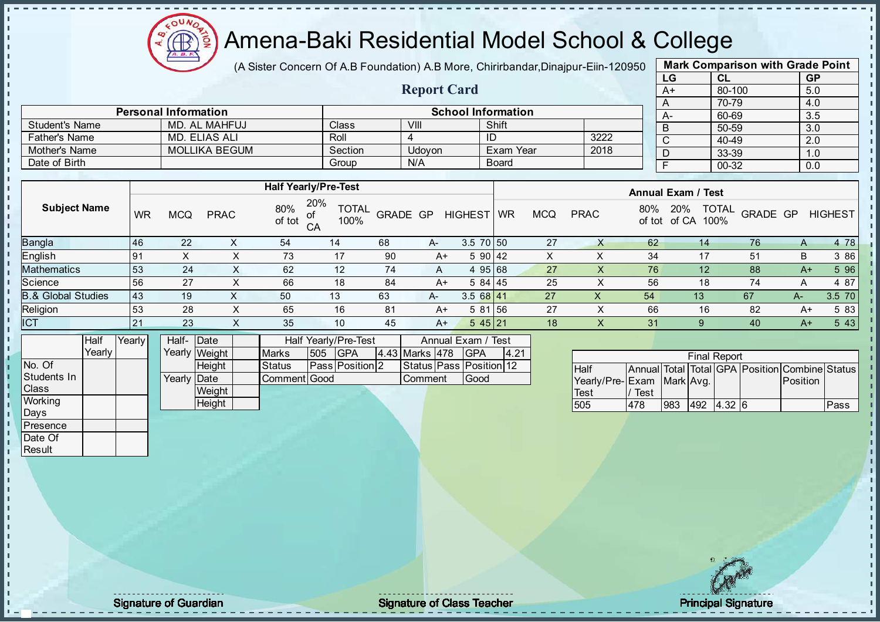# Amena-Baki Residential Model School & College

(A Sister Concern Of A.B Foundation) A.B More, Chirirbandar,Dinajpur-Eiin-120950

## Report Card

| Mark Comparison with Grade Point | | |
|---|---|---|
| LG | CL | GP |
| A+ | 80-100 | 5.0 |
| A | 70-79 | 4.0 |
| A- | 60-69 | 3.5 |
| B | 50-59 | 3.0 |
| C | 40-49 | 2.0 |
| D | 33-39 | 1.0 |
| F | 00-32 | 0.0 |

| Personal Information | | School Information | | | |
|---|---|---|---|---|---|
| Student's Name | MD. AL MAHFUJ | Class | VIII | Shift | |
| Father's Name | MD. ELIAS ALI | Roll | 4 | ID | 3222 |
| Mother's Name | MOLLIKA BEGUM | Section | Udoyon | Exam Year | 2018 |
| Date of Birth | | Group | N/A | Board | |

| Subject Name | Half Yearly/Pre-Test | | | | | | | | | Annual Exam / Test | | | | | | | | |
|---|---|---|---|---|---|---|---|---|---|---|---|---|---|---|---|---|---|---|
| | WR | MCQ | PRAC | 80% of tot | 20% of CA | TOTAL 100% | GRADE | GP | HIGHEST | WR | MCQ | PRAC | 80% of tot | 20% of CA | TOTAL 100% | GRADE | GP | HIGHEST |
| Bangla | 46 | 22 | X | 54 | 14 | 68 | A- | 3.5 | 70 | 50 | 27 | X | 62 | 14 | 76 | A | 4 | 78 |
| English | 91 | X | X | 73 | 17 | 90 | A+ | 5 | 90 | 42 | X | X | 34 | 17 | 51 | B | 3 | 86 |
| Mathematics | 53 | 24 | X | 62 | 12 | 74 | A | 4 | 95 | 68 | 27 | X | 76 | 12 | 88 | A+ | 5 | 96 |
| Science | 56 | 27 | X | 66 | 18 | 84 | A+ | 5 | 84 | 45 | 25 | X | 56 | 18 | 74 | A | 4 | 87 |
| B.& Global Studies | 43 | 19 | X | 50 | 13 | 63 | A- | 3.5 | 68 | 41 | 27 | X | 54 | 13 | 67 | A- | 3.5 | 70 |
| Religion | 53 | 28 | X | 65 | 16 | 81 | A+ | 5 | 81 | 56 | 27 | X | 66 | 16 | 82 | A+ | 5 | 83 |
| ICT | 21 | 23 | X | 35 | 10 | 45 | A+ | 5 | 45 | 21 | 18 | X | 31 | 9 | 40 | A+ | 5 | 43 |

| | Half Yearly | Yearly |
|---|---|---|
| No. Of Students In Class | | |
| Working Days | | |
| Presence | | |
| Date Of Result | | |

| | | |
|---|---|---|
| Half-Yearly | Date | |
| | Weight | |
| | Height | |
| Yearly | Date | |
| | Weight | |
| | Height | |

| Half Yearly/Pre-Test | | | | Annual Exam / Test | | | |
|---|---|---|---|---|---|---|---|
| Marks | 505 | GPA | 4.43 | Marks | 478 | GPA | 4.21 |
| Status | Pass | Position | 2 | Status | Pass | Position | 12 |
| Comment | Good | | | Comment | Good | | |

| Final Report | | | | | | | |
|---|---|---|---|---|---|---|---|
| Half Yearly/Pre-Test | Annual Exam / Test | Total Mark | Total Avg. | GPA | Position | Combine Position | Status |
| 505 | 478 | 983 | 492 | 4.32 | 6 | | Pass |

Signature of Guardian    Signature of Class Teacher    Principal Signature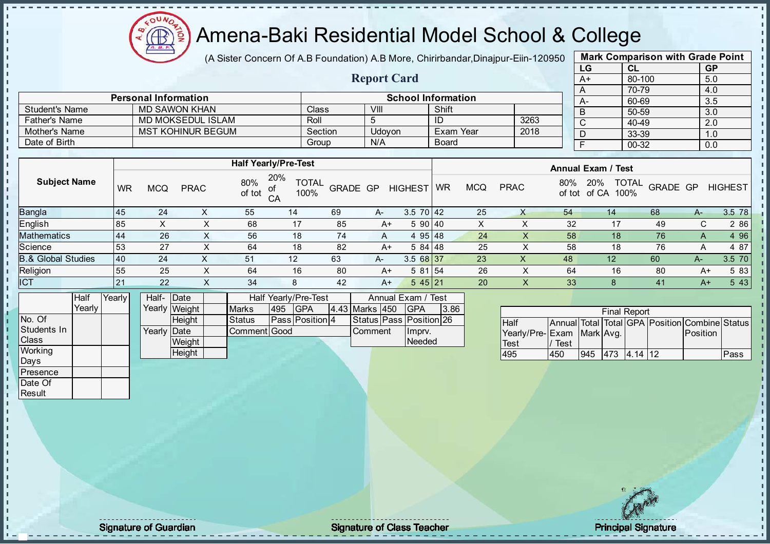# Amena-Baki Residential Model School & College

(A Sister Concern Of A.B Foundation) A.B More, Chirirbandar,Dinajpur-Eiin-120950

## Report Card

| Mark Comparison with Grade Point | | |
|---|---|---|
| LG | CL | GP |
| A+ | 80-100 | 5.0 |
| A | 70-79 | 4.0 |
| A- | 60-69 | 3.5 |
| B | 50-59 | 3.0 |
| C | 40-49 | 2.0 |
| D | 33-39 | 1.0 |
| F | 00-32 | 0.0 |

| Personal Information | | School Information | | | |
|---|---|---|---|---|---|
| Student's Name | MD SAWON KHAN | Class | VIII | Shift | |
| Father's Name | MD MOKSEDUL ISLAM | Roll | 5 | ID | 3263 |
| Mother's Name | MST KOHINUR BEGUM | Section | Udoyon | Exam Year | 2018 |
| Date of Birth | | Group | N/A | Board | |

| Subject Name | Half Yearly/Pre-Test | | | | | | | | | Annual Exam / Test | | | | | | | | |
|---|---|---|---|---|---|---|---|---|---|---|---|---|---|---|---|---|---|---|
| | WR | MCQ | PRAC | 80% of tot | 20% of CA | TOTAL 100% | GRADE | GP | HIGHEST | WR | MCQ | PRAC | 80% of tot | 20% of CA | TOTAL 100% | GRADE | GP | HIGHEST |
| Bangla | 45 | 24 | X | 55 | 14 | 69 | A- | 3.5 | 70 | 42 | 25 | X | 54 | 14 | 68 | A- | 3.5 | 78 |
| English | 85 | X | X | 68 | 17 | 85 | A+ | 5 | 90 | 40 | X | X | 32 | 17 | 49 | C | 2 | 86 |
| Mathematics | 44 | 26 | X | 56 | 18 | 74 | A | 4 | 95 | 48 | 24 | X | 58 | 18 | 76 | A | 4 | 96 |
| Science | 53 | 27 | X | 64 | 18 | 82 | A+ | 5 | 84 | 48 | 25 | X | 58 | 18 | 76 | A | 4 | 87 |
| B.& Global Studies | 40 | 24 | X | 51 | 12 | 63 | A- | 3.5 | 68 | 37 | 23 | X | 48 | 12 | 60 | A- | 3.5 | 70 |
| Religion | 55 | 25 | X | 64 | 16 | 80 | A+ | 5 | 81 | 54 | 26 | X | 64 | 16 | 80 | A+ | 5 | 83 |
| ICT | 21 | 22 | X | 34 | 8 | 42 | A+ | 5 | 45 | 21 | 20 | X | 33 | 8 | 41 | A+ | 5 | 43 |

| | Half Yearly | Yearly |
|---|---|---|
| No. Of Students In Class | | |
| Working Days | | |
| Presence | | |
| Date Of Result | | |

| | | |
|---|---|---|
| Half-Yearly | Date | |
| | Weight | |
| | Height | |
| Yearly | Date | |
| | Weight | |
| | Height | |

| Half Yearly/Pre-Test | | | | Annual Exam / Test | | | |
|---|---|---|---|---|---|---|---|
| Marks | 495 | GPA | 4.43 | Marks | 450 | GPA | 3.86 |
| Status | Pass | Position | 4 | Status | Pass | Position | 26 |
| Comment | Good | | | Comment | | Imprv. Needed | |

| Final Report | | | | | | | |
|---|---|---|---|---|---|---|---|
| Half Yearly/Pre-Test | Annual Exam / Test | Total Mark | Total Avg. | GPA | Position | Combine Position | Status |
| 495 | 450 | 945 | 473 | 4.14 | 12 | | Pass |

Signature of Guardian

Signature of Class Teacher

Principal Signature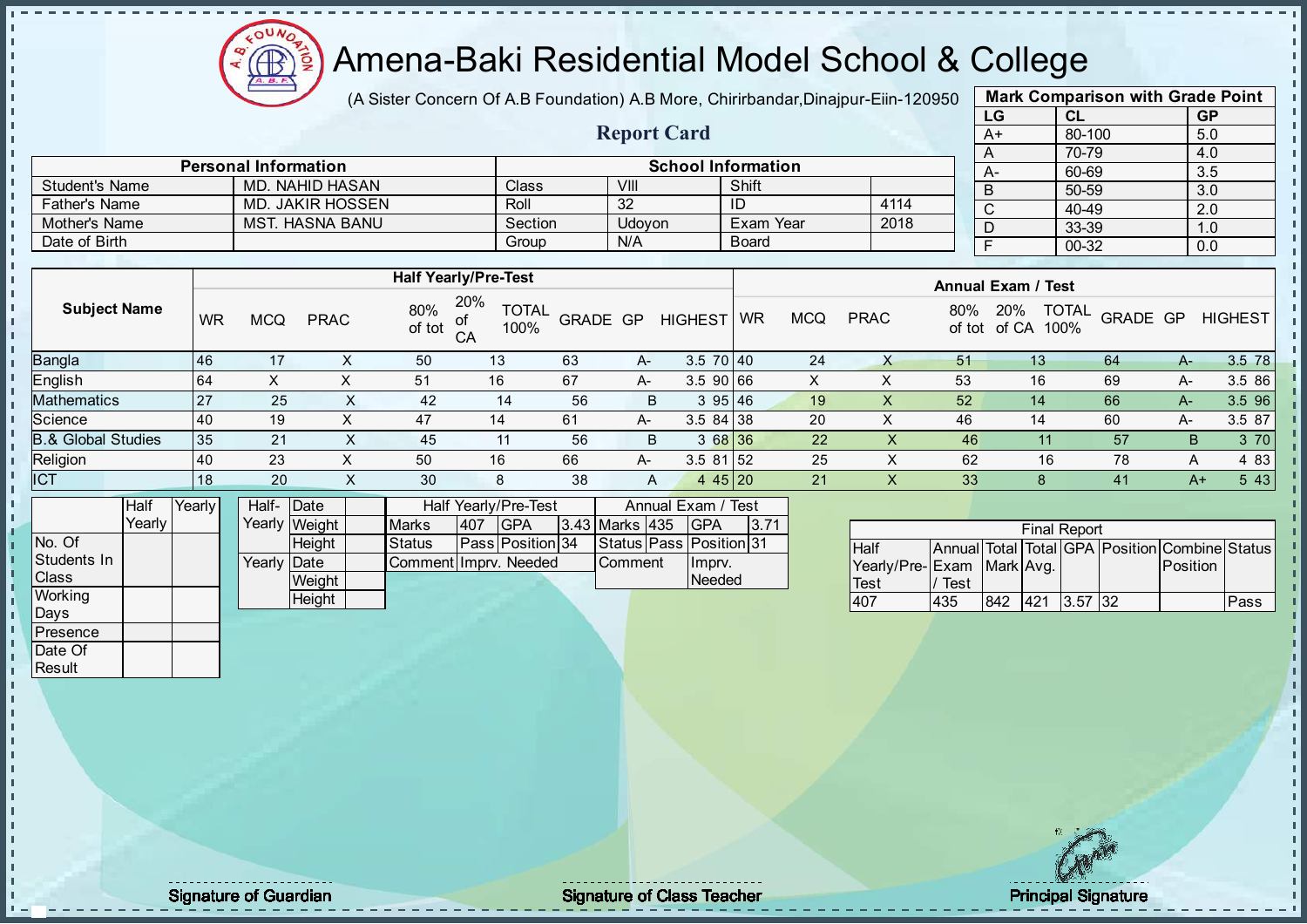# Amena-Baki Residential Model School & College

(A Sister Concern Of A.B Foundation) A.B More, Chirirbandar,Dinajpur-Eiin-120950

## Report Card

| Mark Comparison with Grade Point | | |
|---|---|---|
| LG | CL | GP |
| A+ | 80-100 | 5.0 |
| A | 70-79 | 4.0 |
| A- | 60-69 | 3.5 |
| B | 50-59 | 3.0 |
| C | 40-49 | 2.0 |
| D | 33-39 | 1.0 |
| F | 00-32 | 0.0 |

| Personal Information | | School Information | | | |
|---|---|---|---|---|---|
| Student's Name | MD. NAHID HASAN | Class | VIII | Shift | |
| Father's Name | MD. JAKIR HOSSEN | Roll | 32 | ID | 4114 |
| Mother's Name | MST. HASNA BANU | Section | Udoyon | Exam Year | 2018 |
| Date of Birth | | Group | N/A | Board | |

| Subject Name | Half Yearly/Pre-Test | | | | | | | | | Annual Exam / Test | | | | | | | | |
|---|---|---|---|---|---|---|---|---|---|---|---|---|---|---|---|---|---|---|
| | WR | MCQ | PRAC | 80% of tot | 20% of CA | TOTAL 100% | GRADE | GP | HIGHEST | WR | MCQ | PRAC | 80% of tot | 20% of CA | TOTAL 100% | GRADE | GP | HIGHEST |
| Bangla | 46 | 17 | X | 50 | 13 | 63 | A- | 3.5 | 70 | 40 | 24 | X | 51 | 13 | 64 | A- | 3.5 | 78 |
| English | 64 | X | X | 51 | 16 | 67 | A- | 3.5 | 90 | 66 | X | X | 53 | 16 | 69 | A- | 3.5 | 86 |
| Mathematics | 27 | 25 | X | 42 | 14 | 56 | B | 3 | 95 | 46 | 19 | X | 52 | 14 | 66 | A- | 3.5 | 96 |
| Science | 40 | 19 | X | 47 | 14 | 61 | A- | 3.5 | 84 | 38 | 20 | X | 46 | 14 | 60 | A- | 3.5 | 87 |
| B.& Global Studies | 35 | 21 | X | 45 | 11 | 56 | B | 3 | 68 | 36 | 22 | X | 46 | 11 | 57 | B | 3 | 70 |
| Religion | 40 | 23 | X | 50 | 16 | 66 | A- | 3.5 | 81 | 52 | 25 | X | 62 | 16 | 78 | A | 4 | 83 |
| ICT | 18 | 20 | X | 30 | 8 | 38 | A | 4 | 45 | 20 | 21 | X | 33 | 8 | 41 | A+ | 5 | 43 |

| | Half Yearly | Yearly |
|---|---|---|
| No. Of Students In Class | | |
| Working Days | | |
| Presence | | |
| Date Of Result | | |

| | | |
|---|---|---|
| Half-Yearly | Date | |
| | Weight | |
| | Height | |
| Yearly | Date | |
| | Weight | |
| | Height | |

| Half Yearly/Pre-Test | | | | Annual Exam / Test | | | |
|---|---|---|---|---|---|---|---|
| Marks | 407 | GPA | 3.43 | Marks | 435 | GPA | 3.71 |
| Status | Pass | Position | 34 | Status | Pass | Position | 31 |
| Comment | Imprv. Needed | | | Comment | Imprv. Needed | | |

| Final Report | | | | | | | |
|---|---|---|---|---|---|---|---|
| Half Yearly/Pre-Test | Annual Exam / Test | Total Mark | Total Avg. | GPA | Position | Combine Position | Status |
| 407 | 435 | 842 | 421 | 3.57 | 32 | | Pass |

Signature of Guardian

Signature of Class Teacher

Principal Signature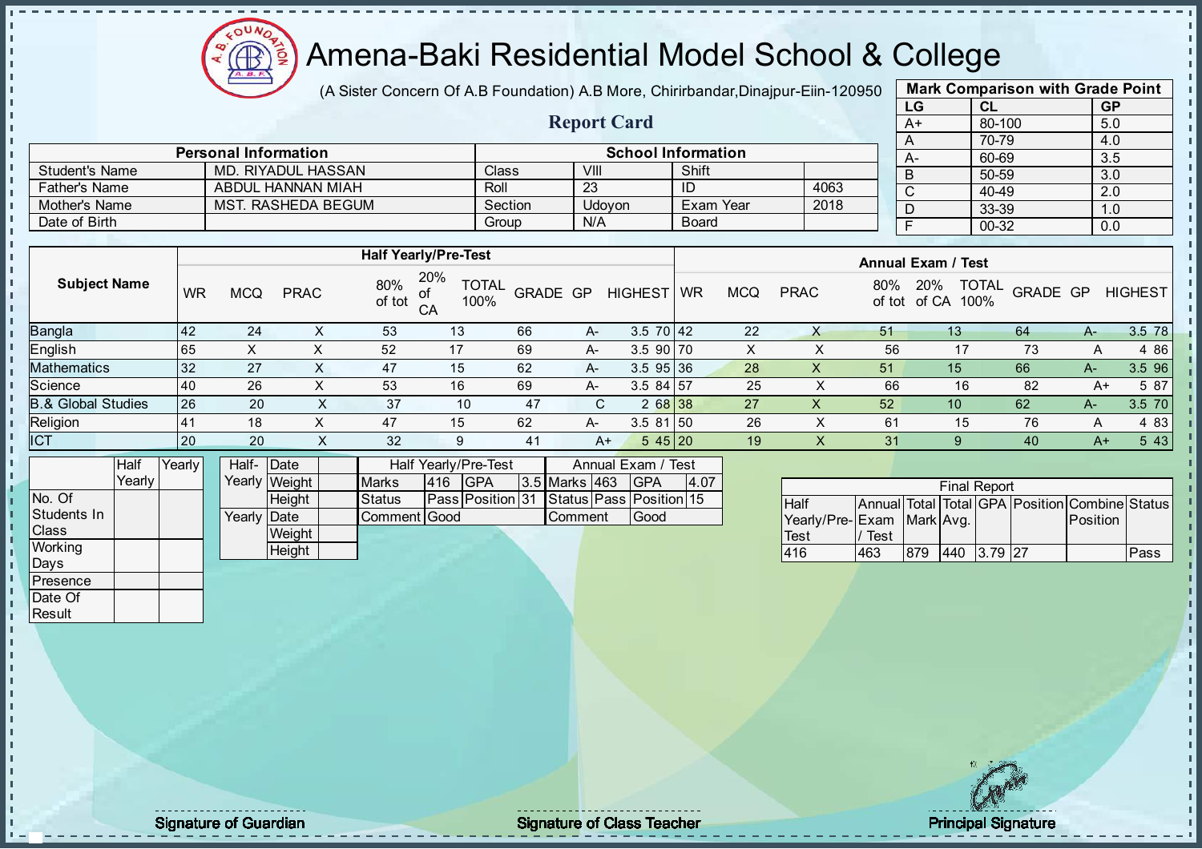# Amena-Baki Residential Model School & College

(A Sister Concern Of A.B Foundation) A.B More, Chirirbandar,Dinajpur-Eiin-120950

## Report Card

| Mark Comparison with Grade Point | | |
|---|---|---|
| LG | CL | GP |
| A+ | 80-100 | 5.0 |
| A | 70-79 | 4.0 |
| A- | 60-69 | 3.5 |
| B | 50-59 | 3.0 |
| C | 40-49 | 2.0 |
| D | 33-39 | 1.0 |
| F | 00-32 | 0.0 |

| Personal Information | | School Information | | | |
|---|---|---|---|---|---|
| Student's Name | MD. RIYADUL HASSAN | Class | VIII | Shift | |
| Father's Name | ABDUL HANNAN MIAH | Roll | 23 | ID | 4063 |
| Mother's Name | MST. RASHEDA BEGUM | Section | Udoyon | Exam Year | 2018 |
| Date of Birth | | Group | N/A | Board | |

| Subject Name | Half Yearly/Pre-Test | | | | | | | | | Annual Exam / Test | | | | | | | | |
|---|---|---|---|---|---|---|---|---|---|---|---|---|---|---|---|---|---|---|
| | WR | MCQ | PRAC | 80% of tot | 20% of CA | TOTAL 100% | GRADE | GP | HIGHEST | WR | MCQ | PRAC | 80% of tot | 20% of CA | TOTAL 100% | GRADE | GP | HIGHEST |
| Bangla | 42 | 24 | X | 53 | 13 | 66 | A- | 3.5 | 70 | 42 | 22 | X | 51 | 13 | 64 | A- | 3.5 | 78 |
| English | 65 | X | X | 52 | 17 | 69 | A- | 3.5 | 90 | 70 | X | X | 56 | 17 | 73 | A | 4 | 86 |
| Mathematics | 32 | 27 | X | 47 | 15 | 62 | A- | 3.5 | 95 | 36 | 28 | X | 51 | 15 | 66 | A- | 3.5 | 96 |
| Science | 40 | 26 | X | 53 | 16 | 69 | A- | 3.5 | 84 | 57 | 25 | X | 66 | 16 | 82 | A+ | 5 | 87 |
| B.& Global Studies | 26 | 20 | X | 37 | 10 | 47 | C | 2 | 68 | 38 | 27 | X | 52 | 10 | 62 | A- | 3.5 | 70 |
| Religion | 41 | 18 | X | 47 | 15 | 62 | A- | 3.5 | 81 | 50 | 26 | X | 61 | 15 | 76 | A | 4 | 83 |
| ICT | 20 | 20 | X | 32 | 9 | 41 | A+ | 5 | 45 | 20 | 19 | X | 31 | 9 | 40 | A+ | 5 | 43 |

| | Half Yearly | Yearly |
|---|---|---|
| No. Of Students In Class | | |
| Working Days | | |
| Presence | | |
| Date Of Result | | |

| | | |
|---|---|---|
| Half-Yearly | Date | |
| | Weight | |
| | Height | |
| Yearly | Date | |
| | Weight | |
| | Height | |

| Half Yearly/Pre-Test | | | | Annual Exam / Test | | | |
|---|---|---|---|---|---|---|---|
| Marks | 416 | GPA | 3.5 | Marks | 463 | GPA | 4.07 |
| Status | Pass | Position | 31 | Status | Pass | Position | 15 |
| Comment | Good | | | Comment | Good | | |

| Final Report | | | | | | | |
|---|---|---|---|---|---|---|---|
| Half Yearly/Pre-Test | Annual Exam / Test | Total Mark | Total Avg. | GPA | Position | Combine Position | Status |
| 416 | 463 | 879 | 440 | 3.79 | 27 | | Pass |

Signature of Guardian

Signature of Class Teacher

Principal Signature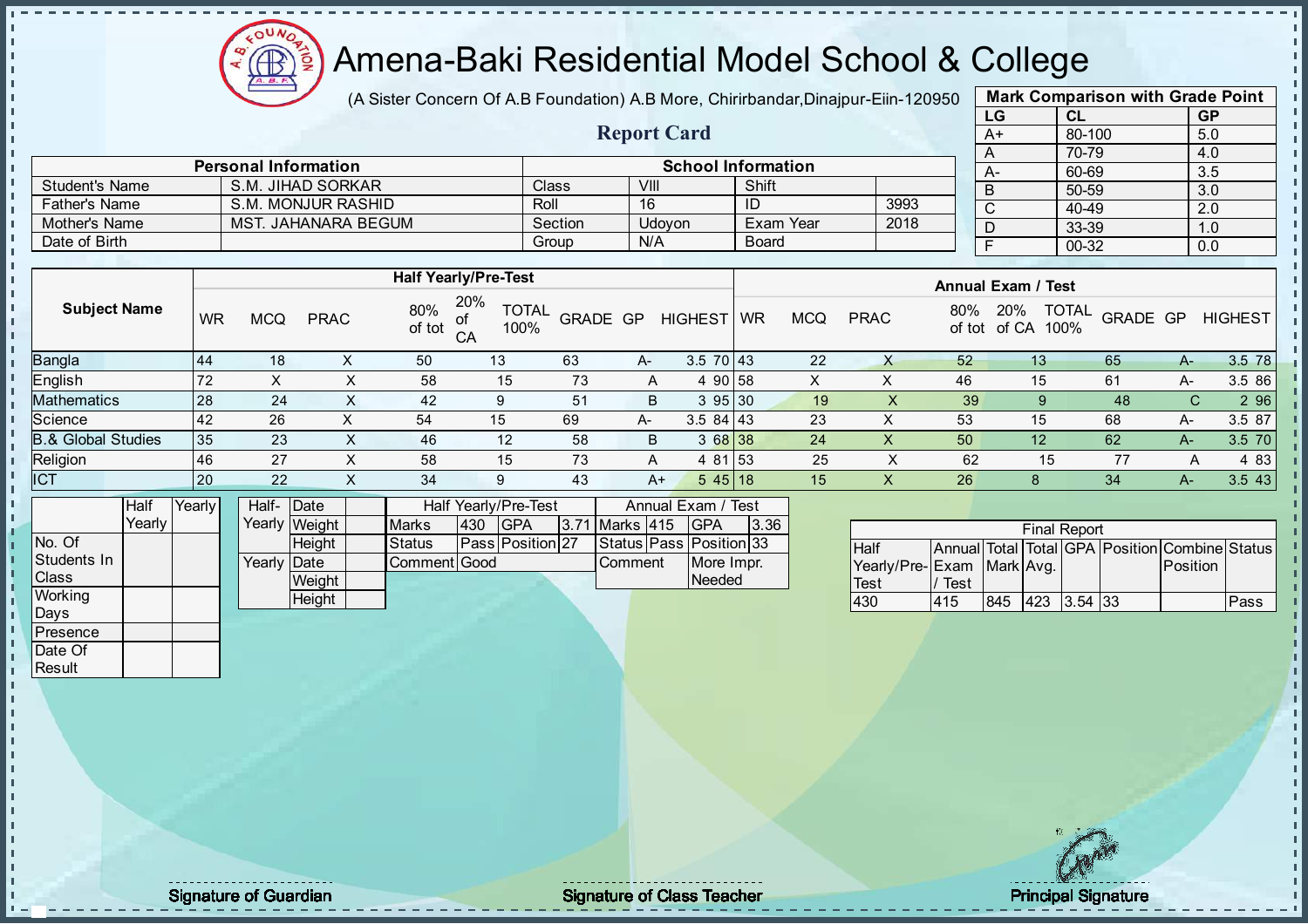# Amena-Baki Residential Model School & College

(A Sister Concern Of A.B Foundation) A.B More, Chirirbandar,Dinajpur-Eiin-120950

## Report Card

| Mark Comparison with Grade Point | | |
|---|---|---|
| LG | CL | GP |
| A+ | 80-100 | 5.0 |
| A | 70-79 | 4.0 |
| A- | 60-69 | 3.5 |
| B | 50-59 | 3.0 |
| C | 40-49 | 2.0 |
| D | 33-39 | 1.0 |
| F | 00-32 | 0.0 |

| Personal Information | | School Information | | | |
|---|---|---|---|---|---|
| Student's Name | S.M. JIHAD SORKAR | Class | VIII | Shift | |
| Father's Name | S.M. MONJUR RASHID | Roll | 16 | ID | 3993 |
| Mother's Name | MST. JAHANARA BEGUM | Section | Udoyon | Exam Year | 2018 |
| Date of Birth | | Group | N/A | Board | |

| Subject Name | Half Yearly/Pre-Test | | | | | | | | | Annual Exam / Test | | | | | | | | |
|---|---|---|---|---|---|---|---|---|---|---|---|---|---|---|---|---|---|---|
| | WR | MCQ | PRAC | 80% of tot | 20% of CA | TOTAL 100% | GRADE | GP | HIGHEST | WR | MCQ | PRAC | 80% of tot | 20% of CA | TOTAL 100% | GRADE | GP | HIGHEST |
| Bangla | 44 | 18 | X | 50 | 13 | 63 | A- | 3.5 | 70 | 43 | 22 | X | 52 | 13 | 65 | A- | 3.5 | 78 |
| English | 72 | X | X | 58 | 15 | 73 | A | 4 | 90 | 58 | X | X | 46 | 15 | 61 | A- | 3.5 | 86 |
| Mathematics | 28 | 24 | X | 42 | 9 | 51 | B | 3 | 95 | 30 | 19 | X | 39 | 9 | 48 | C | 2 | 96 |
| Science | 42 | 26 | X | 54 | 15 | 69 | A- | 3.5 | 84 | 43 | 23 | X | 53 | 15 | 68 | A- | 3.5 | 87 |
| B.& Global Studies | 35 | 23 | X | 46 | 12 | 58 | B | 3 | 68 | 38 | 24 | X | 50 | 12 | 62 | A- | 3.5 | 70 |
| Religion | 46 | 27 | X | 58 | 15 | 73 | A | 4 | 81 | 53 | 25 | X | 62 | 15 | 77 | A | 4 | 83 |
| ICT | 20 | 22 | X | 34 | 9 | 43 | A+ | 5 | 45 | 18 | 15 | X | 26 | 8 | 34 | A- | 3.5 | 43 |

| | Half Yearly | Yearly |
|---|---|---|
| No. Of Students In Class | | |
| Working Days | | |
| Presence | | |
| Date Of Result | | |

| | | |
|---|---|---|
| Half-Yearly | Date | |
| | Weight | |
| | Height | |
| Yearly | Date | |
| | Weight | |
| | Height | |

| Half Yearly/Pre-Test | | | | Annual Exam / Test | | | |
|---|---|---|---|---|---|---|---|
| Marks | 430 | GPA | 3.71 | Marks | 415 | GPA | 3.36 |
| Status | Pass | Position | 27 | Status | Pass | Position | 33 |
| Comment | Good | | | Comment | | More Impr. Needed | |

| Final Report | | | | | | | |
|---|---|---|---|---|---|---|---|
| Half Yearly/Pre-Test | Annual Exam / Test | Total Mark | Total Avg. | GPA | Position | Combine Position | Status |
| 430 | 415 | 845 | 423 | 3.54 | 33 | | Pass |

Signature of Guardian | Signature of Class Teacher | Principal Signature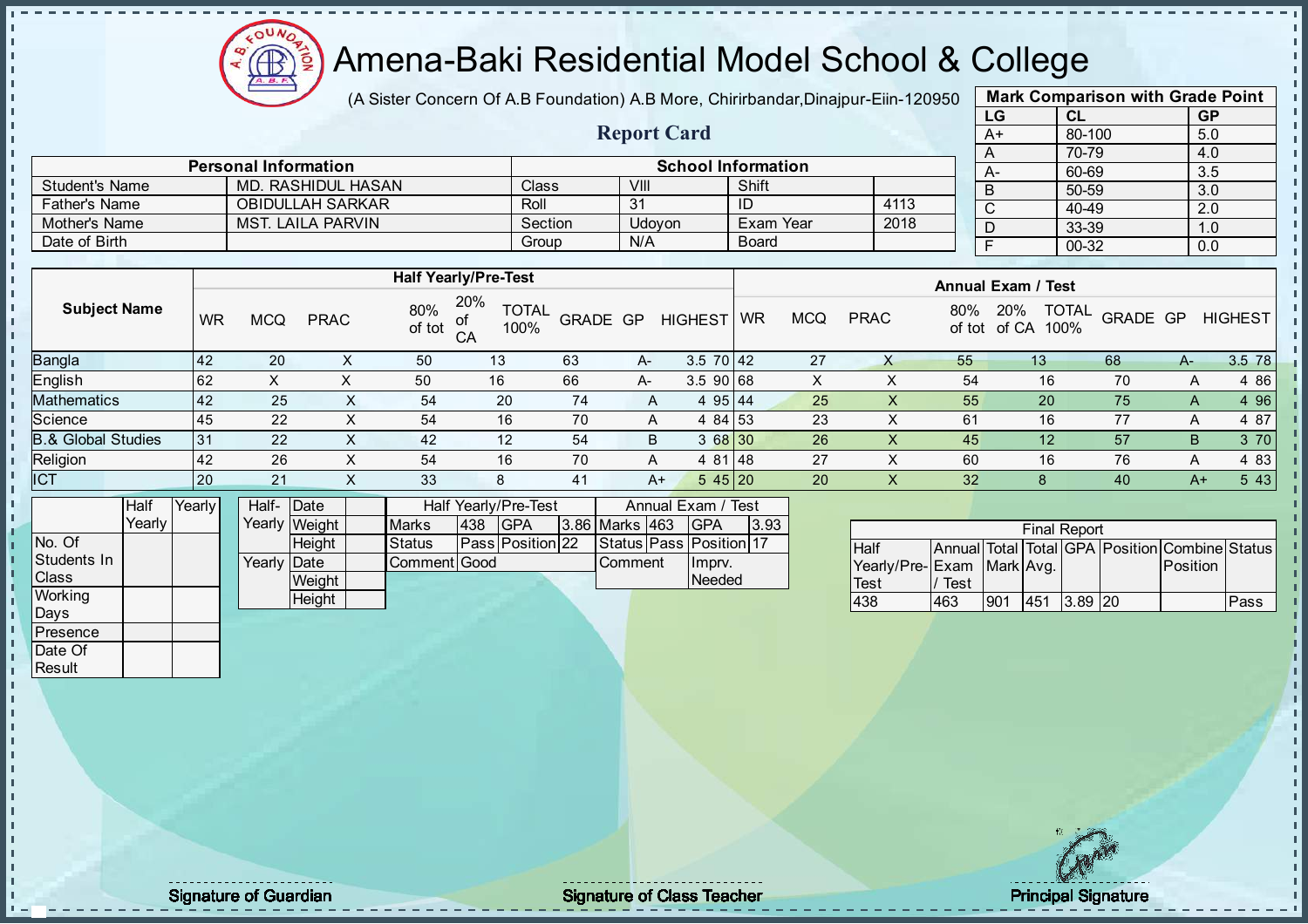# Amena-Baki Residential Model School & College

(A Sister Concern Of A.B Foundation) A.B More, Chirirbandar,Dinajpur-Eiin-120950

## Report Card

| Mark Comparison with Grade Point | | |
|---|---|---|
| LG | CL | GP |
| A+ | 80-100 | 5.0 |
| A | 70-79 | 4.0 |
| A- | 60-69 | 3.5 |
| B | 50-59 | 3.0 |
| C | 40-49 | 2.0 |
| D | 33-39 | 1.0 |
| F | 00-32 | 0.0 |

| Personal Information | | School Information | | | |
|---|---|---|---|---|---|
| Student's Name | MD. RASHIDUL HASAN | Class | VIII | Shift | |
| Father's Name | OBIDULLAH SARKAR | Roll | 31 | ID | 4113 |
| Mother's Name | MST. LAILA PARVIN | Section | Udoyon | Exam Year | 2018 |
| Date of Birth | | Group | N/A | Board | |

| Subject Name | Half Yearly/Pre-Test | | | | | | | | | Annual Exam / Test | | | | | | | | |
|---|---|---|---|---|---|---|---|---|---|---|---|---|---|---|---|---|---|---|
| | WR | MCQ | PRAC | 80% of tot | 20% of CA | TOTAL 100% | GRADE | GP | HIGHEST | WR | MCQ | PRAC | 80% of tot | 20% of CA | TOTAL 100% | GRADE | GP | HIGHEST |
| Bangla | 42 | 20 | X | 50 | 13 | 63 | A- | 3.5 | 70 | 42 | 27 | X | 55 | 13 | 68 | A- | 3.5 | 78 |
| English | 62 | X | X | 50 | 16 | 66 | A- | 3.5 | 90 | 68 | X | X | 54 | 16 | 70 | A | 4 | 86 |
| Mathematics | 42 | 25 | X | 54 | 20 | 74 | A | 4 | 95 | 44 | 25 | X | 55 | 20 | 75 | A | 4 | 96 |
| Science | 45 | 22 | X | 54 | 16 | 70 | A | 4 | 84 | 53 | 23 | X | 61 | 16 | 77 | A | 4 | 87 |
| B.& Global Studies | 31 | 22 | X | 42 | 12 | 54 | B | 3 | 68 | 30 | 26 | X | 45 | 12 | 57 | B | 3 | 70 |
| Religion | 42 | 26 | X | 54 | 16 | 70 | A | 4 | 81 | 48 | 27 | X | 60 | 16 | 76 | A | 4 | 83 |
| ICT | 20 | 21 | X | 33 | 8 | 41 | A+ | 5 | 45 | 20 | 20 | X | 32 | 8 | 40 | A+ | 5 | 43 |

| | Half Yearly | Yearly |
|---|---|---|
| No. Of Students In Class | | |
| Working Days | | |
| Presence | | |
| Date Of Result | | |

| | | |
|---|---|---|
| Half-Yearly | Date | |
| | Weight | |
| | Height | |
| Yearly | Date | |
| | Weight | |
| | Height | |

| Half Yearly/Pre-Test | | | | Annual Exam / Test | | | |
|---|---|---|---|---|---|---|---|
| Marks | 438 | GPA | 3.86 | Marks | 463 | GPA | 3.93 |
| Status | Pass | Position | 22 | Status | Pass | Position | 17 |
| Comment | Good | | | Comment | | Imprv. Needed | |

| Final Report | | | | | | | |
|---|---|---|---|---|---|---|---|
| Half Yearly/Pre-Test | Annual Exam / Test | Total Mark | Total Avg. | GPA | Position | Combine Position | Status |
| 438 | 463 | 901 | 451 | 3.89 | 20 | | Pass |

Signature of Guardian

Signature of Class Teacher

Principal Signature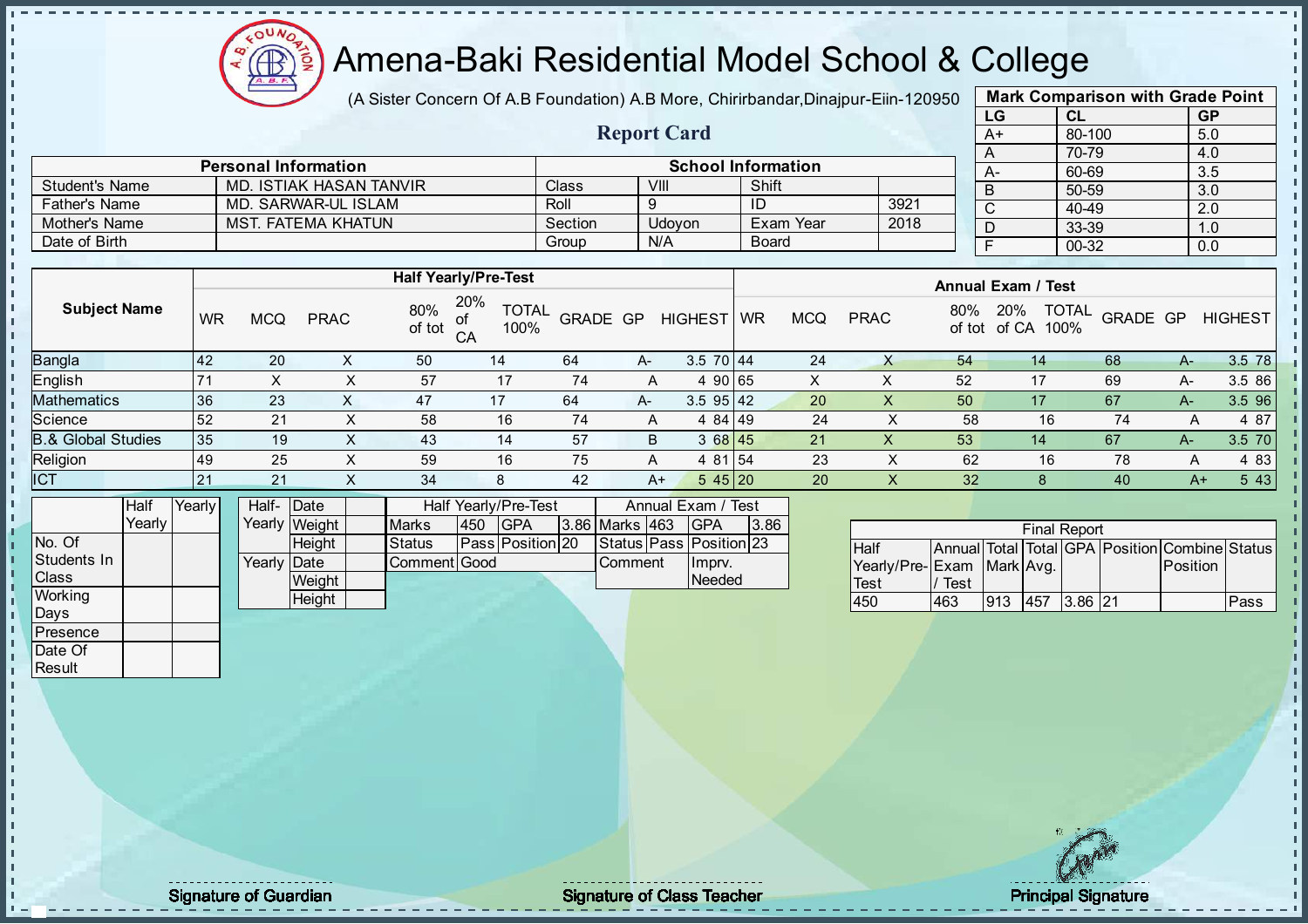# Amena-Baki Residential Model School & College

(A Sister Concern Of A.B Foundation) A.B More, Chirirbandar,Dinajpur-Eiin-120950

## Report Card

| Mark Comparison with Grade Point | | |
|---|---|---|
| LG | CL | GP |
| A+ | 80-100 | 5.0 |
| A | 70-79 | 4.0 |
| A- | 60-69 | 3.5 |
| B | 50-59 | 3.0 |
| C | 40-49 | 2.0 |
| D | 33-39 | 1.0 |
| F | 00-32 | 0.0 |

| Personal Information | | School Information | | | |
|---|---|---|---|---|---|
| Student's Name | MD. ISTIAK HASAN TANVIR | Class | VIII | Shift | |
| Father's Name | MD. SARWAR-UL ISLAM | Roll | 9 | ID | 3921 |
| Mother's Name | MST. FATEMA KHATUN | Section | Udoyon | Exam Year | 2018 |
| Date of Birth | | Group | N/A | Board | |

| Subject Name | Half Yearly/Pre-Test | | | | | | | | | Annual Exam / Test | | | | | | | | |
|---|---|---|---|---|---|---|---|---|---|---|---|---|---|---|---|---|---|---|
| | WR | MCQ | PRAC | 80% of tot | 20% of CA | TOTAL 100% | GRADE | GP | HIGHEST | WR | MCQ | PRAC | 80% of tot | 20% of CA | TOTAL 100% | GRADE | GP | HIGHEST |
| Bangla | 42 | 20 | X | 50 | 14 | 64 | A- | 3.5 | 70 | 44 | 24 | X | 54 | 14 | 68 | A- | 3.5 | 78 |
| English | 71 | X | X | 57 | 17 | 74 | A | 4 | 90 | 65 | X | X | 52 | 17 | 69 | A- | 3.5 | 86 |
| Mathematics | 36 | 23 | X | 47 | 17 | 64 | A- | 3.5 | 95 | 42 | 20 | X | 50 | 17 | 67 | A- | 3.5 | 96 |
| Science | 52 | 21 | X | 58 | 16 | 74 | A | 4 | 84 | 49 | 24 | X | 58 | 16 | 74 | A | 4 | 87 |
| B.& Global Studies | 35 | 19 | X | 43 | 14 | 57 | B | 3 | 68 | 45 | 21 | X | 53 | 14 | 67 | A- | 3.5 | 70 |
| Religion | 49 | 25 | X | 59 | 16 | 75 | A | 4 | 81 | 54 | 23 | X | 62 | 16 | 78 | A | 4 | 83 |
| ICT | 21 | 21 | X | 34 | 8 | 42 | A+ | 5 | 45 | 20 | 20 | X | 32 | 8 | 40 | A+ | 5 | 43 |

| | Half Yearly | Yearly |
|---|---|---|
| No. Of Students In Class | | |
| Working Days | | |
| Presence | | |
| Date Of Result | | |

| | | |
|---|---|---|
| Half-Yearly | Date | |
| | Weight | |
| | Height | |
| Yearly | Date | |
| | Weight | |
| | Height | |

| Half Yearly/Pre-Test | | | | Annual Exam / Test | | | |
|---|---|---|---|---|---|---|---|
| Marks | 450 | GPA | 3.86 | Marks | 463 | GPA | 3.86 |
| Status | Pass | Position | 20 | Status | Pass | Position | 23 |
| Comment | Good | | | Comment | Imprv. Needed | | |

| Final Report | | | | | | | |
|---|---|---|---|---|---|---|---|
| Half Yearly/Pre-Test | Annual Exam / Test | Total Mark | Total Avg. | GPA | Position | Combine Position | Status |
| 450 | 463 | 913 | 457 | 3.86 | 21 | | Pass |

Signature of Guardian

Signature of Class Teacher

Principal Signature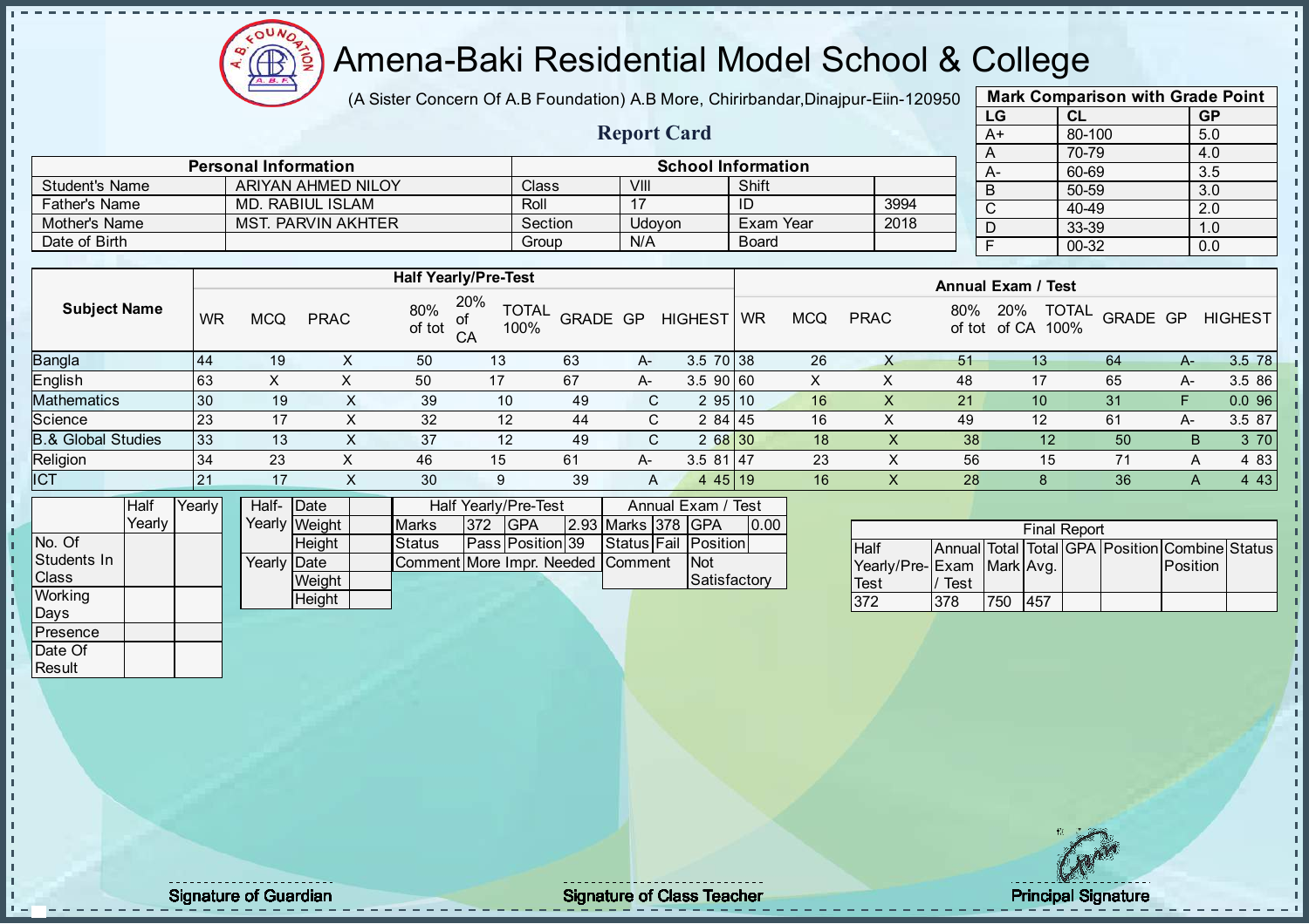# Amena-Baki Residential Model School & College

(A Sister Concern Of A.B Foundation) A.B More, Chirirbandar,Dinajpur-Eiin-120950

## Report Card

**Mark Comparison with Grade Point**

| LG | CL | GP |
|---|---|---|
| A+ | 80-100 | 5.0 |
| A | 70-79 | 4.0 |
| A- | 60-69 | 3.5 |
| B | 50-59 | 3.0 |
| C | 40-49 | 2.0 |
| D | 33-39 | 1.0 |
| F | 00-32 | 0.0 |

| Personal Information | | School Information | | | |
|---|---|---|---|---|---|
| Student's Name | ARIYAN AHMED NILOY | Class | VIII | Shift | |
| Father's Name | MD. RABIUL ISLAM | Roll | 17 | ID | 3994 |
| Mother's Name | MST. PARVIN AKHTER | Section | Udoyon | Exam Year | 2018 |
| Date of Birth | | Group | N/A | Board | |

| Subject Name | Half Yearly/Pre-Test | | | | | | | | | Annual Exam / Test | | | | | | | | |
|---|---|---|---|---|---|---|---|---|---|---|---|---|---|---|---|---|---|---|
| | WR | MCQ | PRAC | 80% of tot | 20% of CA | TOTAL 100% | GRADE | GP | HIGHEST | WR | MCQ | PRAC | 80% of tot | 20% of CA | TOTAL 100% | GRADE | GP | HIGHEST |
| Bangla | 44 | 19 | X | 50 | 13 | 63 | A- | 3.5 | 70 | 38 | 26 | X | 51 | 13 | 64 | A- | 3.5 | 78 |
| English | 63 | X | X | 50 | 17 | 67 | A- | 3.5 | 90 | 60 | X | X | 48 | 17 | 65 | A- | 3.5 | 86 |
| Mathematics | 30 | 19 | X | 39 | 10 | 49 | C | 2 | 95 | 10 | 16 | X | 21 | 10 | 31 | F | 0.0 | 96 |
| Science | 23 | 17 | X | 32 | 12 | 44 | C | 2 | 84 | 45 | 16 | X | 49 | 12 | 61 | A- | 3.5 | 87 |
| B.& Global Studies | 33 | 13 | X | 37 | 12 | 49 | C | 2 | 68 | 30 | 18 | X | 38 | 12 | 50 | B | 3 | 70 |
| Religion | 34 | 23 | X | 46 | 15 | 61 | A- | 3.5 | 81 | 47 | 23 | X | 56 | 15 | 71 | A | 4 | 83 |
| ICT | 21 | 17 | X | 30 | 9 | 39 | A | 4 | 45 | 19 | 16 | X | 28 | 8 | 36 | A | 4 | 43 |

| | Half Yearly | Yearly |
|---|---|---|
| No. Of Students In Class | | |
| Working Days | | |
| Presence | | |
| Date Of Result | | |

| | | |
|---|---|---|
| Half-Yearly | Date | |
| | Weight | |
| | Height | |
| Yearly | Date | |
| | Weight | |
| | Height | |

| Half Yearly/Pre-Test | | | | Annual Exam / Test | | | |
|---|---|---|---|---|---|---|---|
| Marks | 372 | GPA | 2.93 | Marks | 378 | GPA | 0.00 |
| Status | Pass | Position | 39 | Status | Fail | Position | |
| Comment | More Impr. Needed | | | Comment | | Not Satisfactory | |

| Final Report | | | | | | | |
|---|---|---|---|---|---|---|---|
| Half Yearly/Pre-Test | Annual Exam / Test | Total Mark | Total Avg. | GPA | Position | Combine Position | Status |
| 372 | 378 | 750 | 457 | | | | |

Signature of Guardian | Signature of Class Teacher | Principal Signature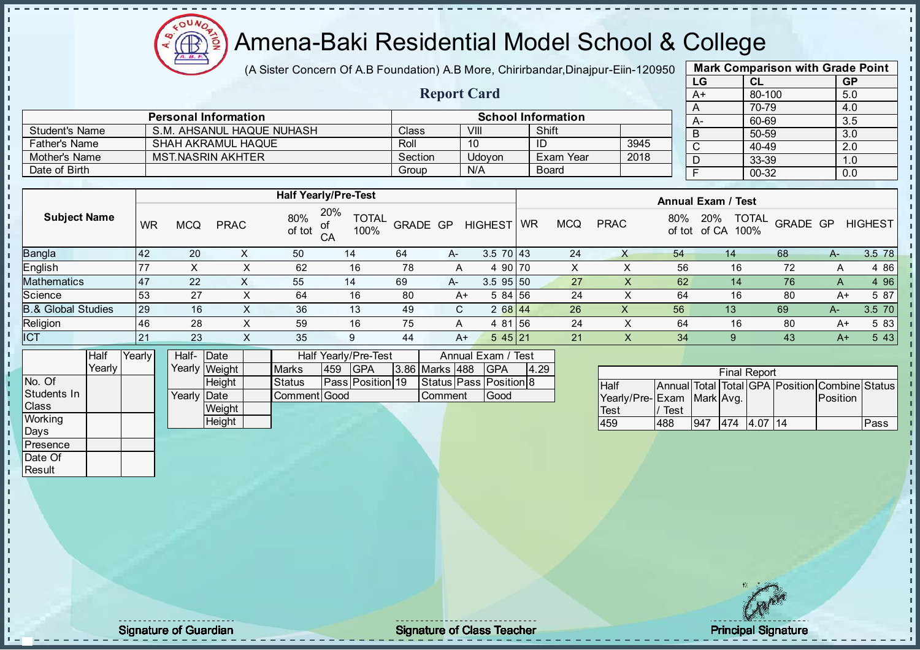# Amena-Baki Residential Model School & College

(A Sister Concern Of A.B Foundation) A.B More, Chirirbandar,Dinajpur-Eiin-120950

## Report Card

| Mark Comparison with Grade Point | | |
|---|---|---|
| LG | CL | GP |
| A+ | 80-100 | 5.0 |
| A | 70-79 | 4.0 |
| A- | 60-69 | 3.5 |
| B | 50-59 | 3.0 |
| C | 40-49 | 2.0 |
| D | 33-39 | 1.0 |
| F | 00-32 | 0.0 |

| Personal Information | | School Information | | | |
|---|---|---|---|---|---|
| Student's Name | S.M. AHSANUL HAQUE NUHASH | Class | VIII | Shift | |
| Father's Name | SHAH AKRAMUL HAQUE | Roll | 10 | ID | 3945 |
| Mother's Name | MST.NASRIN AKHTER | Section | Udoyon | Exam Year | 2018 |
| Date of Birth | | Group | N/A | Board | |

| Subject Name | Half Yearly/Pre-Test | | | | | | | | | Annual Exam / Test | | | | | | | | |
|---|---|---|---|---|---|---|---|---|---|---|---|---|---|---|---|---|---|---|
| | WR | MCQ | PRAC | 80% of tot | 20% of CA | TOTAL 100% | GRADE | GP | HIGHEST | WR | MCQ | PRAC | 80% of tot | 20% of CA | TOTAL 100% | GRADE | GP | HIGHEST |
| Bangla | 42 | 20 | X | 50 | 14 | 64 | A- | 3.5 | 70 | 43 | 24 | X | 54 | 14 | 68 | A- | 3.5 | 78 |
| English | 77 | X | X | 62 | 16 | 78 | A | 4 | 90 | 70 | X | X | 56 | 16 | 72 | A | 4 | 86 |
| Mathematics | 47 | 22 | X | 55 | 14 | 69 | A- | 3.5 | 95 | 50 | 27 | X | 62 | 14 | 76 | A | 4 | 96 |
| Science | 53 | 27 | X | 64 | 16 | 80 | A+ | 5 | 84 | 56 | 24 | X | 64 | 16 | 80 | A+ | 5 | 87 |
| B.& Global Studies | 29 | 16 | X | 36 | 13 | 49 | C | 2 | 68 | 44 | 26 | X | 56 | 13 | 69 | A- | 3.5 | 70 |
| Religion | 46 | 28 | X | 59 | 16 | 75 | A | 4 | 81 | 56 | 24 | X | 64 | 16 | 80 | A+ | 5 | 83 |
| ICT | 21 | 23 | X | 35 | 9 | 44 | A+ | 5 | 45 | 21 | 21 | X | 34 | 9 | 43 | A+ | 5 | 43 |

| | Half Yearly | Yearly |
|---|---|---|
| No. Of Students In Class | | |
| Working Days | | |
| Presence | | |
| Date Of Result | | |

| | | |
|---|---|---|
| Half-Yearly | Date | |
| | Weight | |
| | Height | |
| Yearly | Date | |
| | Weight | |
| | Height | |

| Half Yearly/Pre-Test | | | | Annual Exam / Test | | | |
|---|---|---|---|---|---|---|---|
| Marks | 459 | GPA | 3.86 | Marks | 488 | GPA | 4.29 |
| Status | Pass | Position | 19 | Status | Pass | Position | 8 |
| Comment | Good | | | Comment | Good | | |

| Final Report | | | | | | | |
|---|---|---|---|---|---|---|---|
| Half Yearly/Pre-Test | Annual Exam / Test | Total Mark | Total Avg. | GPA | Position | Combine Position | Status |
| 459 | 488 | 947 | 474 | 4.07 | 14 | | Pass |

Signature of Guardian

Signature of Class Teacher

Principal Signature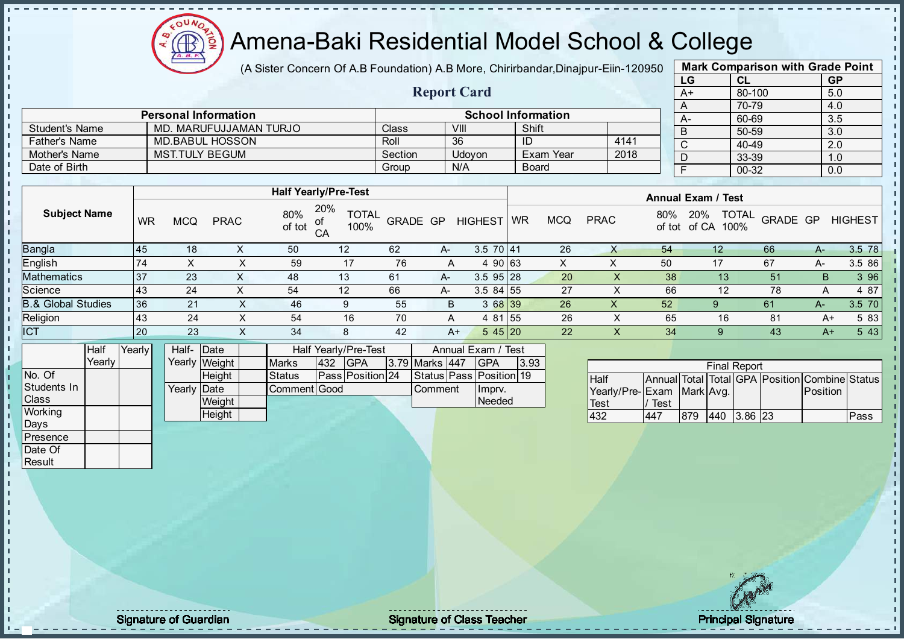# Amena-Baki Residential Model School & College

(A Sister Concern Of A.B Foundation) A.B More, Chirirbandar,Dinajpur-Eiin-120950

## Report Card

| Mark Comparison with Grade Point | | |
|---|---|---|
| LG | CL | GP |
| A+ | 80-100 | 5.0 |
| A | 70-79 | 4.0 |
| A- | 60-69 | 3.5 |
| B | 50-59 | 3.0 |
| C | 40-49 | 2.0 |
| D | 33-39 | 1.0 |
| F | 00-32 | 0.0 |

| Personal Information | | School Information | | | |
|---|---|---|---|---|---|
| Student's Name | MD. MARUFUJJAMAN TURJO | Class | VIII | Shift | |
| Father's Name | MD.BABUL HOSSON | Roll | 36 | ID | 4141 |
| Mother's Name | MST.TULY BEGUM | Section | Udoyon | Exam Year | 2018 |
| Date of Birth | | Group | N/A | Board | |

| Subject Name | Half Yearly/Pre-Test | | | | | | | | | Annual Exam / Test | | | | | | | | |
|---|---|---|---|---|---|---|---|---|---|---|---|---|---|---|---|---|---|---|
| | WR | MCQ | PRAC | 80% of tot | 20% of CA | TOTAL 100% | GRADE | GP | HIGHEST | WR | MCQ | PRAC | 80% of tot | 20% of CA | TOTAL 100% | GRADE | GP | HIGHEST |
| Bangla | 45 | 18 | X | 50 | 12 | 62 | A- | 3.5 | 70 | 41 | 26 | X | 54 | 12 | 66 | A- | 3.5 | 78 |
| English | 74 | X | X | 59 | 17 | 76 | A | 4 | 90 | 63 | X | X | 50 | 17 | 67 | A- | 3.5 | 86 |
| Mathematics | 37 | 23 | X | 48 | 13 | 61 | A- | 3.5 | 95 | 28 | 20 | X | 38 | 13 | 51 | B | 3 | 96 |
| Science | 43 | 24 | X | 54 | 12 | 66 | A- | 3.5 | 84 | 55 | 27 | X | 66 | 12 | 78 | A | 4 | 87 |
| B.& Global Studies | 36 | 21 | X | 46 | 9 | 55 | B | 3 | 68 | 39 | 26 | X | 52 | 9 | 61 | A- | 3.5 | 70 |
| Religion | 43 | 24 | X | 54 | 16 | 70 | A | 4 | 81 | 55 | 26 | X | 65 | 16 | 81 | A+ | 5 | 83 |
| ICT | 20 | 23 | X | 34 | 8 | 42 | A+ | 5 | 45 | 20 | 22 | X | 34 | 9 | 43 | A+ | 5 | 43 |

| | Half Yearly | Yearly |
|---|---|---|
| No. Of Students In Class | | |
| Working Days | | |
| Presence | | |
| Date Of Result | | |

| | | |
|---|---|---|
| Half-Yearly | Date | |
| | Weight | |
| | Height | |
| Yearly | Date | |
| | Weight | |
| | Height | |

| Half Yearly/Pre-Test | | | | Annual Exam / Test | | | |
|---|---|---|---|---|---|---|---|
| Marks | 432 | GPA | 3.79 | Marks | 447 | GPA | 3.93 |
| Status | Pass | Position | 24 | Status | Pass | Position | 19 |
| Comment | Good | | | Comment | Imprv. Needed | | |

| Final Report | | | | | | | |
|---|---|---|---|---|---|---|---|
| Half Yearly/Pre-Test | Annual Exam / Test | Total Mark | Total Avg. | GPA | Position | Combine Position | Status |
| 432 | 447 | 879 | 440 | 3.86 | 23 | | Pass |

Signature of Guardian | Signature of Class Teacher | Principal Signature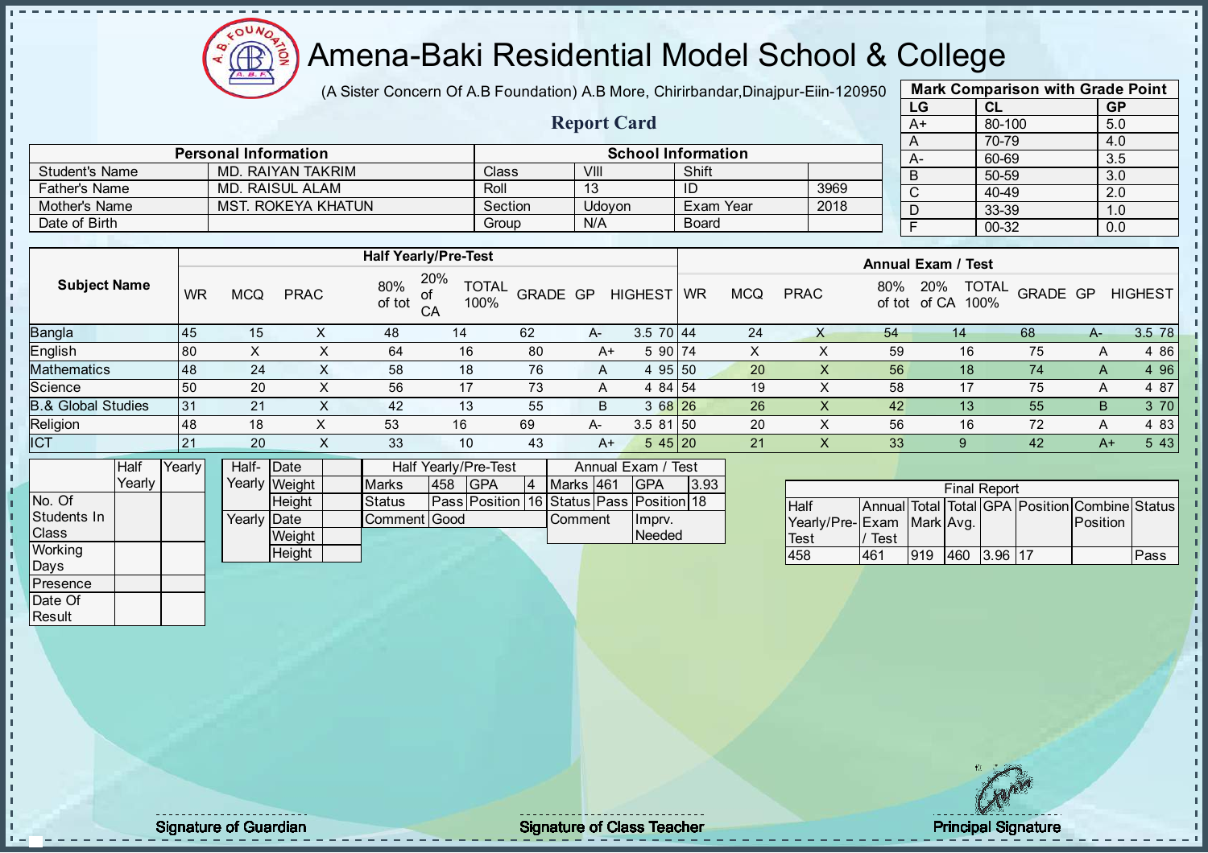# Amena-Baki Residential Model School & College

(A Sister Concern Of A.B Foundation) A.B More, Chirirbandar,Dinajpur-Eiin-120950

## Report Card

| Mark Comparison with Grade Point | | |
|---|---|---|
| LG | CL | GP |
| A+ | 80-100 | 5.0 |
| A | 70-79 | 4.0 |
| A- | 60-69 | 3.5 |
| B | 50-59 | 3.0 |
| C | 40-49 | 2.0 |
| D | 33-39 | 1.0 |
| F | 00-32 | 0.0 |

| Personal Information | | School Information | | | |
|---|---|---|---|---|---|
| Student's Name | MD. RAIYAN TAKRIM | Class | VIII | Shift | |
| Father's Name | MD. RAISUL ALAM | Roll | 13 | ID | 3969 |
| Mother's Name | MST. ROKEYA KHATUN | Section | Udoyon | Exam Year | 2018 |
| Date of Birth | | Group | N/A | Board | |

| Subject Name | Half Yearly/Pre-Test | | | | | | | | | Annual Exam / Test | | | | | | | | |
|---|---|---|---|---|---|---|---|---|---|---|---|---|---|---|---|---|---|---|
| | WR | MCQ | PRAC | 80% of tot | 20% of CA | TOTAL 100% | GRADE | GP | HIGHEST | WR | MCQ | PRAC | 80% of tot | 20% of CA | TOTAL 100% | GRADE | GP | HIGHEST |
| Bangla | 45 | 15 | X | 48 | 14 | 62 | A- | 3.5 | 70 | 44 | 24 | X | 54 | 14 | 68 | A- | 3.5 | 78 |
| English | 80 | X | X | 64 | 16 | 80 | A+ | 5 | 90 | 74 | X | X | 59 | 16 | 75 | A | 4 | 86 |
| Mathematics | 48 | 24 | X | 58 | 18 | 76 | A | 4 | 95 | 50 | 20 | X | 56 | 18 | 74 | A | 4 | 96 |
| Science | 50 | 20 | X | 56 | 17 | 73 | A | 4 | 84 | 54 | 19 | X | 58 | 17 | 75 | A | 4 | 87 |
| B.& Global Studies | 31 | 21 | X | 42 | 13 | 55 | B | 3 | 68 | 26 | 26 | X | 42 | 13 | 55 | B | 3 | 70 |
| Religion | 48 | 18 | X | 53 | 16 | 69 | A- | 3.5 | 81 | 50 | 20 | X | 56 | 16 | 72 | A | 4 | 83 |
| ICT | 21 | 20 | X | 33 | 10 | 43 | A+ | 5 | 45 | 20 | 21 | X | 33 | 9 | 42 | A+ | 5 | 43 |

| | Half Yearly | Yearly |
|---|---|---|
| No. Of Students In Class | | |
| Working Days | | |
| Presence | | |
| Date Of Result | | |

| | | |
|---|---|---|
| Half-Yearly | Date | |
| | Weight | |
| | Height | |
| Yearly | Date | |
| | Weight | |
| | Height | |

| Half Yearly/Pre-Test | | | | Annual Exam / Test | | | |
|---|---|---|---|---|---|---|---|
| Marks | 458 | GPA | 4 | Marks | 461 | GPA | 3.93 |
| Status | Pass | Position | 16 | Status | Pass | Position | 18 |
| Comment | Good | | | Comment | | Imprv. Needed | |

| Final Report | | | | | | | |
|---|---|---|---|---|---|---|---|
| Half Yearly/Pre-Test | Annual Exam / Test | Total Mark | Total Avg. | GPA | Position | Combine Position | Status |
| 458 | 461 | 919 | 460 | 3.96 | 17 | | Pass |

Signature of Guardian

Signature of Class Teacher

Principal Signature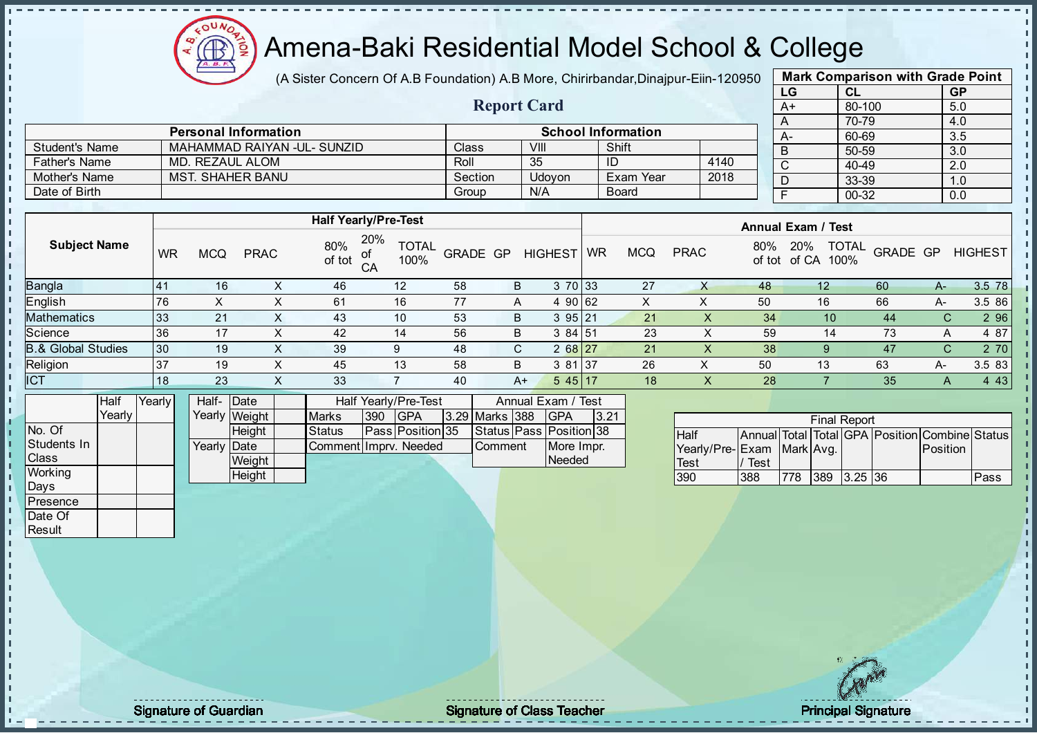# Amena-Baki Residential Model School & College

(A Sister Concern Of A.B Foundation) A.B More, Chirirbandar,Dinajpur-Eiin-120950

## Report Card

| Mark Comparison with Grade Point | | |
|---|---|---|
| LG | CL | GP |
| A+ | 80-100 | 5.0 |
| A | 70-79 | 4.0 |
| A- | 60-69 | 3.5 |
| B | 50-59 | 3.0 |
| C | 40-49 | 2.0 |
| D | 33-39 | 1.0 |
| F | 00-32 | 0.0 |

| Personal Information | | School Information | | | |
|---|---|---|---|---|---|
| Student's Name | MAHAMMAD RAIYAN -UL- SUNZID | Class | VIII | Shift | |
| Father's Name | MD. REZAUL ALOM | Roll | 35 | ID | 4140 |
| Mother's Name | MST. SHAHER BANU | Section | Udoyon | Exam Year | 2018 |
| Date of Birth | | Group | N/A | Board | |

| Subject Name | Half Yearly/Pre-Test | | | | | | | | | Annual Exam / Test | | | | | | | | |
|---|---|---|---|---|---|---|---|---|---|---|---|---|---|---|---|---|---|---|
| | WR | MCQ | PRAC | 80% of tot | 20% of CA | TOTAL 100% | GRADE | GP | HIGHEST | WR | MCQ | PRAC | 80% of tot | 20% of CA | TOTAL 100% | GRADE | GP | HIGHEST |
| Bangla | 41 | 16 | X | 46 | 12 | 58 | B | 3 | 70 | 33 | 27 | X | 48 | 12 | 60 | A- | 3.5 | 78 |
| English | 76 | X | X | 61 | 16 | 77 | A | 4 | 90 | 62 | X | X | 50 | 16 | 66 | A- | 3.5 | 86 |
| Mathematics | 33 | 21 | X | 43 | 10 | 53 | B | 3 | 95 | 21 | 21 | X | 34 | 10 | 44 | C | 2 | 96 |
| Science | 36 | 17 | X | 42 | 14 | 56 | B | 3 | 84 | 51 | 23 | X | 59 | 14 | 73 | A | 4 | 87 |
| B.& Global Studies | 30 | 19 | X | 39 | 9 | 48 | C | 2 | 68 | 27 | 21 | X | 38 | 9 | 47 | C | 2 | 70 |
| Religion | 37 | 19 | X | 45 | 13 | 58 | B | 3 | 81 | 37 | 26 | X | 50 | 13 | 63 | A- | 3.5 | 83 |
| ICT | 18 | 23 | X | 33 | 7 | 40 | A+ | 5 | 45 | 17 | 18 | X | 28 | 7 | 35 | A | 4 | 43 |

| | Half Yearly | Yearly |
|---|---|---|
| No. Of Students In Class | | |
| Working Days | | |
| Presence | | |
| Date Of Result | | |

| | | |
|---|---|---|
| Half-Yearly | Date | |
| | Weight | |
| | Height | |
| Yearly | Date | |
| | Weight | |
| | Height | |

| Half Yearly/Pre-Test | | | | Annual Exam / Test | | | |
|---|---|---|---|---|---|---|---|
| Marks | 390 | GPA | 3.29 | Marks | 388 | GPA | 3.21 |
| Status | Pass | Position | 35 | Status | Pass | Position | 38 |
| Comment | Imprv. Needed | | | Comment | More Impr. Needed | | |

| Final Report | | | | | | | |
|---|---|---|---|---|---|---|---|
| Half Yearly/Pre-Test | Annual Exam / Test | Total Mark | Total Avg. | GPA | Position | Combine Position | Status |
| 390 | 388 | 778 | 389 | 3.25 | 36 | | Pass |

Signature of Guardian

Signature of Class Teacher

Principal Signature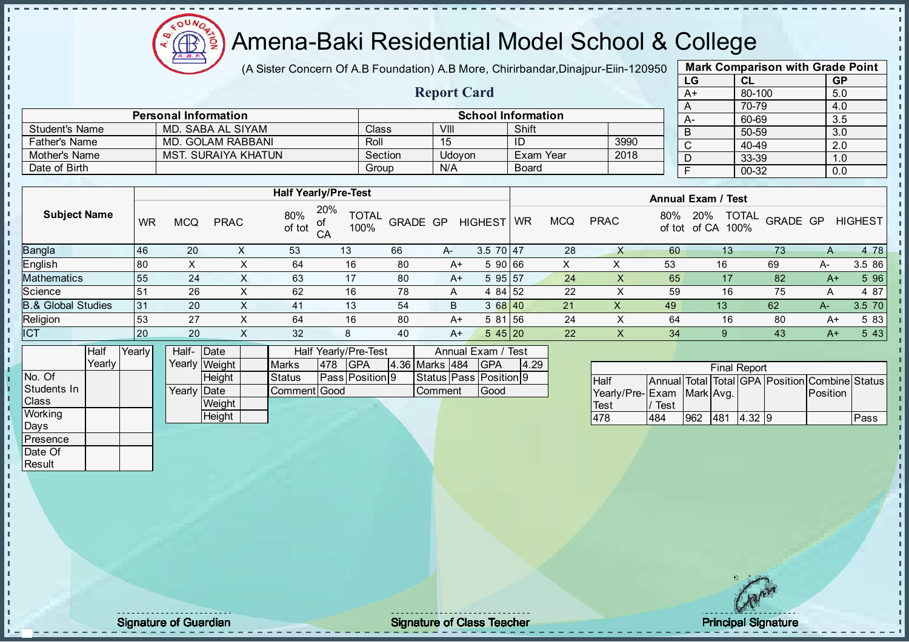# Amena-Baki Residential Model School & College

(A Sister Concern Of A.B Foundation) A.B More, Chirirbandar,Dinajpur-Eiin-120950

## Report Card

| Mark Comparison with Grade Point | | |
|---|---|---|
| LG | CL | GP |
| A+ | 80-100 | 5.0 |
| A | 70-79 | 4.0 |
| A- | 60-69 | 3.5 |
| B | 50-59 | 3.0 |
| C | 40-49 | 2.0 |
| D | 33-39 | 1.0 |
| F | 00-32 | 0.0 |

| Personal Information | | School Information | | | |
|---|---|---|---|---|---|
| Student's Name | MD. SABA AL SIYAM | Class | VIII | Shift | |
| Father's Name | MD. GOLAM RABBANI | Roll | 15 | ID | 3990 |
| Mother's Name | MST. SURAIYA KHATUN | Section | Udoyon | Exam Year | 2018 |
| Date of Birth | | Group | N/A | Board | |

| Subject Name | Half Yearly/Pre-Test | | | | | | | | | Annual Exam / Test | | | | | | | | |
|---|---|---|---|---|---|---|---|---|---|---|---|---|---|---|---|---|---|---|
| | WR | MCQ | PRAC | 80% of tot | 20% of CA | TOTAL 100% | GRADE | GP | HIGHEST | WR | MCQ | PRAC | 80% of tot | 20% of CA | TOTAL 100% | GRADE | GP | HIGHEST |
| Bangla | 46 | 20 | X | 53 | 13 | 66 | A- | 3.5 | 70 | 47 | 28 | X | 60 | 13 | 73 | A | 4 | 78 |
| English | 80 | X | X | 64 | 16 | 80 | A+ | 5 | 90 | 66 | X | X | 53 | 16 | 69 | A- | 3.5 | 86 |
| Mathematics | 55 | 24 | X | 63 | 17 | 80 | A+ | 5 | 95 | 57 | 24 | X | 65 | 17 | 82 | A+ | 5 | 96 |
| Science | 51 | 26 | X | 62 | 16 | 78 | A | 4 | 84 | 52 | 22 | X | 59 | 16 | 75 | A | 4 | 87 |
| B.& Global Studies | 31 | 20 | X | 41 | 13 | 54 | B | 3 | 68 | 40 | 21 | X | 49 | 13 | 62 | A- | 3.5 | 70 |
| Religion | 53 | 27 | X | 64 | 16 | 80 | A+ | 5 | 81 | 56 | 24 | X | 64 | 16 | 80 | A+ | 5 | 83 |
| ICT | 20 | 20 | X | 32 | 8 | 40 | A+ | 5 | 45 | 20 | 22 | X | 34 | 9 | 43 | A+ | 5 | 43 |

| | Half Yearly | Yearly |
|---|---|---|
| No. Of Students In Class | | |
| Working Days | | |
| Presence | | |
| Date Of Result | | |

| | | |
|---|---|---|
| Half-Yearly | Date | |
| | Weight | |
| | Height | |
| Yearly | Date | |
| | Weight | |
| | Height | |

| Half Yearly/Pre-Test | | | | Annual Exam / Test | | | |
|---|---|---|---|---|---|---|---|
| Marks | 478 | GPA | 4.36 | Marks | 484 | GPA | 4.29 |
| Status | Pass | Position | 9 | Status | Pass | Position | 9 |
| Comment | Good | | | Comment | Good | | |

| Final Report | | | | | | | |
|---|---|---|---|---|---|---|---|
| Half Yearly/Pre-Test | Annual Exam / Test | Total Mark | Total Avg. | GPA | Position | Combine Position | Status |
| 478 | 484 | 962 | 481 | 4.32 | 9 | | Pass |

Signature of Guardian | Signature of Class Teacher | Principal Signature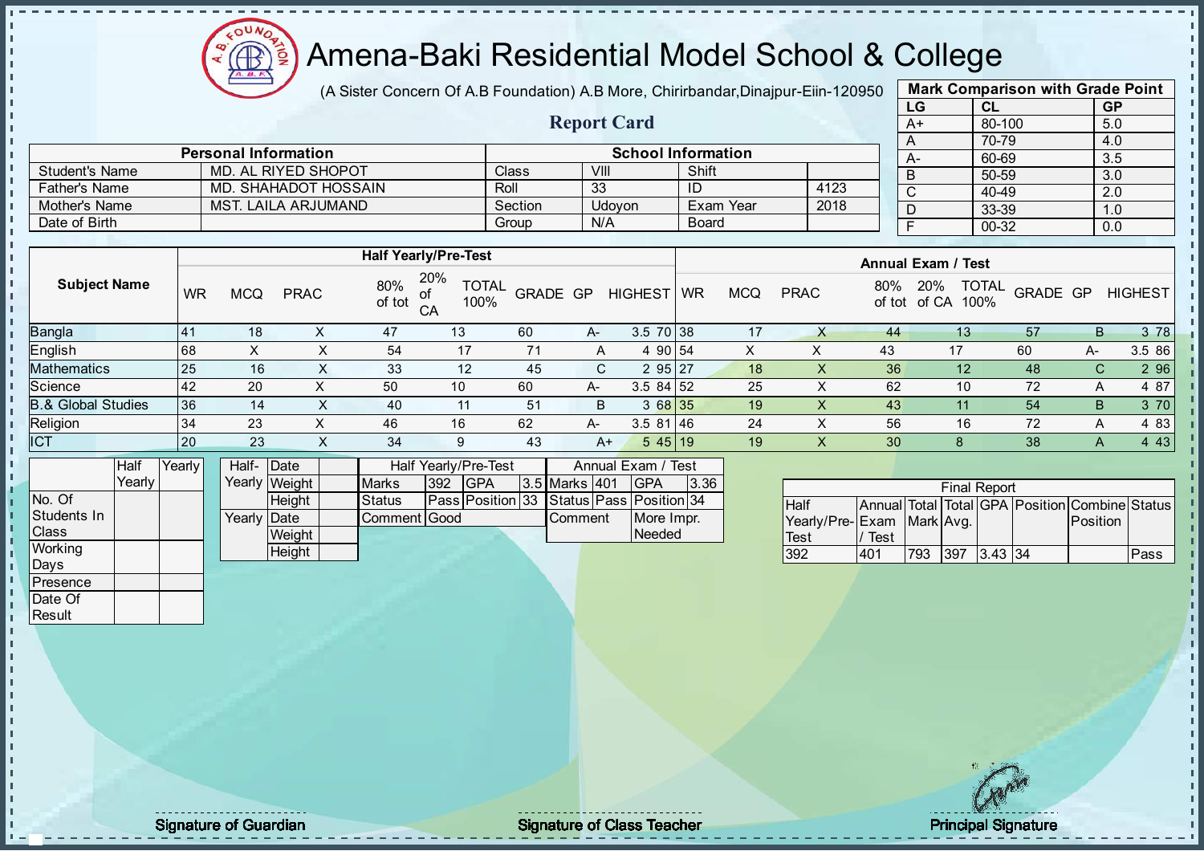# Amena-Baki Residential Model School & College

(A Sister Concern Of A.B Foundation) A.B More, Chirirbandar,Dinajpur-Eiin-120950

## Report Card

| Mark Comparison with Grade Point | | |
|---|---|---|
| LG | CL | GP |
| A+ | 80-100 | 5.0 |
| A | 70-79 | 4.0 |
| A- | 60-69 | 3.5 |
| B | 50-59 | 3.0 |
| C | 40-49 | 2.0 |
| D | 33-39 | 1.0 |
| F | 00-32 | 0.0 |

| Personal Information | | School Information | | | |
|---|---|---|---|---|---|
| Student's Name | MD. AL RIYED SHOPOT | Class | VIII | Shift | |
| Father's Name | MD. SHAHADOT HOSSAIN | Roll | 33 | ID | 4123 |
| Mother's Name | MST. LAILA ARJUMAND | Section | Udoyon | Exam Year | 2018 |
| Date of Birth | | Group | N/A | Board | |

| Subject Name | Half Yearly/Pre-Test | | | | | | | | | Annual Exam / Test | | | | | | | | |
|---|---|---|---|---|---|---|---|---|---|---|---|---|---|---|---|---|---|---|
| | WR | MCQ | PRAC | 80% of tot | 20% of CA | TOTAL 100% | GRADE | GP | HIGHEST | WR | MCQ | PRAC | 80% of tot | 20% of CA | TOTAL 100% | GRADE | GP | HIGHEST |
| Bangla | 41 | 18 | X | 47 | 13 | 60 | A- | 3.5 | 70 | 38 | 17 | X | 44 | 13 | 57 | B | 3 | 78 |
| English | 68 | X | X | 54 | 17 | 71 | A | 4 | 90 | 54 | X | X | 43 | 17 | 60 | A- | 3.5 | 86 |
| Mathematics | 25 | 16 | X | 33 | 12 | 45 | C | 2 | 95 | 27 | 18 | X | 36 | 12 | 48 | C | 2 | 96 |
| Science | 42 | 20 | X | 50 | 10 | 60 | A- | 3.5 | 84 | 52 | 25 | X | 62 | 10 | 72 | A | 4 | 87 |
| B.& Global Studies | 36 | 14 | X | 40 | 11 | 51 | B | 3 | 68 | 35 | 19 | X | 43 | 11 | 54 | B | 3 | 70 |
| Religion | 34 | 23 | X | 46 | 16 | 62 | A- | 3.5 | 81 | 46 | 24 | X | 56 | 16 | 72 | A | 4 | 83 |
| ICT | 20 | 23 | X | 34 | 9 | 43 | A+ | 5 | 45 | 19 | 19 | X | 30 | 8 | 38 | A | 4 | 43 |

| | Half Yearly | Yearly |
|---|---|---|
| No. Of Students In Class | | |
| Working Days | | |
| Presence | | |
| Date Of Result | | |

| | | |
|---|---|---|
| Half-Yearly | Date | |
| | Weight | |
| | Height | |
| Yearly | Date | |
| | Weight | |
| | Height | |

| Half Yearly/Pre-Test | | | | Annual Exam / Test | | | |
|---|---|---|---|---|---|---|---|
| Marks | 392 | GPA | 3.5 | Marks | 401 | GPA | 3.36 |
| Status | Pass | Position | 33 | Status | Pass | Position | 34 |
| Comment | Good | | | Comment | | More Impr. Needed | |

| Final Report | | | | | | | |
|---|---|---|---|---|---|---|---|
| Half Yearly/Pre-Test | Annual Exam / Test | Total Mark | Total Avg. | GPA | Position | Combine Position | Status |
| 392 | 401 | 793 | 397 | 3.43 | 34 | | Pass |

Signature of Guardian | Signature of Class Teacher | Principal Signature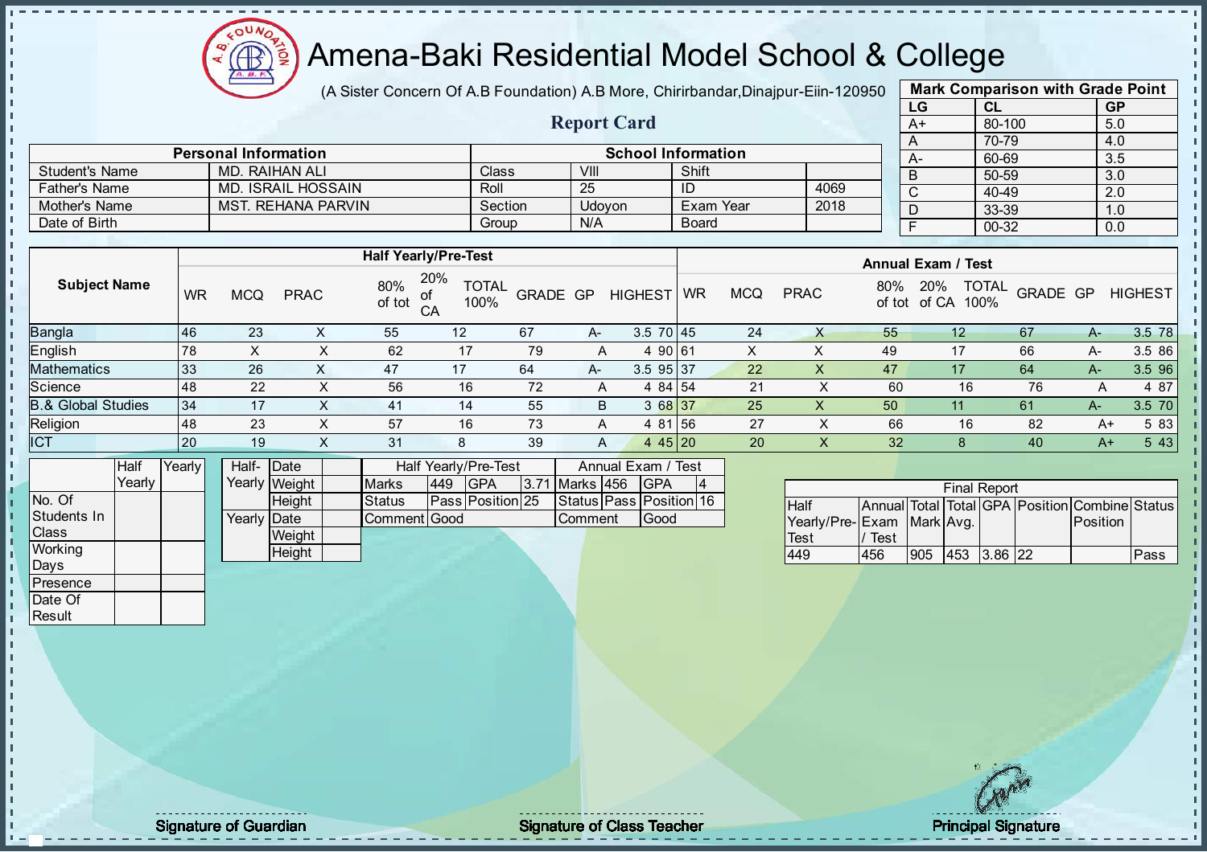# Amena-Baki Residential Model School & College

(A Sister Concern Of A.B Foundation) A.B More, Chirirbandar,Dinajpur-Eiin-120950

## Report Card

| Mark Comparison with Grade Point | | |
|---|---|---|
| LG | CL | GP |
| A+ | 80-100 | 5.0 |
| A | 70-79 | 4.0 |
| A- | 60-69 | 3.5 |
| B | 50-59 | 3.0 |
| C | 40-49 | 2.0 |
| D | 33-39 | 1.0 |
| F | 00-32 | 0.0 |

| Personal Information | | School Information | | | |
|---|---|---|---|---|---|
| Student's Name | MD. RAIHAN ALI | Class | VIII | Shift | |
| Father's Name | MD. ISRAIL HOSSAIN | Roll | 25 | ID | 4069 |
| Mother's Name | MST. REHANA PARVIN | Section | Udoyon | Exam Year | 2018 |
| Date of Birth | | Group | N/A | Board | |

| Subject Name | Half Yearly/Pre-Test | | | | | | | | | Annual Exam / Test | | | | | | | | |
|---|---|---|---|---|---|---|---|---|---|---|---|---|---|---|---|---|---|---|
| | WR | MCQ | PRAC | 80% of tot | 20% of CA | TOTAL 100% | GRADE | GP | HIGHEST | WR | MCQ | PRAC | 80% of tot | 20% of CA | TOTAL 100% | GRADE | GP | HIGHEST |
| Bangla | 46 | 23 | X | 55 | 12 | 67 | A- | 3.5 | 70 | 45 | 24 | X | 55 | 12 | 67 | A- | 3.5 | 78 |
| English | 78 | X | X | 62 | 17 | 79 | A | 4 | 90 | 61 | X | X | 49 | 17 | 66 | A- | 3.5 | 86 |
| Mathematics | 33 | 26 | X | 47 | 17 | 64 | A- | 3.5 | 95 | 37 | 22 | X | 47 | 17 | 64 | A- | 3.5 | 96 |
| Science | 48 | 22 | X | 56 | 16 | 72 | A | 4 | 84 | 54 | 21 | X | 60 | 16 | 76 | A | 4 | 87 |
| B.& Global Studies | 34 | 17 | X | 41 | 14 | 55 | B | 3 | 68 | 37 | 25 | X | 50 | 11 | 61 | A- | 3.5 | 70 |
| Religion | 48 | 23 | X | 57 | 16 | 73 | A | 4 | 81 | 56 | 27 | X | 66 | 16 | 82 | A+ | 5 | 83 |
| ICT | 20 | 19 | X | 31 | 8 | 39 | A | 4 | 45 | 20 | 20 | X | 32 | 8 | 40 | A+ | 5 | 43 |

| | Half Yearly | Yearly |
|---|---|---|
| No. Of Students In Class | | |
| Working Days | | |
| Presence | | |
| Date Of Result | | |

| | | |
|---|---|---|
| Half-Yearly | Date | |
| | Weight | |
| | Height | |
| Yearly | Date | |
| | Weight | |
| | Height | |

| Half Yearly/Pre-Test | | | | Annual Exam / Test | | | |
|---|---|---|---|---|---|---|---|
| Marks | 449 | GPA | 3.71 | Marks | 456 | GPA | 4 |
| Status | Pass | Position | 25 | Status | Pass | Position | 16 |
| Comment | Good | | | Comment | Good | | |

| Final Report | | | | | | | |
|---|---|---|---|---|---|---|---|
| Half Yearly/Pre-Test | Annual Exam / Test | Total Mark | Total Avg. | GPA | Position | Combine Position | Status |
| 449 | 456 | 905 | 453 | 3.86 | 22 | | Pass |

Signature of Guardian

Signature of Class Teacher

Principal Signature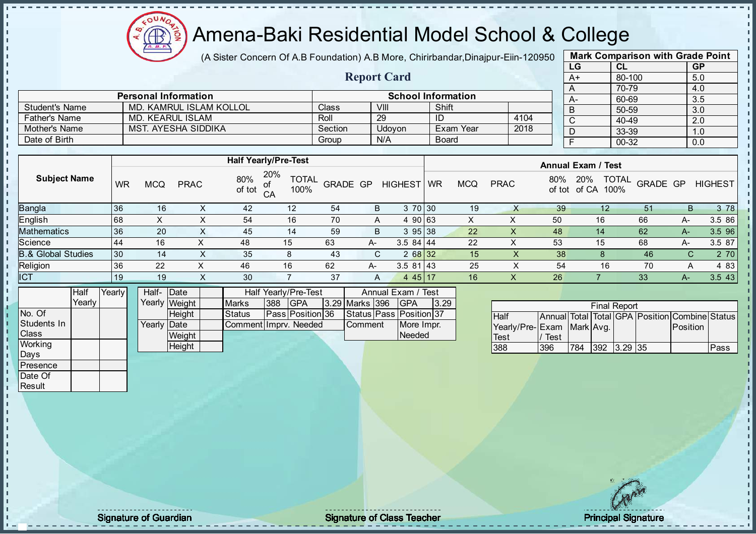# Amena-Baki Residential Model School & College

(A Sister Concern Of A.B Foundation) A.B More, Chirirbandar,Dinajpur-Eiin-120950

## Report Card

| Mark Comparison with Grade Point | | |
|---|---|---|
| LG | CL | GP |
| A+ | 80-100 | 5.0 |
| A | 70-79 | 4.0 |
| A- | 60-69 | 3.5 |
| B | 50-59 | 3.0 |
| C | 40-49 | 2.0 |
| D | 33-39 | 1.0 |
| F | 00-32 | 0.0 |

| Personal Information | | School Information | | | |
|---|---|---|---|---|---|
| Student's Name | MD. KAMRUL ISLAM KOLLOL | Class | VIII | Shift | |
| Father's Name | MD. KEARUL ISLAM | Roll | 29 | ID | 4104 |
| Mother's Name | MST. AYESHA SIDDIKA | Section | Udoyon | Exam Year | 2018 |
| Date of Birth | | Group | N/A | Board | |

| Subject Name | Half Yearly/Pre-Test | | | | | | | | | Annual Exam / Test | | | | | | | | |
|---|---|---|---|---|---|---|---|---|---|---|---|---|---|---|---|---|---|---|
| | WR | MCQ | PRAC | 80% of tot | 20% of CA | TOTAL 100% | GRADE | GP | HIGHEST | WR | MCQ | PRAC | 80% of tot | 20% of CA | TOTAL 100% | GRADE | GP | HIGHEST |
| Bangla | 36 | 16 | X | 42 | 12 | 54 | B | 3 | 70 | 30 | 19 | X | 39 | 12 | 51 | B | 3 | 78 |
| English | 68 | X | X | 54 | 16 | 70 | A | 4 | 90 | 63 | X | X | 50 | 16 | 66 | A- | 3.5 | 86 |
| Mathematics | 36 | 20 | X | 45 | 14 | 59 | B | 3 | 95 | 38 | 22 | X | 48 | 14 | 62 | A- | 3.5 | 96 |
| Science | 44 | 16 | X | 48 | 15 | 63 | A- | 3.5 | 84 | 44 | 22 | X | 53 | 15 | 68 | A- | 3.5 | 87 |
| B.& Global Studies | 30 | 14 | X | 35 | 8 | 43 | C | 2 | 68 | 32 | 15 | X | 38 | 8 | 46 | C | 2 | 70 |
| Religion | 36 | 22 | X | 46 | 16 | 62 | A- | 3.5 | 81 | 43 | 25 | X | 54 | 16 | 70 | A | 4 | 83 |
| ICT | 19 | 19 | X | 30 | 7 | 37 | A | 4 | 45 | 17 | 16 | X | 26 | 7 | 33 | A- | 3.5 | 43 |

| | Half Yearly | Yearly |
|---|---|---|
| No. Of Students In Class | | |
| Working Days | | |
| Presence | | |
| Date Of Result | | |

| | | |
|---|---|---|
| Half-Yearly | Date | |
| | Weight | |
| | Height | |
| Yearly | Date | |
| | Weight | |
| | Height | |

| Half Yearly/Pre-Test | | | | Annual Exam / Test | | | |
|---|---|---|---|---|---|---|---|
| Marks | 388 | GPA | 3.29 | Marks | 396 | GPA | 3.29 |
| Status | Pass | Position | 36 | Status | Pass | Position | 37 |
| Comment | Imprv. Needed | | | Comment | More Impr. Needed | | |

| Final Report | | | | | | | |
|---|---|---|---|---|---|---|---|
| Half Yearly/Pre-Test | Annual Exam / Test | Total Mark | Total Avg. | GPA | Position | Combine Position | Status |
| 388 | 396 | 784 | 392 | 3.29 | 35 | | Pass |

Signature of Guardian — Signature of Class Teacher — Principal Signature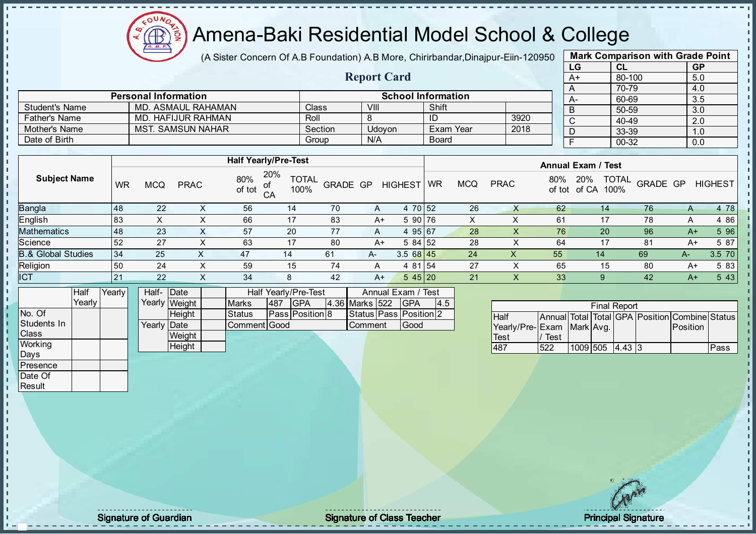# Amena-Baki Residential Model School & College

(A Sister Concern Of A.B Foundation) A.B More, Chirirbandar,Dinajpur-Eiin-120950

## Report Card

| Mark Comparison with Grade Point | | |
|---|---|---|
| LG | CL | GP |
| A+ | 80-100 | 5.0 |
| A | 70-79 | 4.0 |
| A- | 60-69 | 3.5 |
| B | 50-59 | 3.0 |
| C | 40-49 | 2.0 |
| D | 33-39 | 1.0 |
| F | 00-32 | 0.0 |

| Personal Information | | School Information | | | |
|---|---|---|---|---|---|
| Student's Name | MD. ASMAUL RAHAMAN | Class | VIII | Shift | |
| Father's Name | MD. HAFIJUR RAHMAN | Roll | 8 | ID | 3920 |
| Mother's Name | MST. SAMSUN NAHAR | Section | Udoyon | Exam Year | 2018 |
| Date of Birth | | Group | N/A | Board | |

| Subject Name | Half Yearly/Pre-Test | | | | | | | | | Annual Exam / Test | | | | | | | | |
|---|---|---|---|---|---|---|---|---|---|---|---|---|---|---|---|---|---|---|
| | WR | MCQ | PRAC | 80% of tot | 20% of CA | TOTAL 100% | GRADE | GP | HIGHEST | WR | MCQ | PRAC | 80% of tot | 20% of CA | TOTAL 100% | GRADE | GP | HIGHEST |
| Bangla | 48 | 22 | X | 56 | 14 | 70 | A | 4 | 70 | 52 | 26 | X | 62 | 14 | 76 | A | 4 | 78 |
| English | 83 | X | X | 66 | 17 | 83 | A+ | 5 | 90 | 76 | X | X | 61 | 17 | 78 | A | 4 | 86 |
| Mathematics | 48 | 23 | X | 57 | 20 | 77 | A | 4 | 95 | 67 | 28 | X | 76 | 20 | 96 | A+ | 5 | 96 |
| Science | 52 | 27 | X | 63 | 17 | 80 | A+ | 5 | 84 | 52 | 28 | X | 64 | 17 | 81 | A+ | 5 | 87 |
| B.& Global Studies | 34 | 25 | X | 47 | 14 | 61 | A- | 3.5 | 68 | 45 | 24 | X | 55 | 14 | 69 | A- | 3.5 | 70 |
| Religion | 50 | 24 | X | 59 | 15 | 74 | A | 4 | 81 | 54 | 27 | X | 65 | 15 | 80 | A+ | 5 | 83 |
| ICT | 21 | 22 | X | 34 | 8 | 42 | A+ | 5 | 45 | 20 | 21 | X | 33 | 9 | 42 | A+ | 5 | 43 |

| | Half Yearly | Yearly |
|---|---|---|
| No. Of Students In Class | | |
| Working Days | | |
| Presence | | |
| Date Of Result | | |

| | | |
|---|---|---|
| Half-Yearly | Date | |
| | Weight | |
| | Height | |
| Yearly | Date | |
| | Weight | |
| | Height | |

| Half Yearly/Pre-Test | | | | Annual Exam / Test | | | |
|---|---|---|---|---|---|---|---|
| Marks | 487 | GPA | 4.36 | Marks | 522 | GPA | 4.5 |
| Status | Pass | Position | 8 | Status | Pass | Position | 2 |
| Comment | Good | | | Comment | Good | | |

| Final Report | | | | | | | |
|---|---|---|---|---|---|---|---|
| Half Yearly/Pre-Test | Annual Exam / Test | Total Mark | Total Avg. | GPA | Position | Combine Position | Status |
| 487 | 522 | 1009 | 505 | 4.43 | 3 | | Pass |

Signature of Guardian

Signature of Class Teacher

Principal Signature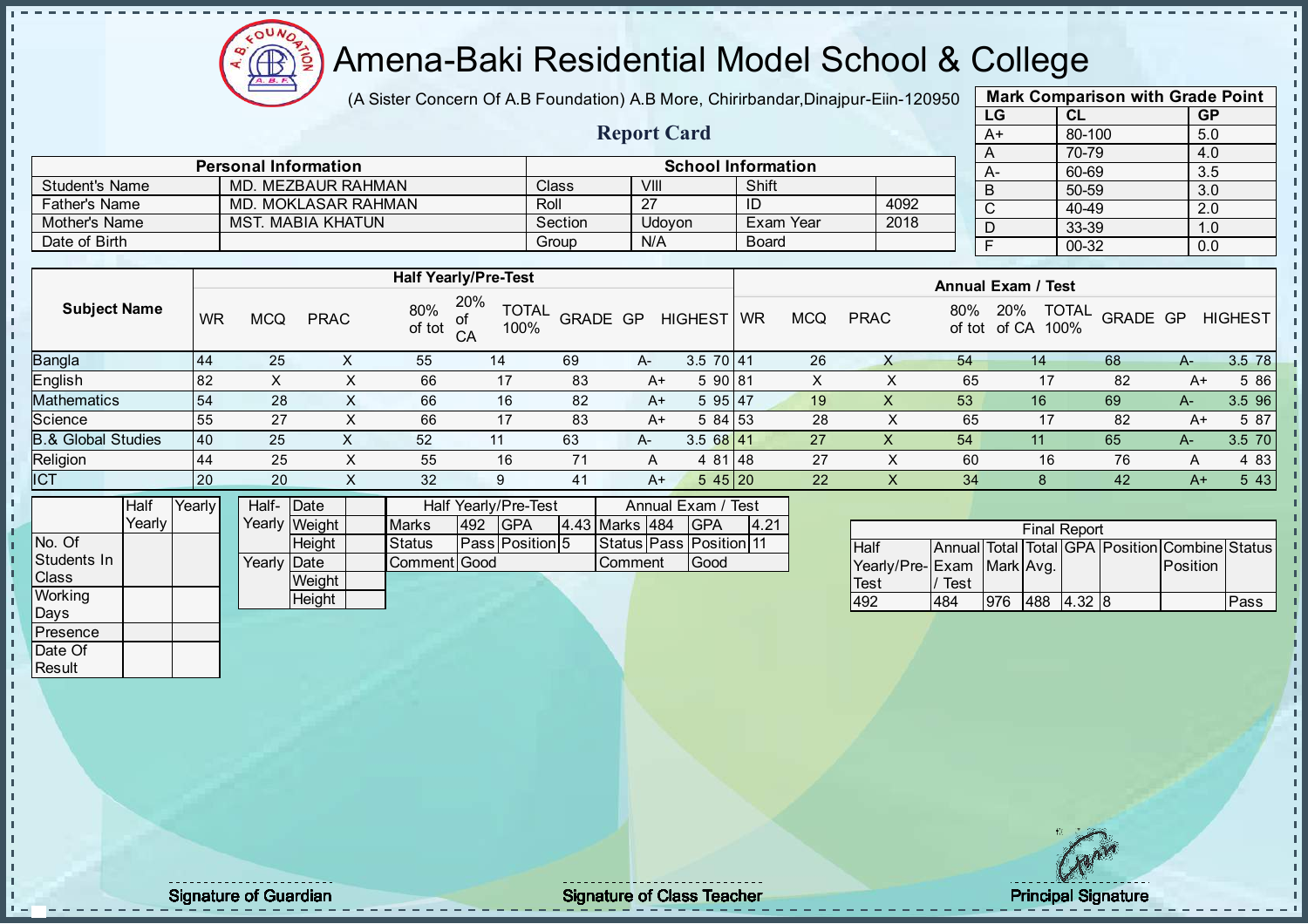# Amena-Baki Residential Model School & College

(A Sister Concern Of A.B Foundation) A.B More, Chirirbandar,Dinajpur-Eiin-120950

## Report Card

| Mark Comparison with Grade Point | | |
|---|---|---|
| LG | CL | GP |
| A+ | 80-100 | 5.0 |
| A | 70-79 | 4.0 |
| A- | 60-69 | 3.5 |
| B | 50-59 | 3.0 |
| C | 40-49 | 2.0 |
| D | 33-39 | 1.0 |
| F | 00-32 | 0.0 |

| Personal Information | | School Information | | | |
|---|---|---|---|---|---|
| Student's Name | MD. MEZBAUR RAHMAN | Class | VIII | Shift | |
| Father's Name | MD. MOKLASAR RAHMAN | Roll | 27 | ID | 4092 |
| Mother's Name | MST. MABIA KHATUN | Section | Udoyon | Exam Year | 2018 |
| Date of Birth | | Group | N/A | Board | |

| Subject Name | Half Yearly/Pre-Test | | | | | | | | | Annual Exam / Test | | | | | | | | |
|---|---|---|---|---|---|---|---|---|---|---|---|---|---|---|---|---|---|---|
| | WR | MCQ | PRAC | 80% of tot | 20% of CA | TOTAL 100% | GRADE | GP | HIGHEST | WR | MCQ | PRAC | 80% of tot | 20% of CA | TOTAL 100% | GRADE | GP | HIGHEST |
| Bangla | 44 | 25 | X | 55 | 14 | 69 | A- | 3.5 | 70 | 41 | 26 | X | 54 | 14 | 68 | A- | 3.5 | 78 |
| English | 82 | X | X | 66 | 17 | 83 | A+ | 5 | 90 | 81 | X | X | 65 | 17 | 82 | A+ | 5 | 86 |
| Mathematics | 54 | 28 | X | 66 | 16 | 82 | A+ | 5 | 95 | 47 | 19 | X | 53 | 16 | 69 | A- | 3.5 | 96 |
| Science | 55 | 27 | X | 66 | 17 | 83 | A+ | 5 | 84 | 53 | 28 | X | 65 | 17 | 82 | A+ | 5 | 87 |
| B.& Global Studies | 40 | 25 | X | 52 | 11 | 63 | A- | 3.5 | 68 | 41 | 27 | X | 54 | 11 | 65 | A- | 3.5 | 70 |
| Religion | 44 | 25 | X | 55 | 16 | 71 | A | 4 | 81 | 48 | 27 | X | 60 | 16 | 76 | A | 4 | 83 |
| ICT | 20 | 20 | X | 32 | 9 | 41 | A+ | 5 | 45 | 20 | 22 | X | 34 | 8 | 42 | A+ | 5 | 43 |

| | Half Yearly | Yearly |
|---|---|---|
| No. Of Students In Class | | |
| Working Days | | |
| Presence | | |
| Date Of Result | | |

| | | |
|---|---|---|
| Half-Yearly | Date | |
| | Weight | |
| | Height | |
| Yearly | Date | |
| | Weight | |
| | Height | |

| Half Yearly/Pre-Test | | | | Annual Exam / Test | | | |
|---|---|---|---|---|---|---|---|
| Marks | 492 | GPA | 4.43 | Marks | 484 | GPA | 4.21 |
| Status | Pass | Position | 5 | Status | Pass | Position | 11 |
| Comment | Good | | | Comment | Good | | |

| Final Report | | | | | | | |
|---|---|---|---|---|---|---|---|
| Half Yearly/Pre-Test | Annual Exam / Test | Total Mark | Total Avg. | GPA | Position | Combine Position | Status |
| 492 | 484 | 976 | 488 | 4.32 | 8 | | Pass |

Signature of Guardian

Signature of Class Teacher

Principal Signature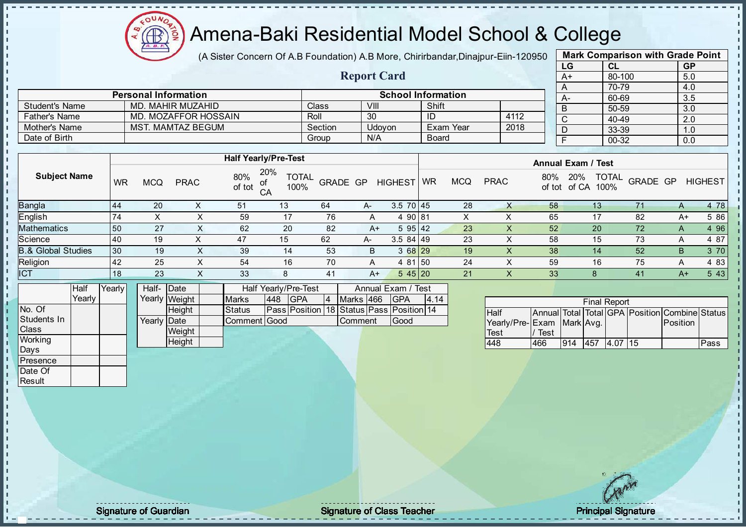# Amena-Baki Residential Model School & College

(A Sister Concern Of A.B Foundation) A.B More, Chirirbandar,Dinajpur-Eiin-120950

## Report Card

| Mark Comparison with Grade Point | | |
|---|---|---|
| LG | CL | GP |
| A+ | 80-100 | 5.0 |
| A | 70-79 | 4.0 |
| A- | 60-69 | 3.5 |
| B | 50-59 | 3.0 |
| C | 40-49 | 2.0 |
| D | 33-39 | 1.0 |
| F | 00-32 | 0.0 |

| Personal Information | | School Information | | | |
|---|---|---|---|---|---|
| Student's Name | MD. MAHIR MUZAHID | Class | VIII | Shift | |
| Father's Name | MD. MOZAFFOR HOSSAIN | Roll | 30 | ID | 4112 |
| Mother's Name | MST. MAMTAZ BEGUM | Section | Udoyon | Exam Year | 2018 |
| Date of Birth | | Group | N/A | Board | |

| Subject Name | Half Yearly/Pre-Test | | | | | | | | | Annual Exam / Test | | | | | | | | |
|---|---|---|---|---|---|---|---|---|---|---|---|---|---|---|---|---|---|---|
| | WR | MCQ | PRAC | 80% of tot | 20% of CA | TOTAL 100% | GRADE | GP | HIGHEST | WR | MCQ | PRAC | 80% of tot | 20% of CA | TOTAL 100% | GRADE | GP | HIGHEST |
| Bangla | 44 | 20 | X | 51 | 13 | 64 | A- | 3.5 | 70 | 45 | 28 | X | 58 | 13 | 71 | A | 4 | 78 |
| English | 74 | X | X | 59 | 17 | 76 | A | 4 | 90 | 81 | X | X | 65 | 17 | 82 | A+ | 5 | 86 |
| Mathematics | 50 | 27 | X | 62 | 20 | 82 | A+ | 5 | 95 | 42 | 23 | X | 52 | 20 | 72 | A | 4 | 96 |
| Science | 40 | 19 | X | 47 | 15 | 62 | A- | 3.5 | 84 | 49 | 23 | X | 58 | 15 | 73 | A | 4 | 87 |
| B.& Global Studies | 30 | 19 | X | 39 | 14 | 53 | B | 3 | 68 | 29 | 19 | X | 38 | 14 | 52 | B | 3 | 70 |
| Religion | 42 | 25 | X | 54 | 16 | 70 | A | 4 | 81 | 50 | 24 | X | 59 | 16 | 75 | A | 4 | 83 |
| ICT | 18 | 23 | X | 33 | 8 | 41 | A+ | 5 | 45 | 20 | 21 | X | 33 | 8 | 41 | A+ | 5 | 43 |

| | Half Yearly | Yearly |
|---|---|---|
| No. Of Students In Class | | |
| Working Days | | |
| Presence | | |
| Date Of Result | | |

| | | |
|---|---|---|
| Half-Yearly | Date | |
| | Weight | |
| | Height | |
| Yearly | Date | |
| | Weight | |
| | Height | |

| Half Yearly/Pre-Test | | | | Annual Exam / Test | | | |
|---|---|---|---|---|---|---|---|
| Marks | 448 | GPA | 4 | Marks | 466 | GPA | 4.14 |
| Status | Pass | Position | 18 | Status | Pass | Position | 14 |
| Comment | Good | | | Comment | Good | | |

| Final Report | | | | | | | |
|---|---|---|---|---|---|---|---|
| Half Yearly/Pre-Test | Annual Exam / Test | Total Mark | Total Avg. | GPA | Position | Combine Position | Status |
| 448 | 466 | 914 | 457 | 4.07 | 15 | | Pass |

Signature of Guardian

Signature of Class Teacher

Principal Signature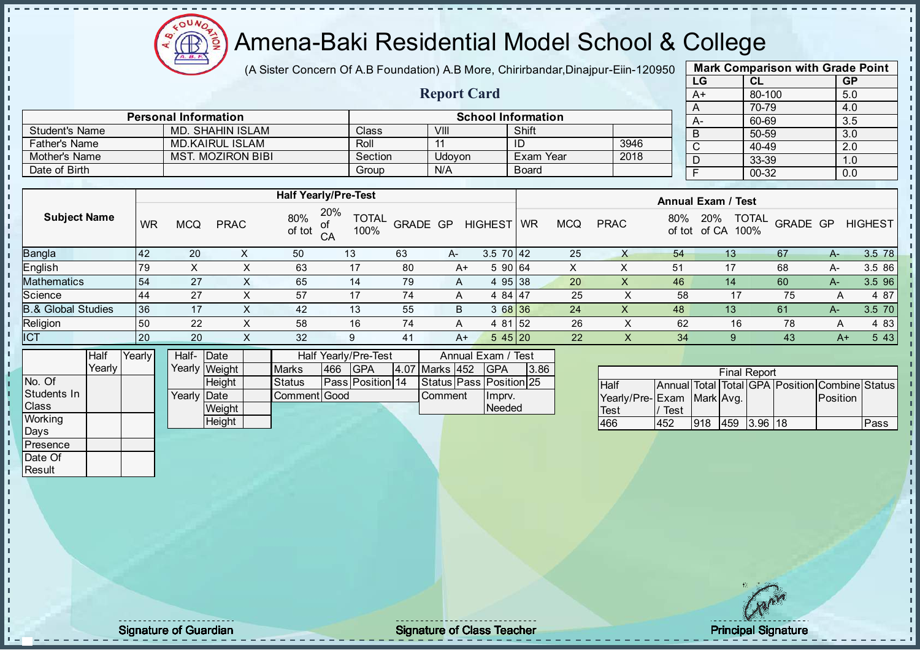# Amena-Baki Residential Model School & College

(A Sister Concern Of A.B Foundation) A.B More, Chirirbandar,Dinajpur-Eiin-120950

## Report Card

| Mark Comparison with Grade Point | | |
|---|---|---|
| LG | CL | GP |
| A+ | 80-100 | 5.0 |
| A | 70-79 | 4.0 |
| A- | 60-69 | 3.5 |
| B | 50-59 | 3.0 |
| C | 40-49 | 2.0 |
| D | 33-39 | 1.0 |
| F | 00-32 | 0.0 |

| Personal Information | | School Information | | | |
|---|---|---|---|---|---|
| Student's Name | MD. SHAHIN ISLAM | Class | VIII | Shift | |
| Father's Name | MD.KAIRUL ISLAM | Roll | 11 | ID | 3946 |
| Mother's Name | MST. MOZIRON BIBI | Section | Udoyon | Exam Year | 2018 |
| Date of Birth | | Group | N/A | Board | |

| Subject Name | Half Yearly/Pre-Test | | | | | | | | | Annual Exam / Test | | | | | | | | |
|---|---|---|---|---|---|---|---|---|---|---|---|---|---|---|---|---|---|---|
| | WR | MCQ | PRAC | 80% of tot | 20% of CA | TOTAL 100% | GRADE | GP | HIGHEST | WR | MCQ | PRAC | 80% of tot | 20% of CA | TOTAL 100% | GRADE | GP | HIGHEST |
| Bangla | 42 | 20 | X | 50 | 13 | 63 | A- | 3.5 | 70 | 42 | 25 | X | 54 | 13 | 67 | A- | 3.5 | 78 |
| English | 79 | X | X | 63 | 17 | 80 | A+ | 5 | 90 | 64 | X | X | 51 | 17 | 68 | A- | 3.5 | 86 |
| Mathematics | 54 | 27 | X | 65 | 14 | 79 | A | 4 | 95 | 38 | 20 | X | 46 | 14 | 60 | A- | 3.5 | 96 |
| Science | 44 | 27 | X | 57 | 17 | 74 | A | 4 | 84 | 47 | 25 | X | 58 | 17 | 75 | A | 4 | 87 |
| B.& Global Studies | 36 | 17 | X | 42 | 13 | 55 | B | 3 | 68 | 36 | 24 | X | 48 | 13 | 61 | A- | 3.5 | 70 |
| Religion | 50 | 22 | X | 58 | 16 | 74 | A | 4 | 81 | 52 | 26 | X | 62 | 16 | 78 | A | 4 | 83 |
| ICT | 20 | 20 | X | 32 | 9 | 41 | A+ | 5 | 45 | 20 | 22 | X | 34 | 9 | 43 | A+ | 5 | 43 |

| | Half Yearly | Yearly |
|---|---|---|
| No. Of Students In Class | | |
| Working Days | | |
| Presence | | |
| Date Of Result | | |

| | | |
|---|---|---|
| Half-Yearly | Date | |
| | Weight | |
| | Height | |
| Yearly | Date | |
| | Weight | |
| | Height | |

| Half Yearly/Pre-Test | | | | Annual Exam / Test | | | |
|---|---|---|---|---|---|---|---|
| Marks | 466 | GPA | 4.07 | Marks | 452 | GPA | 3.86 |
| Status | Pass | Position | 14 | Status | Pass | Position | 25 |
| Comment | Good | | | Comment | | Imprv. Needed | |

| Final Report | | | | | | | |
|---|---|---|---|---|---|---|---|
| Half Yearly/Pre-Test | Annual Exam / Test | Total Mark | Total Avg. | GPA | Position | Combine Position | Status |
| 466 | 452 | 918 | 459 | 3.96 | 18 | | Pass |

Signature of Guardian

Signature of Class Teacher

Principal Signature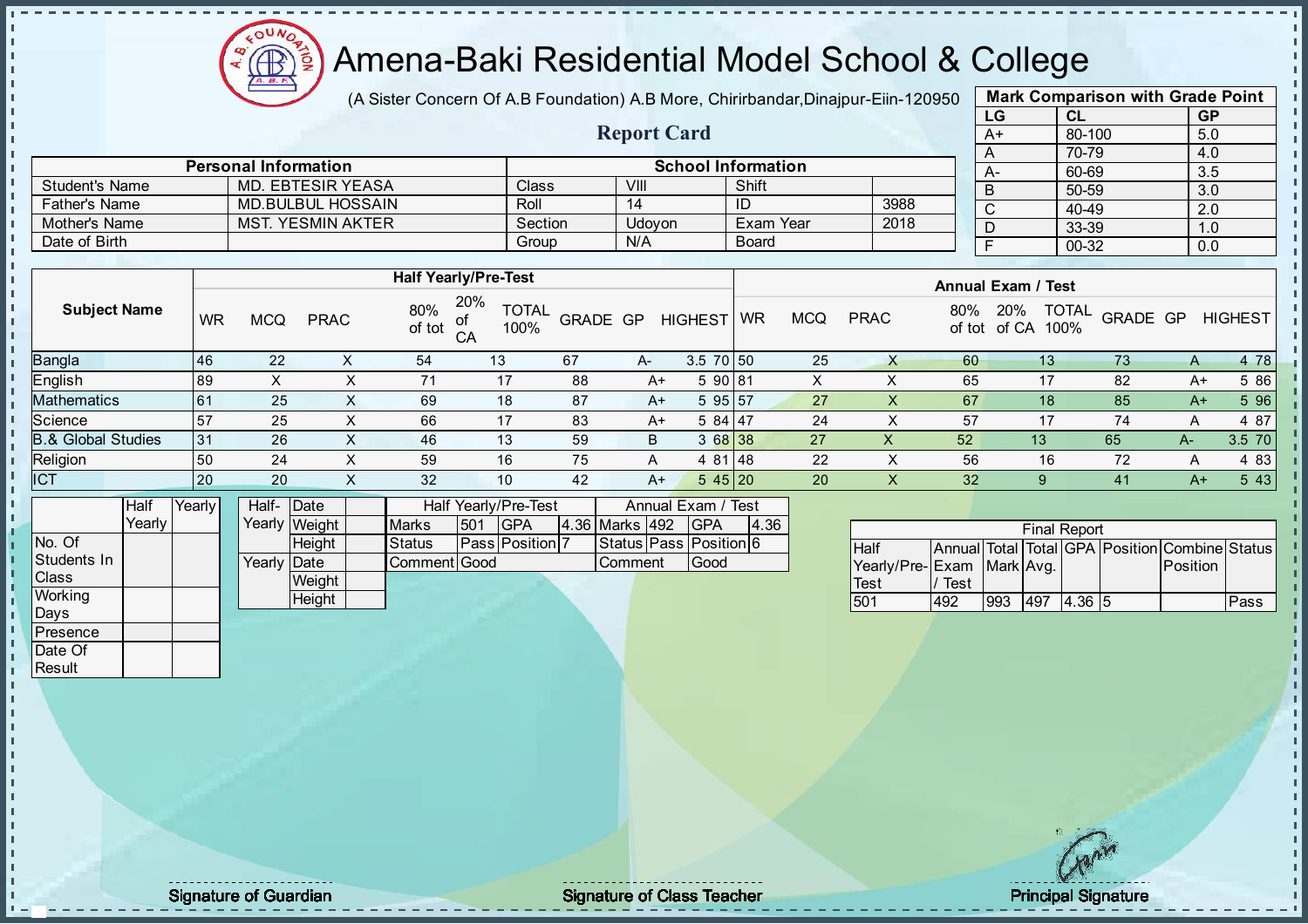# Amena-Baki Residential Model School & College

(A Sister Concern Of A.B Foundation) A.B More, Chirirbandar,Dinajpur-Eiin-120950

## Report Card

| Mark Comparison with Grade Point | | |
|---|---|---|
| LG | CL | GP |
| A+ | 80-100 | 5.0 |
| A | 70-79 | 4.0 |
| A- | 60-69 | 3.5 |
| B | 50-59 | 3.0 |
| C | 40-49 | 2.0 |
| D | 33-39 | 1.0 |
| F | 00-32 | 0.0 |

| Personal Information | | School Information | | | |
|---|---|---|---|---|---|
| Student's Name | MD. EBTESIR YEASA | Class | VIII | Shift | |
| Father's Name | MD.BULBUL HOSSAIN | Roll | 14 | ID | 3988 |
| Mother's Name | MST. YESMIN AKTER | Section | Udoyon | Exam Year | 2018 |
| Date of Birth | | Group | N/A | Board | |

| Subject Name | Half Yearly/Pre-Test | | | | | | | | | Annual Exam / Test | | | | | | | | |
|---|---|---|---|---|---|---|---|---|---|---|---|---|---|---|---|---|---|---|
| | WR | MCQ | PRAC | 80% of tot | 20% of CA | TOTAL 100% | GRADE | GP | HIGHEST | WR | MCQ | PRAC | 80% of tot | 20% of CA | TOTAL 100% | GRADE | GP | HIGHEST |
| Bangla | 46 | 22 | X | 54 | 13 | 67 | A- | 3.5 | 70 | 50 | 25 | X | 60 | 13 | 73 | A | 4 | 78 |
| English | 89 | X | X | 71 | 17 | 88 | A+ | 5 | 90 | 81 | X | X | 65 | 17 | 82 | A+ | 5 | 86 |
| Mathematics | 61 | 25 | X | 69 | 18 | 87 | A+ | 5 | 95 | 57 | 27 | X | 67 | 18 | 85 | A+ | 5 | 96 |
| Science | 57 | 25 | X | 66 | 17 | 83 | A+ | 5 | 84 | 47 | 24 | X | 57 | 17 | 74 | A | 4 | 87 |
| B.& Global Studies | 31 | 26 | X | 46 | 13 | 59 | B | 3 | 68 | 38 | 27 | X | 52 | 13 | 65 | A- | 3.5 | 70 |
| Religion | 50 | 24 | X | 59 | 16 | 75 | A | 4 | 81 | 48 | 22 | X | 56 | 16 | 72 | A | 4 | 83 |
| ICT | 20 | 20 | X | 32 | 10 | 42 | A+ | 5 | 45 | 20 | 20 | X | 32 | 9 | 41 | A+ | 5 | 43 |

| | Half Yearly | Yearly |
|---|---|---|
| No. Of Students In Class | | |
| Working Days | | |
| Presence | | |
| Date Of Result | | |

| | | |
|---|---|---|
| Half-Yearly | Date | |
| | Weight | |
| | Height | |
| Yearly | Date | |
| | Weight | |
| | Height | |

| Half Yearly/Pre-Test | | | | Annual Exam / Test | | | |
|---|---|---|---|---|---|---|---|
| Marks | 501 | GPA | 4.36 | Marks | 492 | GPA | 4.36 |
| Status | Pass | Position | 7 | Status | Pass | Position | 6 |
| Comment | Good | | | Comment | Good | | |

| Final Report | | | | | | | |
|---|---|---|---|---|---|---|---|
| Half Yearly/Pre-Test | Annual Exam / Test | Total Mark | Total Avg. | GPA | Position | Combine Position | Status |
| 501 | 492 | 993 | 497 | 4.36 | 5 | | Pass |

Signature of Guardian

Signature of Class Teacher

Principal Signature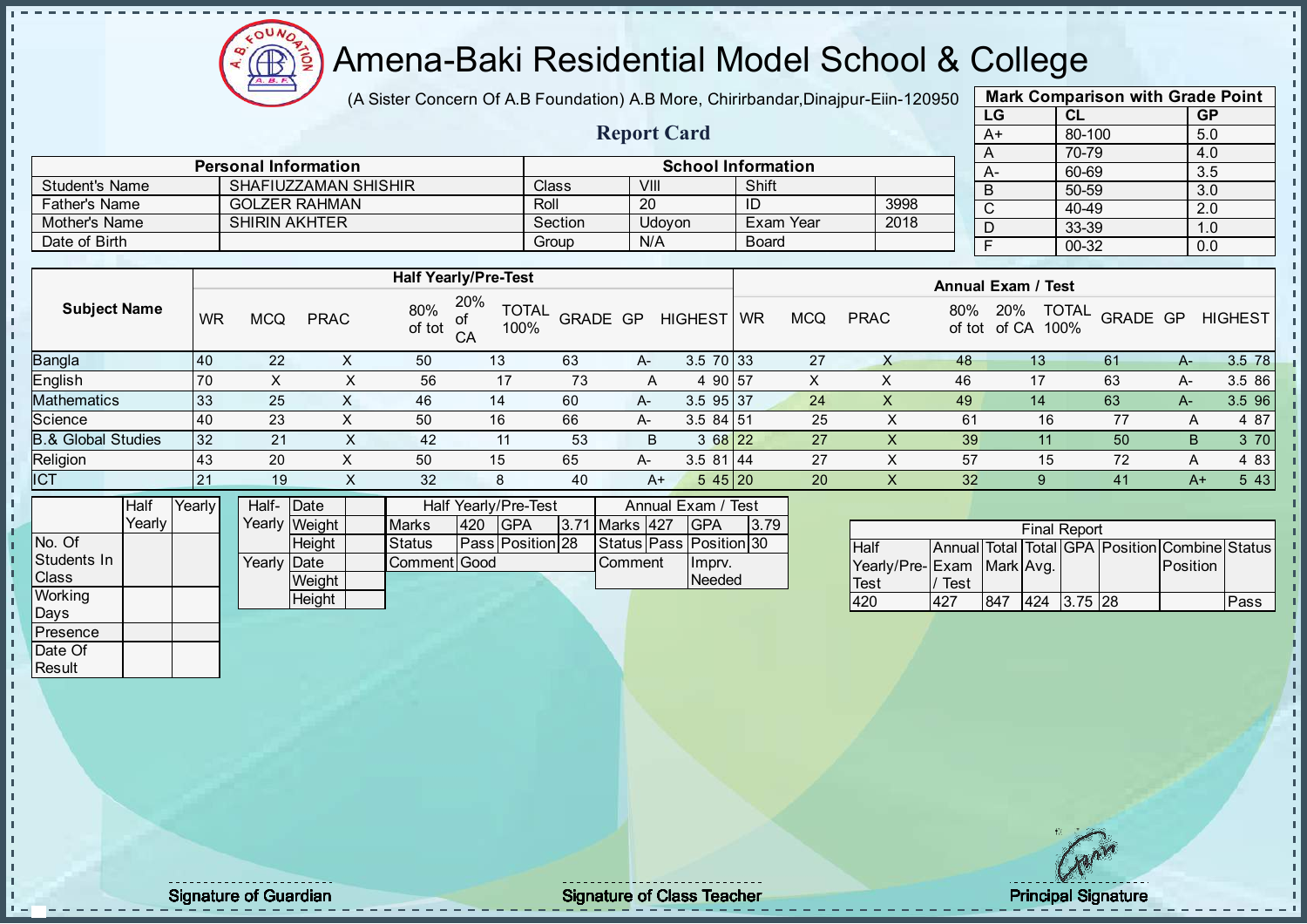# Amena-Baki Residential Model School & College

(A Sister Concern Of A.B Foundation) A.B More, Chirirbandar,Dinajpur-Eiin-120950

## Report Card

| Mark Comparison with Grade Point | | |
|---|---|---|
| LG | CL | GP |
| A+ | 80-100 | 5.0 |
| A | 70-79 | 4.0 |
| A- | 60-69 | 3.5 |
| B | 50-59 | 3.0 |
| C | 40-49 | 2.0 |
| D | 33-39 | 1.0 |
| F | 00-32 | 0.0 |

| Personal Information | | School Information | | | |
|---|---|---|---|---|---|
| Student's Name | SHAFIUZZAMAN SHISHIR | Class | VIII | Shift | |
| Father's Name | GOLZER RAHMAN | Roll | 20 | ID | 3998 |
| Mother's Name | SHIRIN AKHTER | Section | Udoyon | Exam Year | 2018 |
| Date of Birth | | Group | N/A | Board | |

| Subject Name | Half Yearly/Pre-Test | | | | | | | | | Annual Exam / Test | | | | | | | | |
|---|---|---|---|---|---|---|---|---|---|---|---|---|---|---|---|---|---|---|
| | WR | MCQ | PRAC | 80% of tot | 20% of CA | TOTAL 100% | GRADE | GP | HIGHEST | WR | MCQ | PRAC | 80% of tot | 20% of CA | TOTAL 100% | GRADE | GP | HIGHEST |
| Bangla | 40 | 22 | X | 50 | 13 | 63 | A- | 3.5 | 70 | 33 | 27 | X | 48 | 13 | 61 | A- | 3.5 | 78 |
| English | 70 | X | X | 56 | 17 | 73 | A | 4 | 90 | 57 | X | X | 46 | 17 | 63 | A- | 3.5 | 86 |
| Mathematics | 33 | 25 | X | 46 | 14 | 60 | A- | 3.5 | 95 | 37 | 24 | X | 49 | 14 | 63 | A- | 3.5 | 96 |
| Science | 40 | 23 | X | 50 | 16 | 66 | A- | 3.5 | 84 | 51 | 25 | X | 61 | 16 | 77 | A | 4 | 87 |
| B.& Global Studies | 32 | 21 | X | 42 | 11 | 53 | B | 3 | 68 | 22 | 27 | X | 39 | 11 | 50 | B | 3 | 70 |
| Religion | 43 | 20 | X | 50 | 15 | 65 | A- | 3.5 | 81 | 44 | 27 | X | 57 | 15 | 72 | A | 4 | 83 |
| ICT | 21 | 19 | X | 32 | 8 | 40 | A+ | 5 | 45 | 20 | 20 | X | 32 | 9 | 41 | A+ | 5 | 43 |

| | Half Yearly | Yearly |
|---|---|---|
| No. Of Students In Class | | |
| Working Days | | |
| Presence | | |
| Date Of Result | | |

| | | |
|---|---|---|
| Half-Yearly | Date | |
| | Weight | |
| | Height | |
| Yearly | Date | |
| | Weight | |
| | Height | |

| Half Yearly/Pre-Test | | | | Annual Exam / Test | | | |
|---|---|---|---|---|---|---|---|
| Marks | 420 | GPA | 3.71 | Marks | 427 | GPA | 3.79 |
| Status | Pass | Position | 28 | Status | Pass | Position | 30 |
| Comment | Good | | | Comment | Imprv. Needed | | |

| Final Report | | | | | | | |
|---|---|---|---|---|---|---|---|
| Half Yearly/Pre-Test | Annual Exam / Test | Total Mark | Total Avg. | GPA | Position | Combine Position | Status |
| 420 | 427 | 847 | 424 | 3.75 | 28 | | Pass |

Signature of Guardian

Signature of Class Teacher

Principal Signature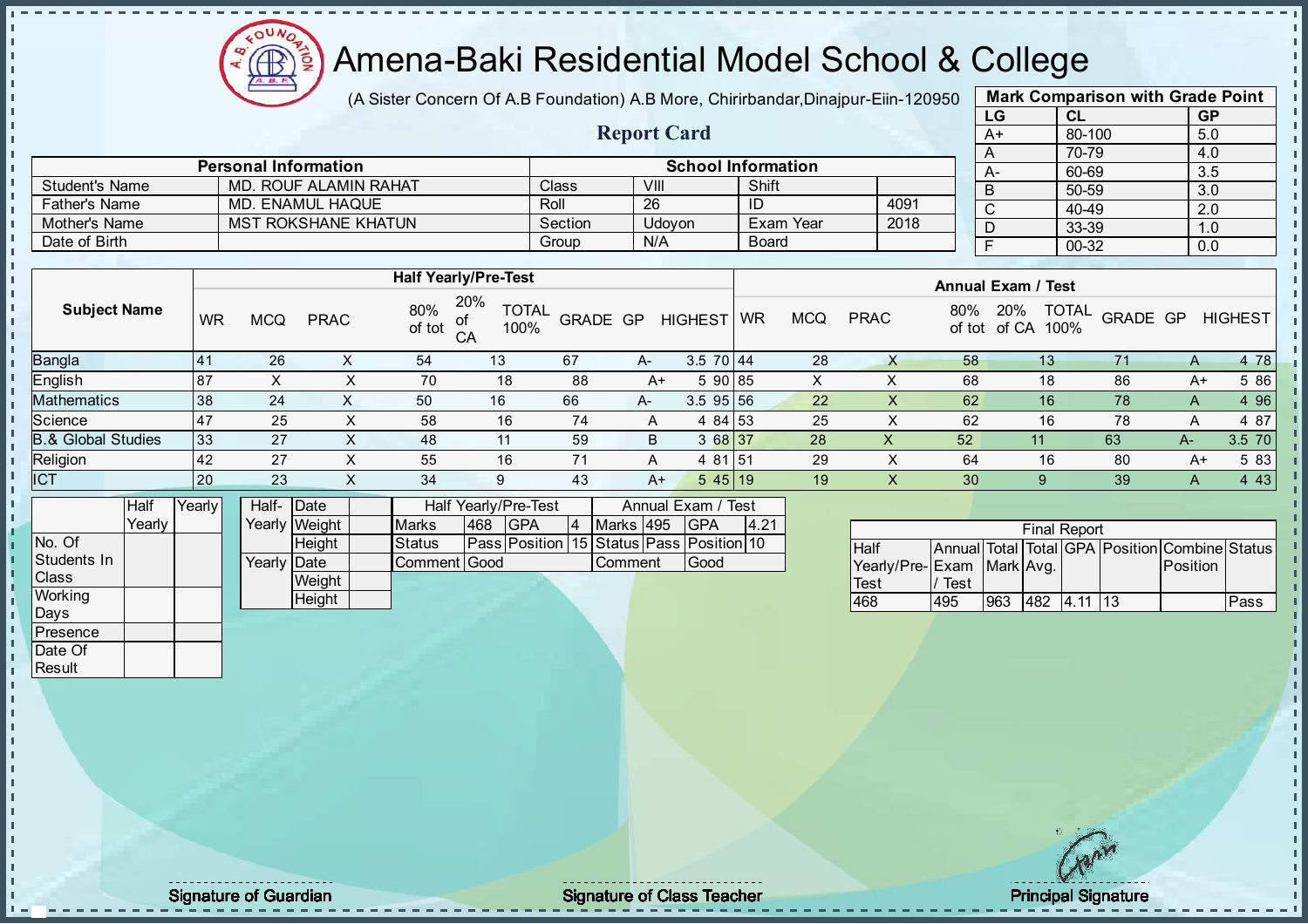# Amena-Baki Residential Model School & College

(A Sister Concern Of A.B Foundation) A.B More, Chirirbandar,Dinajpur-Eiin-120950

## Report Card

| Mark Comparison with Grade Point | | |
|---|---|---|
| LG | CL | GP |
| A+ | 80-100 | 5.0 |
| A | 70-79 | 4.0 |
| A- | 60-69 | 3.5 |
| B | 50-59 | 3.0 |
| C | 40-49 | 2.0 |
| D | 33-39 | 1.0 |
| F | 00-32 | 0.0 |

| Personal Information | | School Information | | | |
|---|---|---|---|---|---|
| Student's Name | MD. ROUF ALAMIN RAHAT | Class | VIII | Shift | |
| Father's Name | MD. ENAMUL HAQUE | Roll | 26 | ID | 4091 |
| Mother's Name | MST ROKSHANE KHATUN | Section | Udoyon | Exam Year | 2018 |
| Date of Birth | | Group | N/A | Board | |

| Subject Name | Half Yearly/Pre-Test | | | | | | | | | Annual Exam / Test | | | | | | | | |
|---|---|---|---|---|---|---|---|---|---|---|---|---|---|---|---|---|---|---|
| | WR | MCQ | PRAC | 80% of tot | 20% of CA | TOTAL 100% | GRADE | GP | HIGHEST | WR | MCQ | PRAC | 80% of tot | 20% of CA | TOTAL 100% | GRADE | GP | HIGHEST |
| Bangla | 41 | 26 | X | 54 | 13 | 67 | A- | 3.5 | 70 | 44 | 28 | X | 58 | 13 | 71 | A | 4 | 78 |
| English | 87 | X | X | 70 | 18 | 88 | A+ | 5 | 90 | 85 | X | X | 68 | 18 | 86 | A+ | 5 | 86 |
| Mathematics | 38 | 24 | X | 50 | 16 | 66 | A- | 3.5 | 95 | 56 | 22 | X | 62 | 16 | 78 | A | 4 | 96 |
| Science | 47 | 25 | X | 58 | 16 | 74 | A | 4 | 84 | 53 | 25 | X | 62 | 16 | 78 | A | 4 | 87 |
| B.& Global Studies | 33 | 27 | X | 48 | 11 | 59 | B | 3 | 68 | 37 | 28 | X | 52 | 11 | 63 | A- | 3.5 | 70 |
| Religion | 42 | 27 | X | 55 | 16 | 71 | A | 4 | 81 | 51 | 29 | X | 64 | 16 | 80 | A+ | 5 | 83 |
| ICT | 20 | 23 | X | 34 | 9 | 43 | A+ | 5 | 45 | 19 | 19 | X | 30 | 9 | 39 | A | 4 | 43 |

| | Half Yearly | Yearly |
|---|---|---|
| No. Of Students In Class | | |
| Working Days | | |
| Presence | | |
| Date Of Result | | |

| | | |
|---|---|---|
| Half-Yearly | Date | |
| | Weight | |
| | Height | |
| Yearly | Date | |
| | Weight | |
| | Height | |

| Half Yearly/Pre-Test | | | | Annual Exam / Test | | | |
|---|---|---|---|---|---|---|---|
| Marks | 468 | GPA | 4 | Marks | 495 | GPA | 4.21 |
| Status | Pass | Position | 15 | Status | Pass | Position | 10 |
| Comment | Good | | | Comment | Good | | |

| Final Report | | | | | | | |
|---|---|---|---|---|---|---|---|
| Half Yearly/Pre-Test | Annual Exam / Test | Total Mark | Total Avg. | GPA | Position | Combine Position | Status |
| 468 | 495 | 963 | 482 | 4.11 | 13 | | Pass |

Signature of Guardian

Signature of Class Teacher

Principal Signature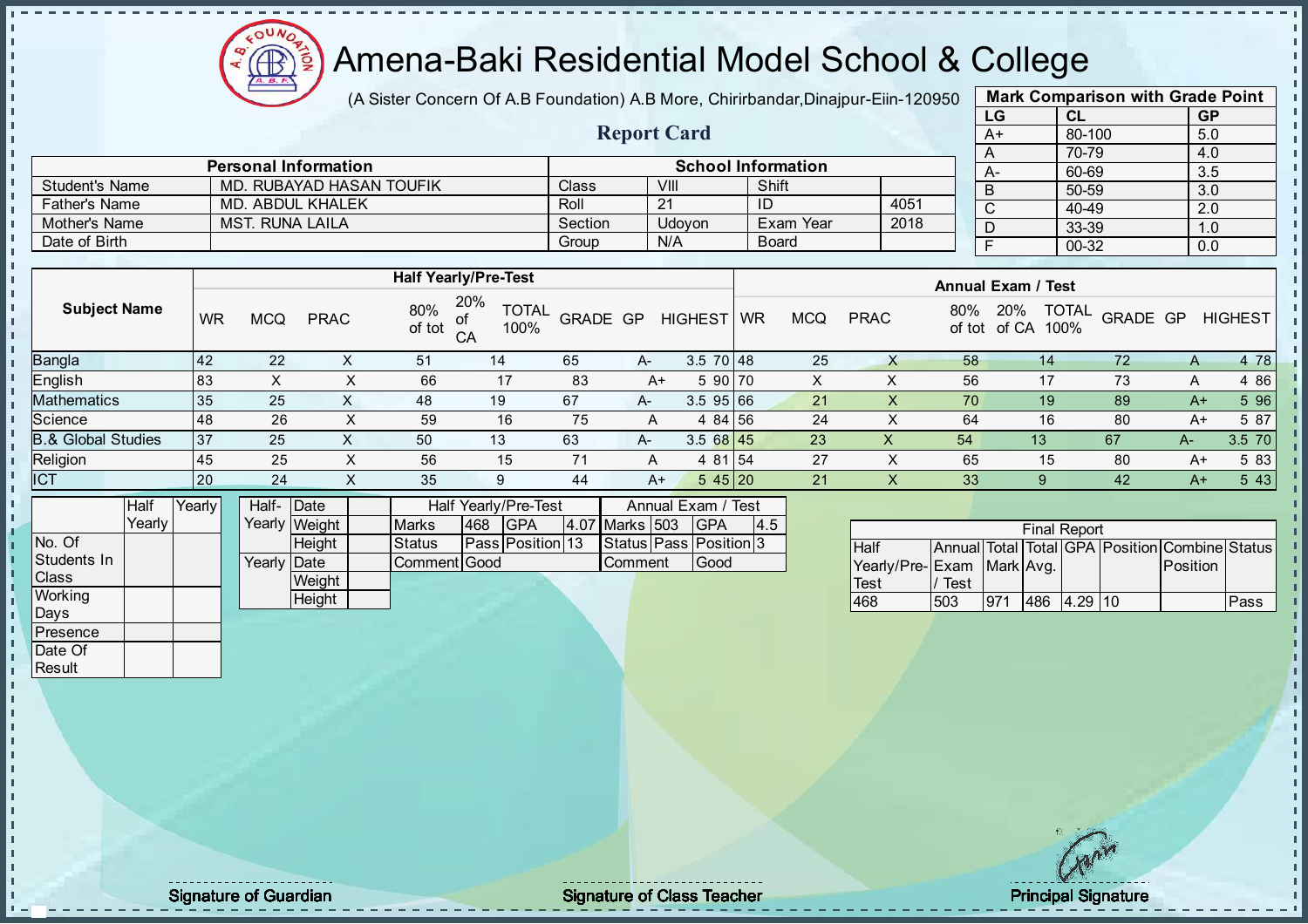# Amena-Baki Residential Model School & College

(A Sister Concern Of A.B Foundation) A.B More, Chirirbandar,Dinajpur-Eiin-120950

## Report Card

| Mark Comparison with Grade Point | | |
|---|---|---|
| LG | CL | GP |
| A+ | 80-100 | 5.0 |
| A | 70-79 | 4.0 |
| A- | 60-69 | 3.5 |
| B | 50-59 | 3.0 |
| C | 40-49 | 2.0 |
| D | 33-39 | 1.0 |
| F | 00-32 | 0.0 |

| Personal Information | | School Information | | | |
|---|---|---|---|---|---|
| Student's Name | MD. RUBAYAD HASAN TOUFIK | Class | VIII | Shift | |
| Father's Name | MD. ABDUL KHALEK | Roll | 21 | ID | 4051 |
| Mother's Name | MST. RUNA LAILA | Section | Udoyon | Exam Year | 2018 |
| Date of Birth | | Group | N/A | Board | |

| Subject Name | Half Yearly/Pre-Test | | | | | | | | | Annual Exam / Test | | | | | | | | |
|---|---|---|---|---|---|---|---|---|---|---|---|---|---|---|---|---|---|---|
| | WR | MCQ | PRAC | 80% of tot | 20% of CA | TOTAL 100% | GRADE | GP | HIGHEST | WR | MCQ | PRAC | 80% of tot | 20% of CA | TOTAL 100% | GRADE | GP | HIGHEST |
| Bangla | 42 | 22 | X | 51 | 14 | 65 | A- | 3.5 | 70 | 48 | 25 | X | 58 | 14 | 72 | A | 4 | 78 |
| English | 83 | X | X | 66 | 17 | 83 | A+ | 5 | 90 | 70 | X | X | 56 | 17 | 73 | A | 4 | 86 |
| Mathematics | 35 | 25 | X | 48 | 19 | 67 | A- | 3.5 | 95 | 66 | 21 | X | 70 | 19 | 89 | A+ | 5 | 96 |
| Science | 48 | 26 | X | 59 | 16 | 75 | A | 4 | 84 | 56 | 24 | X | 64 | 16 | 80 | A+ | 5 | 87 |
| B.& Global Studies | 37 | 25 | X | 50 | 13 | 63 | A- | 3.5 | 68 | 45 | 23 | X | 54 | 13 | 67 | A- | 3.5 | 70 |
| Religion | 45 | 25 | X | 56 | 15 | 71 | A | 4 | 81 | 54 | 27 | X | 65 | 15 | 80 | A+ | 5 | 83 |
| ICT | 20 | 24 | X | 35 | 9 | 44 | A+ | 5 | 45 | 20 | 21 | X | 33 | 9 | 42 | A+ | 5 | 43 |

| | Half Yearly | Yearly |
|---|---|---|
| No. Of Students In Class | | |
| Working Days | | |
| Presence | | |
| Date Of Result | | |

| | | |
|---|---|---|
| Half-Yearly | Date | |
| | Weight | |
| | Height | |
| Yearly | Date | |
| | Weight | |
| | Height | |

| Half Yearly/Pre-Test | | | | Annual Exam / Test | | | |
|---|---|---|---|---|---|---|---|
| Marks | 468 | GPA | 4.07 | Marks | 503 | GPA | 4.5 |
| Status | Pass | Position | 13 | Status | Pass | Position | 3 |
| Comment | Good | | | Comment | Good | | |

| Final Report | | | | | | | |
|---|---|---|---|---|---|---|---|
| Half Yearly/Pre-Test | Annual Exam / Test | Total Mark | Total Avg. | GPA | Position | Combine Position | Status |
| 468 | 503 | 971 | 486 | 4.29 | 10 | | Pass |

Signature of Guardian | Signature of Class Teacher | Principal Signature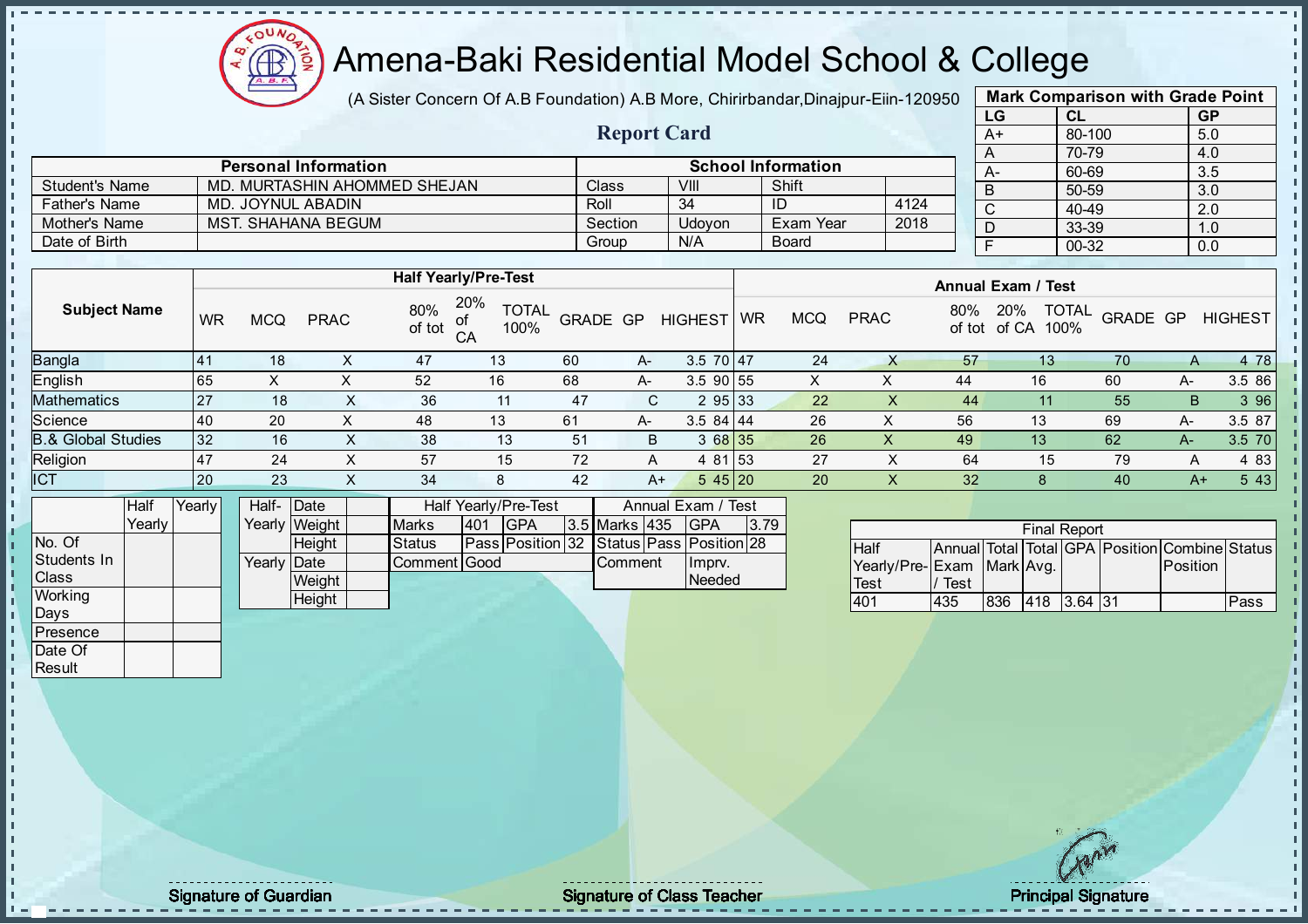# Amena-Baki Residential Model School & College

(A Sister Concern Of A.B Foundation) A.B More, Chirirbandar,Dinajpur-Eiin-120950

## Report Card

| Mark Comparison with Grade Point | | |
|---|---|---|
| LG | CL | GP |
| A+ | 80-100 | 5.0 |
| A | 70-79 | 4.0 |
| A- | 60-69 | 3.5 |
| B | 50-59 | 3.0 |
| C | 40-49 | 2.0 |
| D | 33-39 | 1.0 |
| F | 00-32 | 0.0 |

| Personal Information | | School Information | | | |
|---|---|---|---|---|---|
| Student's Name | MD. MURTASHIN AHOMMED SHEJAN | Class | VIII | Shift | |
| Father's Name | MD. JOYNUL ABADIN | Roll | 34 | ID | 4124 |
| Mother's Name | MST. SHAHANA BEGUM | Section | Udoyon | Exam Year | 2018 |
| Date of Birth | | Group | N/A | Board | |

| Subject Name | Half Yearly/Pre-Test | | | | | | | | | Annual Exam / Test | | | | | | | | |
|---|---|---|---|---|---|---|---|---|---|---|---|---|---|---|---|---|---|---|
| | WR | MCQ | PRAC | 80% of tot | 20% of CA | TOTAL 100% | GRADE | GP | HIGHEST | WR | MCQ | PRAC | 80% of tot | 20% of CA | TOTAL 100% | GRADE | GP | HIGHEST |
| Bangla | 41 | 18 | X | 47 | 13 | 60 | A- | 3.5 | 70 | 47 | 24 | X | 57 | 13 | 70 | A | 4 | 78 |
| English | 65 | X | X | 52 | 16 | 68 | A- | 3.5 | 90 | 55 | X | X | 44 | 16 | 60 | A- | 3.5 | 86 |
| Mathematics | 27 | 18 | X | 36 | 11 | 47 | C | 2 | 95 | 33 | 22 | X | 44 | 11 | 55 | B | 3 | 96 |
| Science | 40 | 20 | X | 48 | 13 | 61 | A- | 3.5 | 84 | 44 | 26 | X | 56 | 13 | 69 | A- | 3.5 | 87 |
| B.& Global Studies | 32 | 16 | X | 38 | 13 | 51 | B | 3 | 68 | 35 | 26 | X | 49 | 13 | 62 | A- | 3.5 | 70 |
| Religion | 47 | 24 | X | 57 | 15 | 72 | A | 4 | 81 | 53 | 27 | X | 64 | 15 | 79 | A | 4 | 83 |
| ICT | 20 | 23 | X | 34 | 8 | 42 | A+ | 5 | 45 | 20 | 20 | X | 32 | 8 | 40 | A+ | 5 | 43 |

| | Half Yearly | Yearly |
|---|---|---|
| No. Of Students In Class | | |
| Working Days | | |
| Presence | | |
| Date Of Result | | |

| | | |
|---|---|---|
| Half-Yearly | Date | |
| | Weight | |
| | Height | |
| Yearly | Date | |
| | Weight | |
| | Height | |

| Half Yearly/Pre-Test | | | |
|---|---|---|---|
| Marks | 401 | GPA | 3.5 |
| Status | Pass | Position | 32 |
| Comment | Good | | |

| Annual Exam / Test | | | |
|---|---|---|---|
| Marks | 435 | GPA | 3.79 |
| Status | Pass | Position | 28 |
| Comment | | Imprv. Needed | |

| Final Report | | | | | | | |
|---|---|---|---|---|---|---|---|
| Half Yearly/Pre-Test | Annual Exam / Test | Total Mark | Total Avg. | GPA | Position | Combine Position | Status |
| 401 | 435 | 836 | 418 | 3.64 | 31 | | Pass |

Signature of Guardian | Signature of Class Teacher | Principal Signature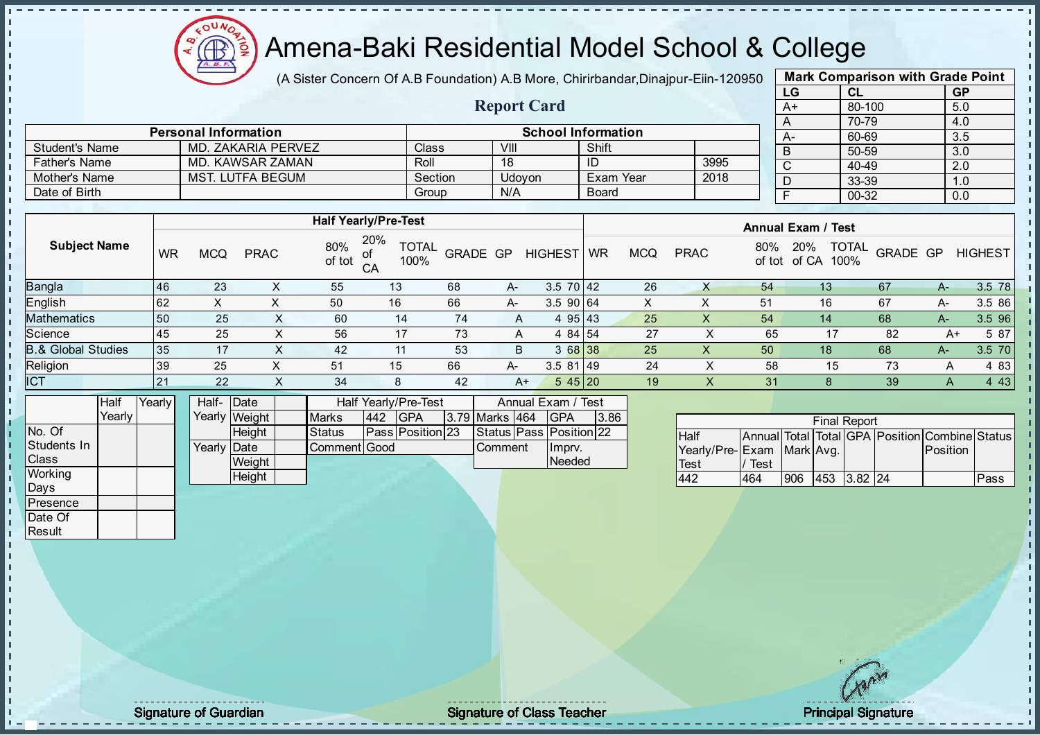# Amena-Baki Residential Model School & College

(A Sister Concern Of A.B Foundation) A.B More, Chirirbandar,Dinajpur-Eiin-120950

## Report Card

| Mark Comparison with Grade Point | | |
|---|---|---|
| LG | CL | GP |
| A+ | 80-100 | 5.0 |
| A | 70-79 | 4.0 |
| A- | 60-69 | 3.5 |
| B | 50-59 | 3.0 |
| C | 40-49 | 2.0 |
| D | 33-39 | 1.0 |
| F | 00-32 | 0.0 |

| Personal Information | | School Information | | | |
|---|---|---|---|---|---|
| Student's Name | MD. ZAKARIA PERVEZ | Class | VIII | Shift | |
| Father's Name | MD. KAWSAR ZAMAN | Roll | 18 | ID | 3995 |
| Mother's Name | MST. LUTFA BEGUM | Section | Udoyon | Exam Year | 2018 |
| Date of Birth | | Group | N/A | Board | |

| Subject Name | Half Yearly/Pre-Test | | | | | | | | | Annual Exam / Test | | | | | | | | |
|---|---|---|---|---|---|---|---|---|---|---|---|---|---|---|---|---|---|---|
| | WR | MCQ | PRAC | 80% of tot | 20% of CA | TOTAL 100% | GRADE | GP | HIGHEST | WR | MCQ | PRAC | 80% of tot | 20% of CA | TOTAL 100% | GRADE | GP | HIGHEST |
| Bangla | 46 | 23 | X | 55 | 13 | 68 | A- | 3.5 | 70 | 42 | 26 | X | 54 | 13 | 67 | A- | 3.5 | 78 |
| English | 62 | X | X | 50 | 16 | 66 | A- | 3.5 | 90 | 64 | X | X | 51 | 16 | 67 | A- | 3.5 | 86 |
| Mathematics | 50 | 25 | X | 60 | 14 | 74 | A | 4 | 95 | 43 | 25 | X | 54 | 14 | 68 | A- | 3.5 | 96 |
| Science | 45 | 25 | X | 56 | 17 | 73 | A | 4 | 84 | 54 | 27 | X | 65 | 17 | 82 | A+ | 5 | 87 |
| B.& Global Studies | 35 | 17 | X | 42 | 11 | 53 | B | 3 | 68 | 38 | 25 | X | 50 | 18 | 68 | A- | 3.5 | 70 |
| Religion | 39 | 25 | X | 51 | 15 | 66 | A- | 3.5 | 81 | 49 | 24 | X | 58 | 15 | 73 | A | 4 | 83 |
| ICT | 21 | 22 | X | 34 | 8 | 42 | A+ | 5 | 45 | 20 | 19 | X | 31 | 8 | 39 | A | 4 | 43 |

| | Half Yearly | Yearly |
|---|---|---|
| No. Of Students In Class | | |
| Working Days | | |
| Presence | | |
| Date Of Result | | |

| | | |
|---|---|---|
| Half-Yearly | Date | |
| | Weight | |
| | Height | |
| Yearly | Date | |
| | Weight | |
| | Height | |

| Half Yearly/Pre-Test | | | | Annual Exam / Test | | | |
|---|---|---|---|---|---|---|---|
| Marks | 442 | GPA | 3.79 | Marks | 464 | GPA | 3.86 |
| Status | Pass | Position | 23 | Status | Pass | Position | 22 |
| Comment | Good | | | Comment | Imprv. Needed | | |

| Final Report | | | | | | | |
|---|---|---|---|---|---|---|---|
| Half Yearly/Pre-Test | Annual Exam / Test | Total Mark | Total Avg. | GPA | Position | Combine Position | Status |
| 442 | 464 | 906 | 453 | 3.82 | 24 | | Pass |

Signature of Guardian

Signature of Class Teacher

Principal Signature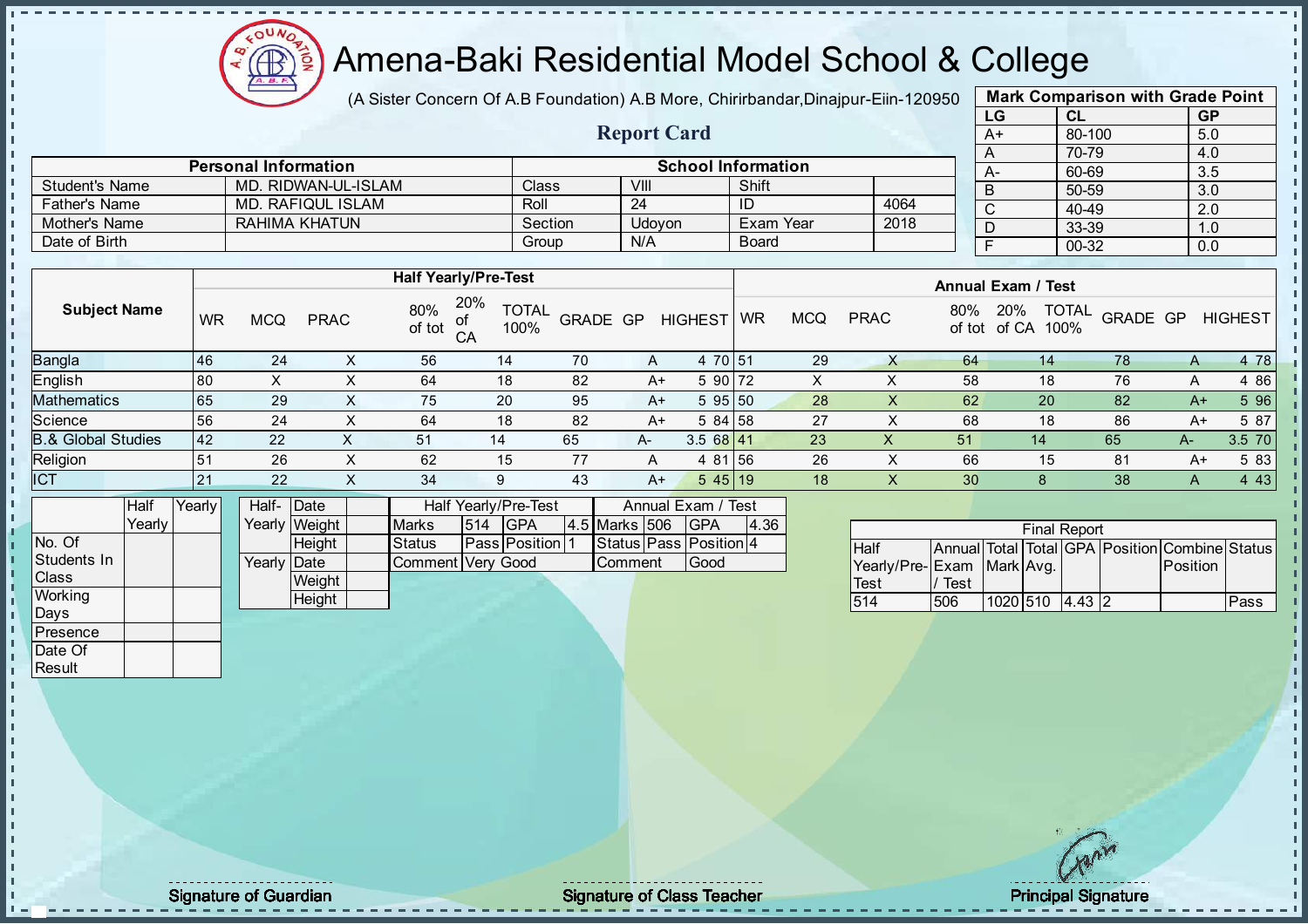# Amena-Baki Residential Model School & College

(A Sister Concern Of A.B Foundation) A.B More, Chirirbandar,Dinajpur-Eiin-120950

## Report Card

| Mark Comparison with Grade Point | | |
|---|---|---|
| LG | CL | GP |
| A+ | 80-100 | 5.0 |
| A | 70-79 | 4.0 |
| A- | 60-69 | 3.5 |
| B | 50-59 | 3.0 |
| C | 40-49 | 2.0 |
| D | 33-39 | 1.0 |
| F | 00-32 | 0.0 |

| Personal Information | | School Information | | | |
|---|---|---|---|---|---|
| Student's Name | MD. RIDWAN-UL-ISLAM | Class | VIII | Shift | |
| Father's Name | MD. RAFIQUL ISLAM | Roll | 24 | ID | 4064 |
| Mother's Name | RAHIMA KHATUN | Section | Udoyon | Exam Year | 2018 |
| Date of Birth | | Group | N/A | Board | |

| Subject Name | Half Yearly/Pre-Test | | | | | | | | | | Annual Exam / Test | | | | | | | | | |
|---|---|---|---|---|---|---|---|---|---|---|---|---|---|---|---|---|---|---|---|---|
| | WR | MCQ | PRAC | 80% of tot | 20% of CA | TOTAL 100% | GRADE | GP | HIGHEST | | WR | MCQ | PRAC | 80% of tot | 20% of CA | TOTAL 100% | GRADE | GP | HIGHEST |
| Bangla | 46 | 24 | X | 56 | 14 | 70 | A | 4 | 70 | | 51 | 29 | X | 64 | 14 | 78 | A | 4 | 78 |
| English | 80 | X | X | 64 | 18 | 82 | A+ | 5 | 90 | | 72 | X | X | 58 | 18 | 76 | A | 4 | 86 |
| Mathematics | 65 | 29 | X | 75 | 20 | 95 | A+ | 5 | 95 | | 50 | 28 | X | 62 | 20 | 82 | A+ | 5 | 96 |
| Science | 56 | 24 | X | 64 | 18 | 82 | A+ | 5 | 84 | | 58 | 27 | X | 68 | 18 | 86 | A+ | 5 | 87 |
| B.& Global Studies | 42 | 22 | X | 51 | 14 | 65 | A- | 3.5 | 68 | | 41 | 23 | X | 51 | 14 | 65 | A- | 3.5 | 70 |
| Religion | 51 | 26 | X | 62 | 15 | 77 | A | 4 | 81 | | 56 | 26 | X | 66 | 15 | 81 | A+ | 5 | 83 |
| ICT | 21 | 22 | X | 34 | 9 | 43 | A+ | 5 | 45 | | 19 | 18 | X | 30 | 8 | 38 | A | 4 | 43 |

| | Half Yearly | Yearly |
|---|---|---|
| No. Of Students In Class | | |
| Working Days | | |
| Presence | | |
| Date Of Result | | |

| | | |
|---|---|---|
| Half-Yearly | Date | |
| | Weight | |
| | Height | |
| Yearly | Date | |
| | Weight | |
| | Height | |

| Half Yearly/Pre-Test | | | | Annual Exam / Test | | | |
|---|---|---|---|---|---|---|---|
| Marks | 514 | GPA | 4.5 | Marks | 506 | GPA | 4.36 |
| Status | Pass | Position | 1 | Status | Pass | Position | 4 |
| Comment | Very Good | | | Comment | Good | | |

| Final Report | | | | | | | |
|---|---|---|---|---|---|---|---|
| Half Yearly/Pre-Test | Annual Exam / Test | Total Mark | Total Avg. | GPA | Position | Combine Position | Status |
| 514 | 506 | 1020 | 510 | 4.43 | 2 | | Pass |

Signature of Guardian

Signature of Class Teacher

Principal Signature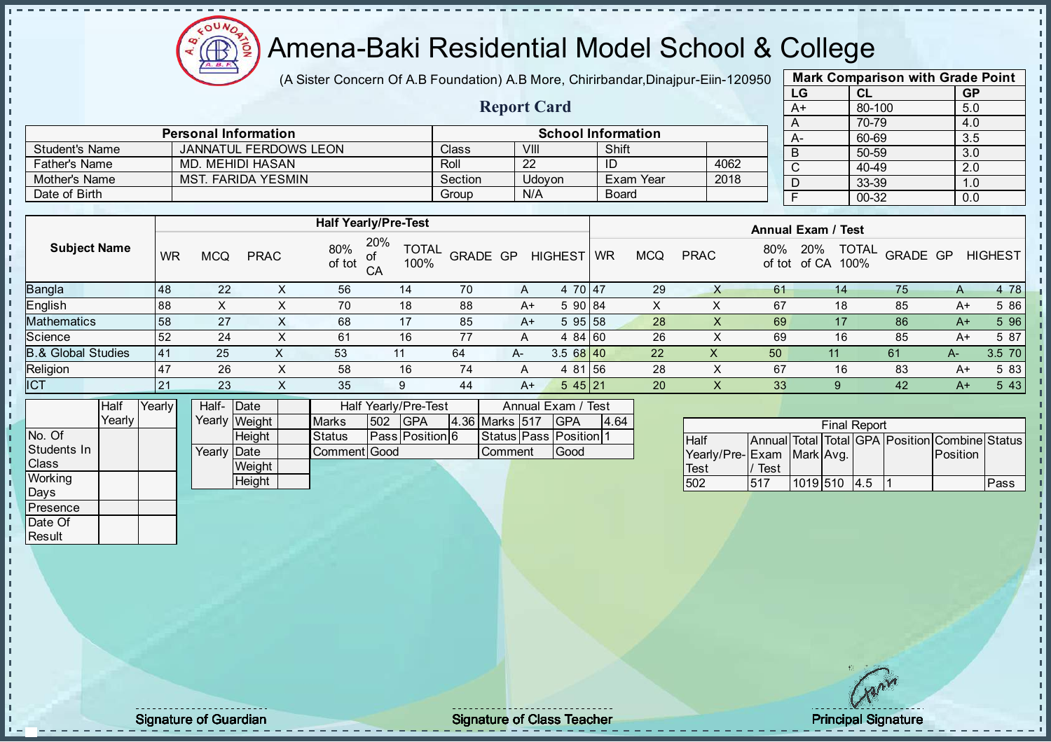# Amena-Baki Residential Model School & College

(A Sister Concern Of A.B Foundation) A.B More, Chirirbandar,Dinajpur-Eiin-120950

## Report Card

| Mark Comparison with Grade Point | | |
|---|---|---|
| LG | CL | GP |
| A+ | 80-100 | 5.0 |
| A | 70-79 | 4.0 |
| A- | 60-69 | 3.5 |
| B | 50-59 | 3.0 |
| C | 40-49 | 2.0 |
| D | 33-39 | 1.0 |
| F | 00-32 | 0.0 |

| Personal Information | | School Information | | | |
|---|---|---|---|---|---|
| Student's Name | JANNATUL FERDOWS LEON | Class | VIII | Shift | |
| Father's Name | MD. MEHIDI HASAN | Roll | 22 | ID | 4062 |
| Mother's Name | MST. FARIDA YESMIN | Section | Udoyon | Exam Year | 2018 |
| Date of Birth | | Group | N/A | Board | |

| Subject Name | Half Yearly/Pre-Test | | | | | | | | | Annual Exam / Test | | | | | | | | |
|---|---|---|---|---|---|---|---|---|---|---|---|---|---|---|---|---|---|---|
| | WR | MCQ | PRAC | 80% of tot | 20% of CA | TOTAL 100% | GRADE | GP | HIGHEST | WR | MCQ | PRAC | 80% of tot | 20% of CA | TOTAL 100% | GRADE | GP | HIGHEST |
| Bangla | 48 | 22 | X | 56 | 14 | 70 | A | 4 | 70 | 47 | 29 | X | 61 | 14 | 75 | A | 4 | 78 |
| English | 88 | X | X | 70 | 18 | 88 | A+ | 5 | 90 | 84 | X | X | 67 | 18 | 85 | A+ | 5 | 86 |
| Mathematics | 58 | 27 | X | 68 | 17 | 85 | A+ | 5 | 95 | 58 | 28 | X | 69 | 17 | 86 | A+ | 5 | 96 |
| Science | 52 | 24 | X | 61 | 16 | 77 | A | 4 | 84 | 60 | 26 | X | 69 | 16 | 85 | A+ | 5 | 87 |
| B.& Global Studies | 41 | 25 | X | 53 | 11 | 64 | A- | 3.5 | 68 | 40 | 22 | X | 50 | 11 | 61 | A- | 3.5 | 70 |
| Religion | 47 | 26 | X | 58 | 16 | 74 | A | 4 | 81 | 56 | 28 | X | 67 | 16 | 83 | A+ | 5 | 83 |
| ICT | 21 | 23 | X | 35 | 9 | 44 | A+ | 5 | 45 | 21 | 20 | X | 33 | 9 | 42 | A+ | 5 | 43 |

| | Half Yearly | Yearly |
|---|---|---|
| No. Of Students In Class | | |
| Working Days | | |
| Presence | | |
| Date Of Result | | |

| | | |
|---|---|---|
| Half-Yearly | Date | |
| | Weight | |
| | Height | |
| Yearly | Date | |
| | Weight | |
| | Height | |

| Half Yearly/Pre-Test | | | | Annual Exam / Test | | | |
|---|---|---|---|---|---|---|---|
| Marks | 502 | GPA | 4.36 | Marks | 517 | GPA | 4.64 |
| Status | Pass | Position | 6 | Status | Pass | Position | 1 |
| Comment | Good | | | Comment | Good | | |

| Final Report | | | | | | | |
|---|---|---|---|---|---|---|---|
| Half Yearly/Pre-Test | Annual Exam / Test | Total Mark | Total Avg. | GPA | Position | Combine Position | Status |
| 502 | 517 | 1019 | 510 | 4.5 | 1 | | Pass |

Signature of Guardian

Signature of Class Teacher

Principal Signature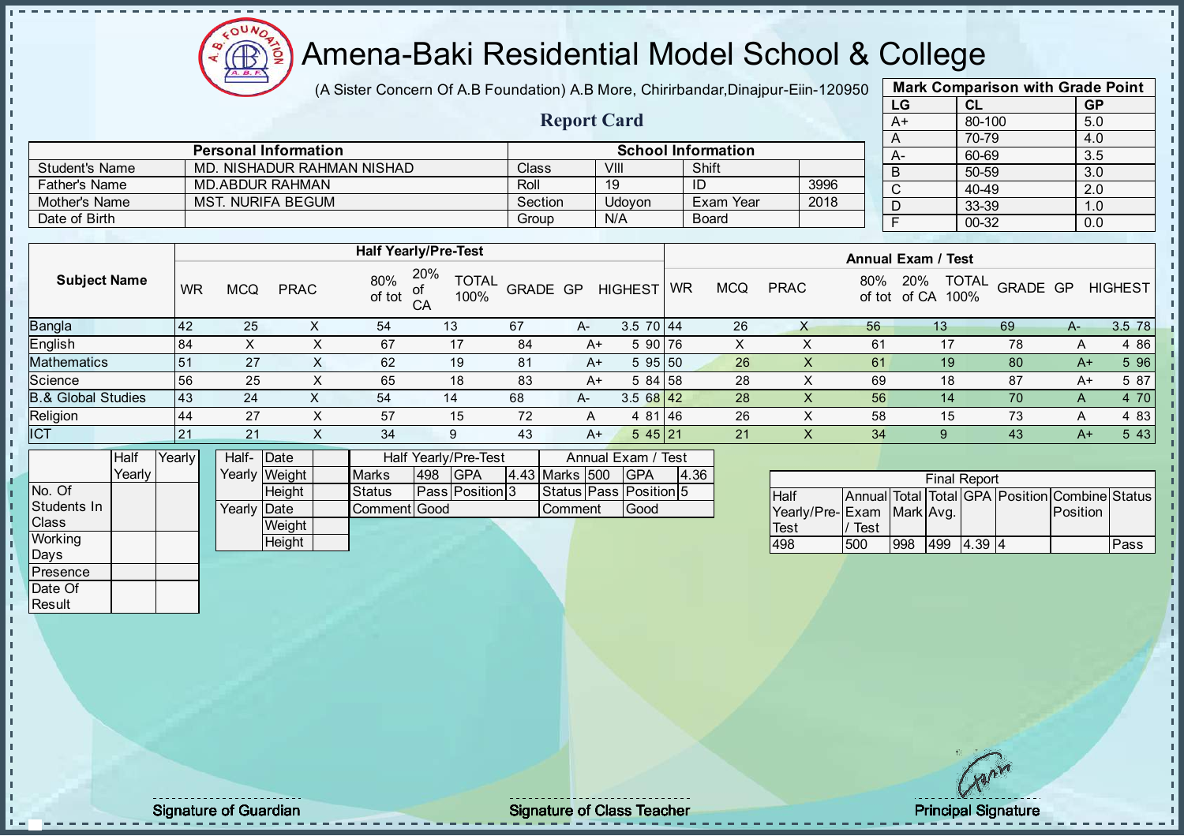# Amena-Baki Residential Model School & College

(A Sister Concern Of A.B Foundation) A.B More, Chirirbandar,Dinajpur-Eiin-120950

## Report Card

| Mark Comparison with Grade Point | | |
|---|---|---|
| LG | CL | GP |
| A+ | 80-100 | 5.0 |
| A | 70-79 | 4.0 |
| A- | 60-69 | 3.5 |
| B | 50-59 | 3.0 |
| C | 40-49 | 2.0 |
| D | 33-39 | 1.0 |
| F | 00-32 | 0.0 |

| Personal Information | | School Information | | | |
|---|---|---|---|---|---|
| Student's Name | MD. NISHADUR RAHMAN NISHAD | Class | VIII | Shift | |
| Father's Name | MD.ABDUR RAHMAN | Roll | 19 | ID | 3996 |
| Mother's Name | MST. NURIFA BEGUM | Section | Udoyon | Exam Year | 2018 |
| Date of Birth | | Group | N/A | Board | |

| Subject Name | Half Yearly/Pre-Test | | | | | | | | | Annual Exam / Test | | | | | | | | |
|---|---|---|---|---|---|---|---|---|---|---|---|---|---|---|---|---|---|---|
| | WR | MCQ | PRAC | 80% of tot | 20% of CA | TOTAL 100% | GRADE | GP | HIGHEST | WR | MCQ | PRAC | 80% of tot | 20% of CA | TOTAL 100% | GRADE | GP | HIGHEST |
| Bangla | 42 | 25 | X | 54 | 13 | 67 | A- | 3.5 | 70 | 44 | 26 | X | 56 | 13 | 69 | A- | 3.5 | 78 |
| English | 84 | X | X | 67 | 17 | 84 | A+ | 5 | 90 | 76 | X | X | 61 | 17 | 78 | A | 4 | 86 |
| Mathematics | 51 | 27 | X | 62 | 19 | 81 | A+ | 5 | 95 | 50 | 26 | X | 61 | 19 | 80 | A+ | 5 | 96 |
| Science | 56 | 25 | X | 65 | 18 | 83 | A+ | 5 | 84 | 58 | 28 | X | 69 | 18 | 87 | A+ | 5 | 87 |
| B.& Global Studies | 43 | 24 | X | 54 | 14 | 68 | A- | 3.5 | 68 | 42 | 28 | X | 56 | 14 | 70 | A | 4 | 70 |
| Religion | 44 | 27 | X | 57 | 15 | 72 | A | 4 | 81 | 46 | 26 | X | 58 | 15 | 73 | A | 4 | 83 |
| ICT | 21 | 21 | X | 34 | 9 | 43 | A+ | 5 | 45 | 21 | 21 | X | 34 | 9 | 43 | A+ | 5 | 43 |

| | Half Yearly | Yearly |
|---|---|---|
| No. Of Students In Class | | |
| Working Days | | |
| Presence | | |
| Date Of Result | | |

| | | |
|---|---|---|
| Half-Yearly | Date | |
| | Weight | |
| | Height | |
| Yearly | Date | |
| | Weight | |
| | Height | |

| Half Yearly/Pre-Test | | | | Annual Exam / Test | | | |
|---|---|---|---|---|---|---|---|
| Marks | 498 | GPA | 4.43 | Marks | 500 | GPA | 4.36 |
| Status | Pass | Position | 3 | Status | Pass | Position | 5 |
| Comment | Good | | | Comment | Good | | |

| Final Report | | | | | | | |
|---|---|---|---|---|---|---|---|
| Half Yearly/Pre-Test | Annual Exam / Test | Total Mark | Total Avg. | GPA | Position | Combine Position | Status |
| 498 | 500 | 998 | 499 | 4.39 | 4 | | Pass |

Signature of Guardian | Signature of Class Teacher | Principal Signature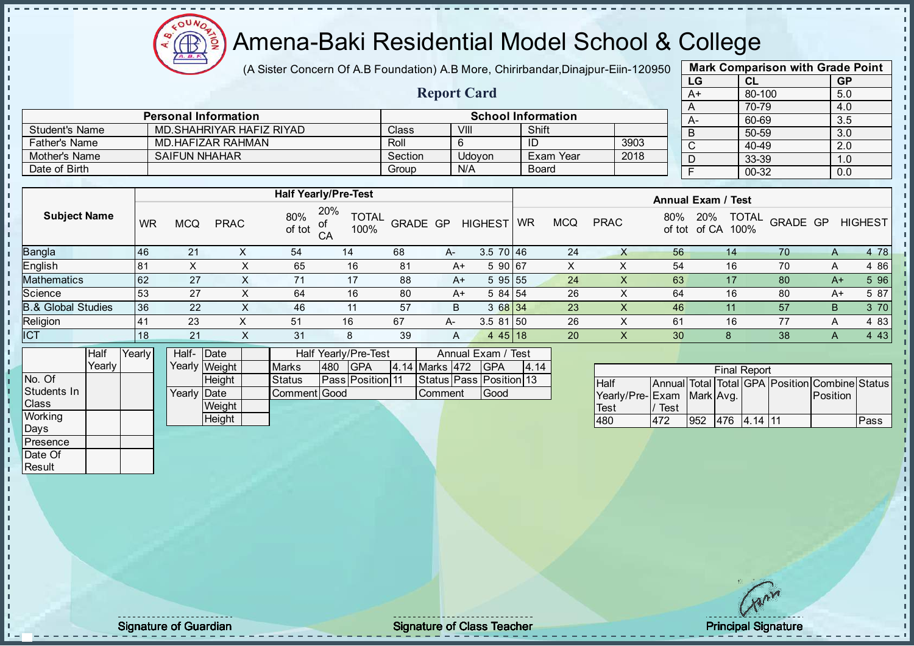# Amena-Baki Residential Model School & College

(A Sister Concern Of A.B Foundation) A.B More, Chirirbandar,Dinajpur-Eiin-120950

## Report Card

| Mark Comparison with Grade Point | | |
|---|---|---|
| LG | CL | GP |
| A+ | 80-100 | 5.0 |
| A | 70-79 | 4.0 |
| A- | 60-69 | 3.5 |
| B | 50-59 | 3.0 |
| C | 40-49 | 2.0 |
| D | 33-39 | 1.0 |
| F | 00-32 | 0.0 |

| Personal Information | | School Information | | | |
|---|---|---|---|---|---|
| Student's Name | MD.SHAHRIYAR HAFIZ RIYAD | Class | VIII | Shift | |
| Father's Name | MD.HAFIZAR RAHMAN | Roll | 6 | ID | 3903 |
| Mother's Name | SAIFUN NHAHAR | Section | Udoyon | Exam Year | 2018 |
| Date of Birth | | Group | N/A | Board | |

| Subject Name | Half Yearly/Pre-Test | | | | | | | | | Annual Exam / Test | | | | | | | | |
|---|---|---|---|---|---|---|---|---|---|---|---|---|---|---|---|---|---|---|
| | WR | MCQ | PRAC | 80% of tot | 20% of CA | TOTAL 100% | GRADE | GP | HIGHEST | WR | MCQ | PRAC | 80% of tot | 20% of CA | TOTAL 100% | GRADE | GP | HIGHEST |
| Bangla | 46 | 21 | X | 54 | 14 | 68 | A- | 3.5 | 70 | 46 | 24 | X | 56 | 14 | 70 | A | 4 | 78 |
| English | 81 | X | X | 65 | 16 | 81 | A+ | 5 | 90 | 67 | X | X | 54 | 16 | 70 | A | 4 | 86 |
| Mathematics | 62 | 27 | X | 71 | 17 | 88 | A+ | 5 | 95 | 55 | 24 | X | 63 | 17 | 80 | A+ | 5 | 96 |
| Science | 53 | 27 | X | 64 | 16 | 80 | A+ | 5 | 84 | 54 | 26 | X | 64 | 16 | 80 | A+ | 5 | 87 |
| B.& Global Studies | 36 | 22 | X | 46 | 11 | 57 | B | 3 | 68 | 34 | 23 | X | 46 | 11 | 57 | B | 3 | 70 |
| Religion | 41 | 23 | X | 51 | 16 | 67 | A- | 3.5 | 81 | 50 | 26 | X | 61 | 16 | 77 | A | 4 | 83 |
| ICT | 18 | 21 | X | 31 | 8 | 39 | A | 4 | 45 | 18 | 20 | X | 30 | 8 | 38 | A | 4 | 43 |

| | Half Yearly | Yearly |
|---|---|---|
| No. Of Students In Class | | |
| Working Days | | |
| Presence | | |
| Date Of Result | | |

| | | |
|---|---|---|
| Half-Yearly | Date | |
| | Weight | |
| | Height | |
| Yearly | Date | |
| | Weight | |
| | Height | |

| Half Yearly/Pre-Test | | | | Annual Exam / Test | | | |
|---|---|---|---|---|---|---|---|
| Marks | 480 | GPA | 4.14 | Marks | 472 | GPA | 4.14 |
| Status | Pass | Position | 11 | Status | Pass | Position | 13 |
| Comment | Good | | | Comment | Good | | |

| Final Report | | | | | | | |
|---|---|---|---|---|---|---|---|
| Half Yearly/Pre-Test | Annual Exam / Test | Total Mark | Total Avg. | GPA | Position | Combine Position | Status |
| 480 | 472 | 952 | 476 | 4.14 | 11 | | Pass |

Signature of Guardian

Signature of Class Teacher

Principal Signature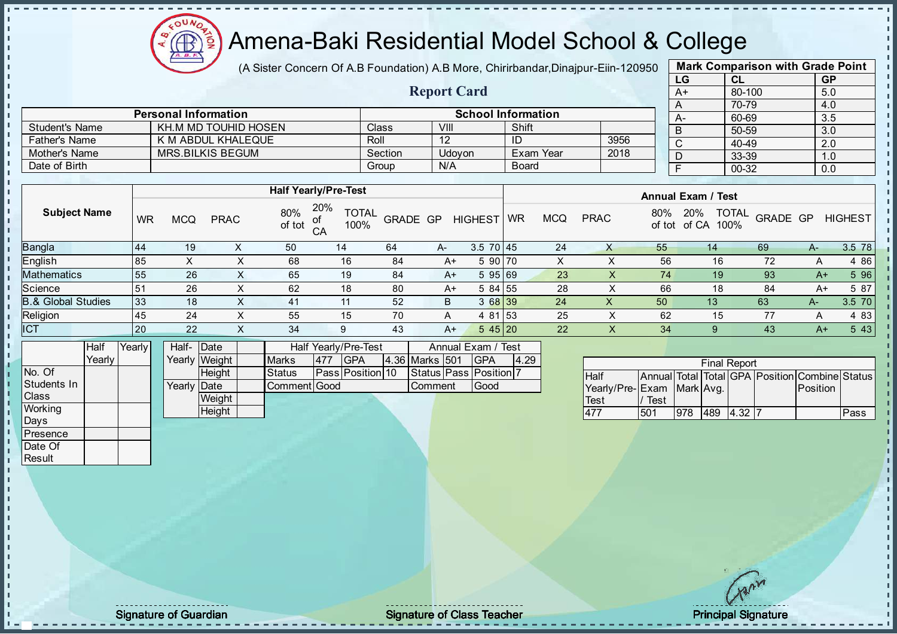# Amena-Baki Residential Model School & College

(A Sister Concern Of A.B Foundation) A.B More, Chirirbandar,Dinajpur-Eiin-120950

## Report Card

| Mark Comparison with Grade Point | | |
|---|---|---|
| LG | CL | GP |
| A+ | 80-100 | 5.0 |
| A | 70-79 | 4.0 |
| A- | 60-69 | 3.5 |
| B | 50-59 | 3.0 |
| C | 40-49 | 2.0 |
| D | 33-39 | 1.0 |
| F | 00-32 | 0.0 |

| Personal Information | | School Information | | | |
|---|---|---|---|---|---|
| Student's Name | KH.M MD TOUHID HOSEN | Class | VIII | Shift | |
| Father's Name | K M ABDUL KHALEQUE | Roll | 12 | ID | 3956 |
| Mother's Name | MRS.BILKIS BEGUM | Section | Udoyon | Exam Year | 2018 |
| Date of Birth | | Group | N/A | Board | |

| Subject Name | Half Yearly/Pre-Test | | | | | | | | | Annual Exam / Test | | | | | | | | |
|---|---|---|---|---|---|---|---|---|---|---|---|---|---|---|---|---|---|---|
| | WR | MCQ | PRAC | 80% of tot | 20% of CA | TOTAL 100% | GRADE | GP | HIGHEST | WR | MCQ | PRAC | 80% of tot | 20% of CA | TOTAL 100% | GRADE | GP | HIGHEST |
| Bangla | 44 | 19 | X | 50 | 14 | 64 | A- | 3.5 | 70 | 45 | 24 | X | 55 | 14 | 69 | A- | 3.5 | 78 |
| English | 85 | X | X | 68 | 16 | 84 | A+ | 5 | 90 | 70 | X | X | 56 | 16 | 72 | A | 4 | 86 |
| Mathematics | 55 | 26 | X | 65 | 19 | 84 | A+ | 5 | 95 | 69 | 23 | X | 74 | 19 | 93 | A+ | 5 | 96 |
| Science | 51 | 26 | X | 62 | 18 | 80 | A+ | 5 | 84 | 55 | 28 | X | 66 | 18 | 84 | A+ | 5 | 87 |
| B.& Global Studies | 33 | 18 | X | 41 | 11 | 52 | B | 3 | 68 | 39 | 24 | X | 50 | 13 | 63 | A- | 3.5 | 70 |
| Religion | 45 | 24 | X | 55 | 15 | 70 | A | 4 | 81 | 53 | 25 | X | 62 | 15 | 77 | A | 4 | 83 |
| ICT | 20 | 22 | X | 34 | 9 | 43 | A+ | 5 | 45 | 20 | 22 | X | 34 | 9 | 43 | A+ | 5 | 43 |

| | Half Yearly | Yearly |
|---|---|---|
| No. Of Students In Class | | |
| Working Days | | |
| Presence | | |
| Date Of Result | | |

| | | |
|---|---|---|
| Half-Yearly | Date | |
| | Weight | |
| | Height | |
| Yearly | Date | |
| | Weight | |
| | Height | |

| Half Yearly/Pre-Test | | | | Annual Exam / Test | | | |
|---|---|---|---|---|---|---|---|
| Marks | 477 | GPA | 4.36 | Marks | 501 | GPA | 4.29 |
| Status | Pass | Position | 10 | Status | Pass | Position | 7 |
| Comment | Good | | | Comment | Good | | |

| Final Report | | | | | | | |
|---|---|---|---|---|---|---|---|
| Half Yearly/Pre-Test | Annual Exam / Test | Total Mark | Total Avg. | GPA | Position | Combine Position | Status |
| 477 | 501 | 978 | 489 | 4.32 | 7 | | Pass |

Signature of Guardian

Signature of Class Teacher

Principal Signature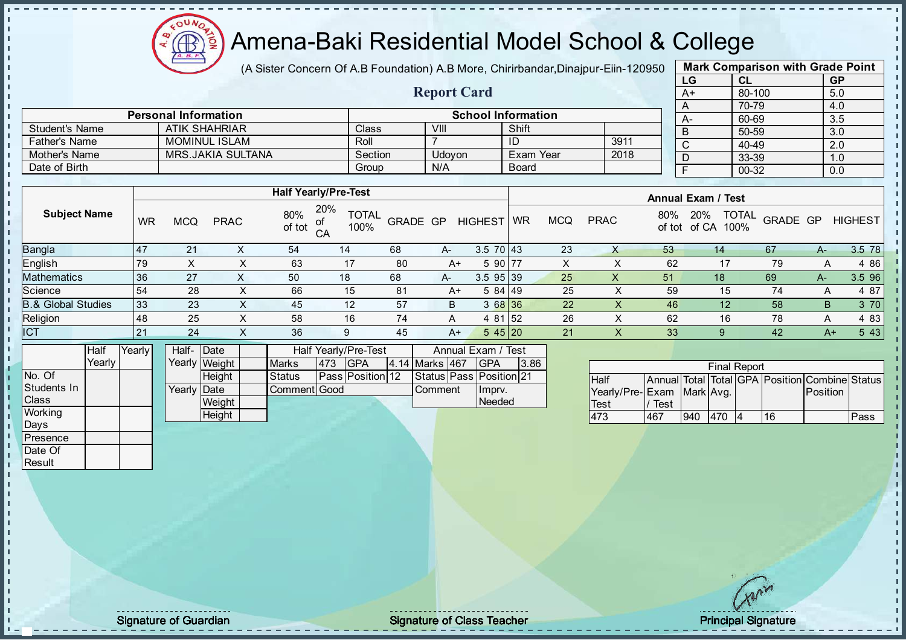# Amena-Baki Residential Model School & College

(A Sister Concern Of A.B Foundation) A.B More, Chirirbandar,Dinajpur-Eiin-120950

## Report Card

| Mark Comparison with Grade Point | | |
|---|---|---|
| LG | CL | GP |
| A+ | 80-100 | 5.0 |
| A | 70-79 | 4.0 |
| A- | 60-69 | 3.5 |
| B | 50-59 | 3.0 |
| C | 40-49 | 2.0 |
| D | 33-39 | 1.0 |
| F | 00-32 | 0.0 |

| Personal Information | | School Information | | | |
|---|---|---|---|---|---|
| Student's Name | ATIK SHAHRIAR | Class | VIII | Shift | |
| Father's Name | MOMINUL ISLAM | Roll | 7 | ID | 3911 |
| Mother's Name | MRS.JAKIA SULTANA | Section | Udoyon | Exam Year | 2018 |
| Date of Birth | | Group | N/A | Board | |

| Subject Name | Half Yearly/Pre-Test | | | | | | | | | Annual Exam / Test | | | | | | | | |
|---|---|---|---|---|---|---|---|---|---|---|---|---|---|---|---|---|---|---|
| | WR | MCQ | PRAC | 80% of tot | 20% of CA | TOTAL 100% | GRADE | GP | HIGHEST | WR | MCQ | PRAC | 80% of tot | 20% of CA | TOTAL 100% | GRADE | GP | HIGHEST |
| Bangla | 47 | 21 | X | 54 | 14 | 68 | A- | 3.5 | 70 | 43 | 23 | X | 53 | 14 | 67 | A- | 3.5 | 78 |
| English | 79 | X | X | 63 | 17 | 80 | A+ | 5 | 90 | 77 | X | X | 62 | 17 | 79 | A | 4 | 86 |
| Mathematics | 36 | 27 | X | 50 | 18 | 68 | A- | 3.5 | 95 | 39 | 25 | X | 51 | 18 | 69 | A- | 3.5 | 96 |
| Science | 54 | 28 | X | 66 | 15 | 81 | A+ | 5 | 84 | 49 | 25 | X | 59 | 15 | 74 | A | 4 | 87 |
| B.& Global Studies | 33 | 23 | X | 45 | 12 | 57 | B | 3 | 68 | 36 | 22 | X | 46 | 12 | 58 | B | 3 | 70 |
| Religion | 48 | 25 | X | 58 | 16 | 74 | A | 4 | 81 | 52 | 26 | X | 62 | 16 | 78 | A | 4 | 83 |
| ICT | 21 | 24 | X | 36 | 9 | 45 | A+ | 5 | 45 | 20 | 21 | X | 33 | 9 | 42 | A+ | 5 | 43 |

| | Half Yearly | Yearly |
|---|---|---|
| No. Of Students In Class | | |
| Working Days | | |
| Presence | | |
| Date Of Result | | |

| | | |
|---|---|---|
| Half-Yearly | Date | |
| | Weight | |
| | Height | |
| Yearly | Date | |
| | Weight | |
| | Height | |

| Half Yearly/Pre-Test | | | | Annual Exam / Test | | | |
|---|---|---|---|---|---|---|---|
| Marks | 473 | GPA | 4.14 | Marks | 467 | GPA | 3.86 |
| Status | Pass | Position | 12 | Status | Pass | Position | 21 |
| Comment | Good | | | Comment | | Imprv. Needed | |

| Final Report | | | | | | | |
|---|---|---|---|---|---|---|---|
| Half Yearly/Pre-Test | Annual Exam / Test | Total Mark | Total Avg. | GPA | Position | Combine Position | Status |
| 473 | 467 | 940 | 470 | 4 | 16 | | Pass |

Signature of Guardian

Signature of Class Teacher

Principal Signature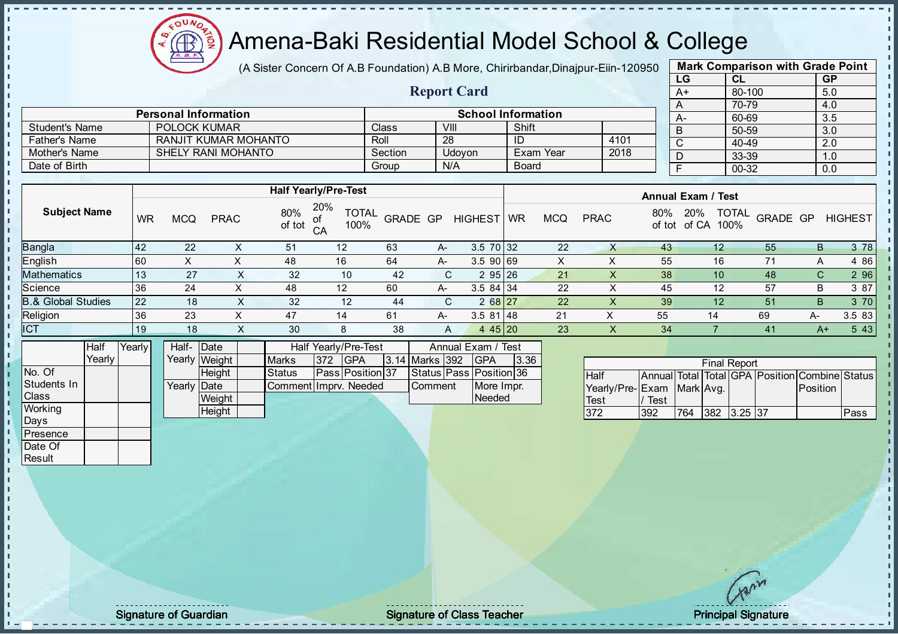# Amena-Baki Residential Model School & College

(A Sister Concern Of A.B Foundation) A.B More, Chirirbandar,Dinajpur-Eiin-120950

## Report Card

| Mark Comparison with Grade Point | | |
|---|---|---|
| LG | CL | GP |
| A+ | 80-100 | 5.0 |
| A | 70-79 | 4.0 |
| A- | 60-69 | 3.5 |
| B | 50-59 | 3.0 |
| C | 40-49 | 2.0 |
| D | 33-39 | 1.0 |
| F | 00-32 | 0.0 |

| Personal Information | | School Information | | | |
|---|---|---|---|---|---|
| Student's Name | POLOCK KUMAR | Class | VIII | Shift | |
| Father's Name | RANJIT KUMAR MOHANTO | Roll | 28 | ID | 4101 |
| Mother's Name | SHELY RANI MOHANTO | Section | Udoyon | Exam Year | 2018 |
| Date of Birth | | Group | N/A | Board | |

| Subject Name | Half Yearly/Pre-Test | | | | | | | | | Annual Exam / Test | | | | | | | | |
|---|---|---|---|---|---|---|---|---|---|---|---|---|---|---|---|---|---|---|
| | WR | MCQ | PRAC | 80% of tot | 20% of CA | TOTAL 100% | GRADE | GP | HIGHEST | WR | MCQ | PRAC | 80% of tot | 20% of CA | TOTAL 100% | GRADE | GP | HIGHEST |
| Bangla | 42 | 22 | X | 51 | 12 | 63 | A- | 3.5 | 70 | 32 | 22 | X | 43 | 12 | 55 | B | 3 | 78 |
| English | 60 | X | X | 48 | 16 | 64 | A- | 3.5 | 90 | 69 | X | X | 55 | 16 | 71 | A | 4 | 86 |
| Mathematics | 13 | 27 | X | 32 | 10 | 42 | C | 2 | 95 | 26 | 21 | X | 38 | 10 | 48 | C | 2 | 96 |
| Science | 36 | 24 | X | 48 | 12 | 60 | A- | 3.5 | 84 | 34 | 22 | X | 45 | 12 | 57 | B | 3 | 87 |
| B.& Global Studies | 22 | 18 | X | 32 | 12 | 44 | C | 2 | 68 | 27 | 22 | X | 39 | 12 | 51 | B | 3 | 70 |
| Religion | 36 | 23 | X | 47 | 14 | 61 | A- | 3.5 | 81 | 48 | 21 | X | 55 | 14 | 69 | A- | 3.5 | 83 |
| ICT | 19 | 18 | X | 30 | 8 | 38 | A | 4 | 45 | 20 | 23 | X | 34 | 7 | 41 | A+ | 5 | 43 |

| | Half Yearly | Yearly |
|---|---|---|
| No. Of Students In Class | | |
| Working Days | | |
| Presence | | |
| Date Of Result | | |

| Half-Yearly | Date | |
|---|---|---|
| | Weight | |
| | Height | |
| Yearly | Date | |
| | Weight | |
| | Height | |

| Half Yearly/Pre-Test | | | | Annual Exam / Test | | | |
|---|---|---|---|---|---|---|---|
| Marks | 372 | GPA | 3.14 | Marks | 392 | GPA | 3.36 |
| Status | Pass | Position | 37 | Status | Pass | Position | 36 |
| Comment | Imprv. Needed | | | Comment | | More Impr. Needed | |

| Final Report | | | | | | | |
|---|---|---|---|---|---|---|---|
| Half Yearly/Pre-Test | Annual Exam / Test | Total Mark | Total Avg. | GPA | Position | Combine Position | Status |
| 372 | 392 | 764 | 382 | 3.25 | 37 | | Pass |

Signature of Guardian | Signature of Class Teacher | Principal Signature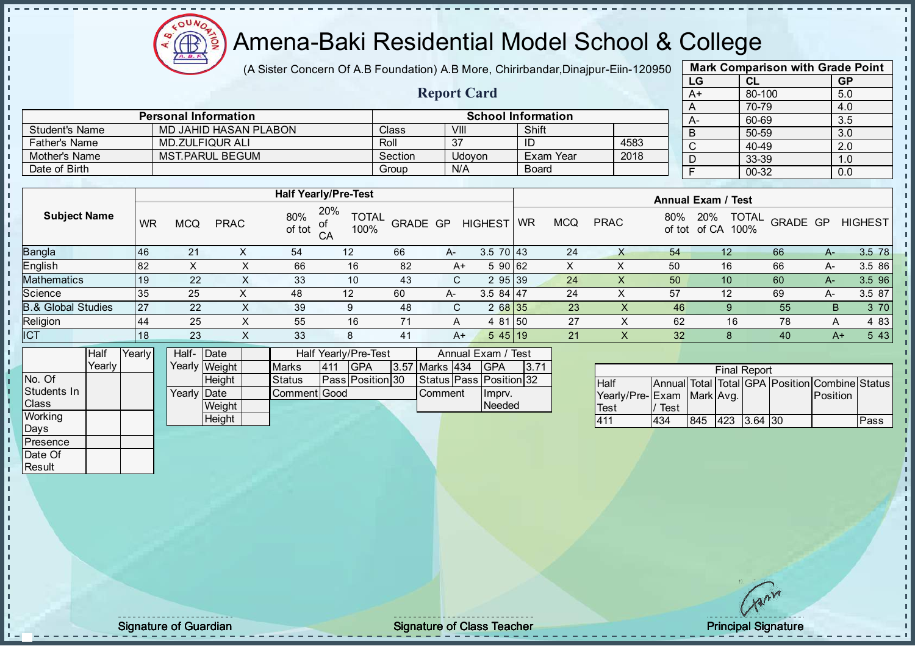# Amena-Baki Residential Model School & College

(A Sister Concern Of A.B Foundation) A.B More, Chirirbandar,Dinajpur-Eiin-120950

## Report Card

| Mark Comparison with Grade Point | | |
|---|---|---|
| LG | CL | GP |
| A+ | 80-100 | 5.0 |
| A | 70-79 | 4.0 |
| A- | 60-69 | 3.5 |
| B | 50-59 | 3.0 |
| C | 40-49 | 2.0 |
| D | 33-39 | 1.0 |
| F | 00-32 | 0.0 |

| Personal Information | | School Information | | | |
|---|---|---|---|---|---|
| Student's Name | MD JAHID HASAN PLABON | Class | VIII | Shift | |
| Father's Name | MD.ZULFIQUR ALI | Roll | 37 | ID | 4583 |
| Mother's Name | MST.PARUL BEGUM | Section | Udoyon | Exam Year | 2018 |
| Date of Birth | | Group | N/A | Board | |

| Subject Name | Half Yearly/Pre-Test | | | | | | | | | Annual Exam / Test | | | | | | | | |
|---|---|---|---|---|---|---|---|---|---|---|---|---|---|---|---|---|---|---|
| | WR | MCQ | PRAC | 80% of tot | 20% of CA | TOTAL 100% | GRADE | GP | HIGHEST | WR | MCQ | PRAC | 80% of tot | 20% of CA | TOTAL 100% | GRADE | GP | HIGHEST |
| Bangla | 46 | 21 | X | 54 | 12 | 66 | A- | 3.5 | 70 | 43 | 24 | X | 54 | 12 | 66 | A- | 3.5 | 78 |
| English | 82 | X | X | 66 | 16 | 82 | A+ | 5 | 90 | 62 | X | X | 50 | 16 | 66 | A- | 3.5 | 86 |
| Mathematics | 19 | 22 | X | 33 | 10 | 43 | C | 2 | 95 | 39 | 24 | X | 50 | 10 | 60 | A- | 3.5 | 96 |
| Science | 35 | 25 | X | 48 | 12 | 60 | A- | 3.5 | 84 | 47 | 24 | X | 57 | 12 | 69 | A- | 3.5 | 87 |
| B.& Global Studies | 27 | 22 | X | 39 | 9 | 48 | C | 2 | 68 | 35 | 23 | X | 46 | 9 | 55 | B | 3 | 70 |
| Religion | 44 | 25 | X | 55 | 16 | 71 | A | 4 | 81 | 50 | 27 | X | 62 | 16 | 78 | A | 4 | 83 |
| ICT | 18 | 23 | X | 33 | 8 | 41 | A+ | 5 | 45 | 19 | 21 | X | 32 | 8 | 40 | A+ | 5 | 43 |

| | Half Yearly | Yearly |
|---|---|---|
| No. Of Students In Class | | |
| Working Days | | |
| Presence | | |
| Date Of Result | | |

| | | |
|---|---|---|
| Half-Yearly | Date | |
| | Weight | |
| | Height | |
| Yearly | Date | |
| | Weight | |
| | Height | |

| Half Yearly/Pre-Test | | | | Annual Exam / Test | | | |
|---|---|---|---|---|---|---|---|
| Marks | 411 | GPA | 3.57 | Marks | 434 | GPA | 3.71 |
| Status | Pass | Position | 30 | Status | Pass | Position | 32 |
| Comment | Good | | | Comment | Imprv. Needed | | |

| Final Report | | | | | | | |
|---|---|---|---|---|---|---|---|
| Half Yearly/Pre-Test | Annual Exam / Test | Total Mark | Total Avg. | GPA | Position | Combine Position | Status |
| 411 | 434 | 845 | 423 | 3.64 | 30 | | Pass |

Signature of Guardian — Signature of Class Teacher — Principal Signature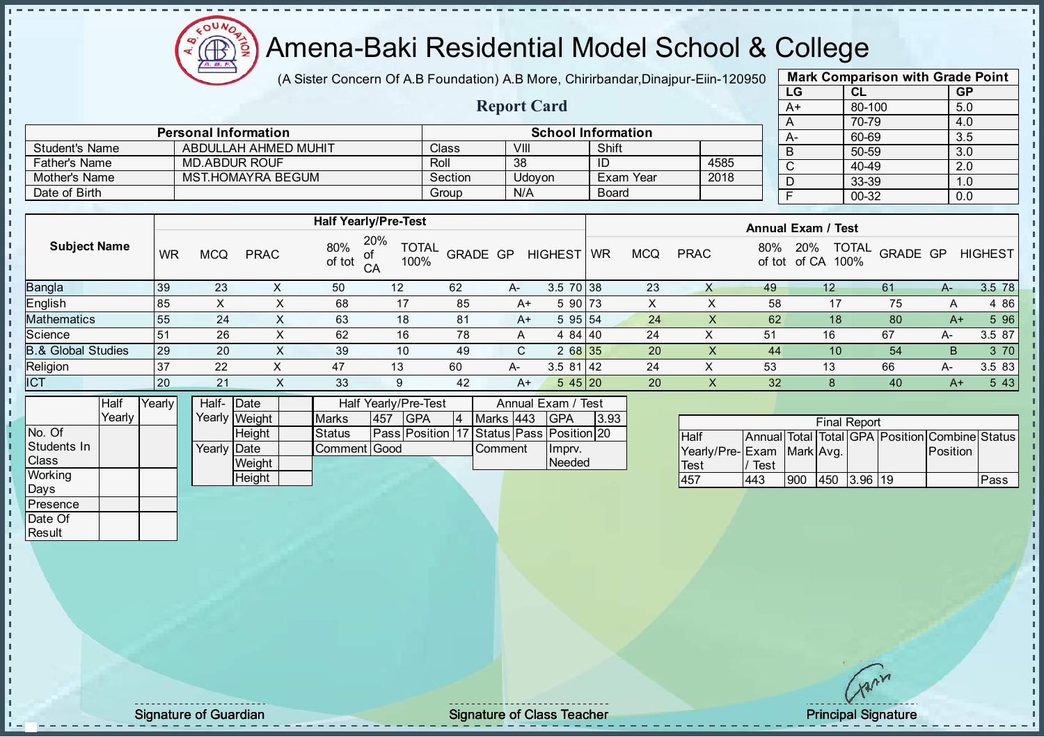# Amena-Baki Residential Model School & College

(A Sister Concern Of A.B Foundation) A.B More, Chirirbandar,Dinajpur-Eiin-120950

## Report Card

| Mark Comparison with Grade Point | | |
|---|---|---|
| LG | CL | GP |
| A+ | 80-100 | 5.0 |
| A | 70-79 | 4.0 |
| A- | 60-69 | 3.5 |
| B | 50-59 | 3.0 |
| C | 40-49 | 2.0 |
| D | 33-39 | 1.0 |
| F | 00-32 | 0.0 |

| Personal Information | | School Information | | | |
|---|---|---|---|---|---|
| Student's Name | ABDULLAH AHMED MUHIT | Class | VIII | Shift | |
| Father's Name | MD.ABDUR ROUF | Roll | 38 | ID | 4585 |
| Mother's Name | MST.HOMAYRA BEGUM | Section | Udoyon | Exam Year | 2018 |
| Date of Birth | | Group | N/A | Board | |

| Subject Name | Half Yearly/Pre-Test | | | | | | | | | Annual Exam / Test | | | | | | | | |
|---|---|---|---|---|---|---|---|---|---|---|---|---|---|---|---|---|---|---|
| | WR | MCQ | PRAC | 80% of tot | 20% of CA | TOTAL 100% | GRADE | GP | HIGHEST | WR | MCQ | PRAC | 80% of tot | 20% of CA | TOTAL 100% | GRADE | GP | HIGHEST |
| Bangla | 39 | 23 | X | 50 | 12 | 62 | A- | 3.5 | 70 | 38 | 23 | X | 49 | 12 | 61 | A- | 3.5 | 78 |
| English | 85 | X | X | 68 | 17 | 85 | A+ | 5 | 90 | 73 | X | X | 58 | 17 | 75 | A | 4 | 86 |
| Mathematics | 55 | 24 | X | 63 | 18 | 81 | A+ | 5 | 95 | 54 | 24 | X | 62 | 18 | 80 | A+ | 5 | 96 |
| Science | 51 | 26 | X | 62 | 16 | 78 | A | 4 | 84 | 40 | 24 | X | 51 | 16 | 67 | A- | 3.5 | 87 |
| B.& Global Studies | 29 | 20 | X | 39 | 10 | 49 | C | 2 | 68 | 35 | 20 | X | 44 | 10 | 54 | B | 3 | 70 |
| Religion | 37 | 22 | X | 47 | 13 | 60 | A- | 3.5 | 81 | 42 | 24 | X | 53 | 13 | 66 | A- | 3.5 | 83 |
| ICT | 20 | 21 | X | 33 | 9 | 42 | A+ | 5 | 45 | 20 | 20 | X | 32 | 8 | 40 | A+ | 5 | 43 |

| | Half Yearly | Yearly |
|---|---|---|
| No. Of Students In Class | | |
| Working Days | | |
| Presence | | |
| Date Of Result | | |

| | | |
|---|---|---|
| Half-Yearly | Date | |
| | Weight | |
| | Height | |
| Yearly | Date | |
| | Weight | |
| | Height | |

| Half Yearly/Pre-Test | | | | Annual Exam / Test | | | |
|---|---|---|---|---|---|---|---|
| Marks | 457 | GPA | 4 | Marks | 443 | GPA | 3.93 |
| Status | Pass | Position | 17 | Status | Pass | Position | 20 |
| Comment | Good | | | Comment | | Imprv. Needed | |

| Final Report | | | | | | | |
|---|---|---|---|---|---|---|---|
| Half Yearly/Pre-Test | Annual Exam / Test | Total Mark | Total Avg. | GPA | Position | Combine Position | Status |
| 457 | 443 | 900 | 450 | 3.96 | 19 | | Pass |

Signature of Guardian

Signature of Class Teacher

Principal Signature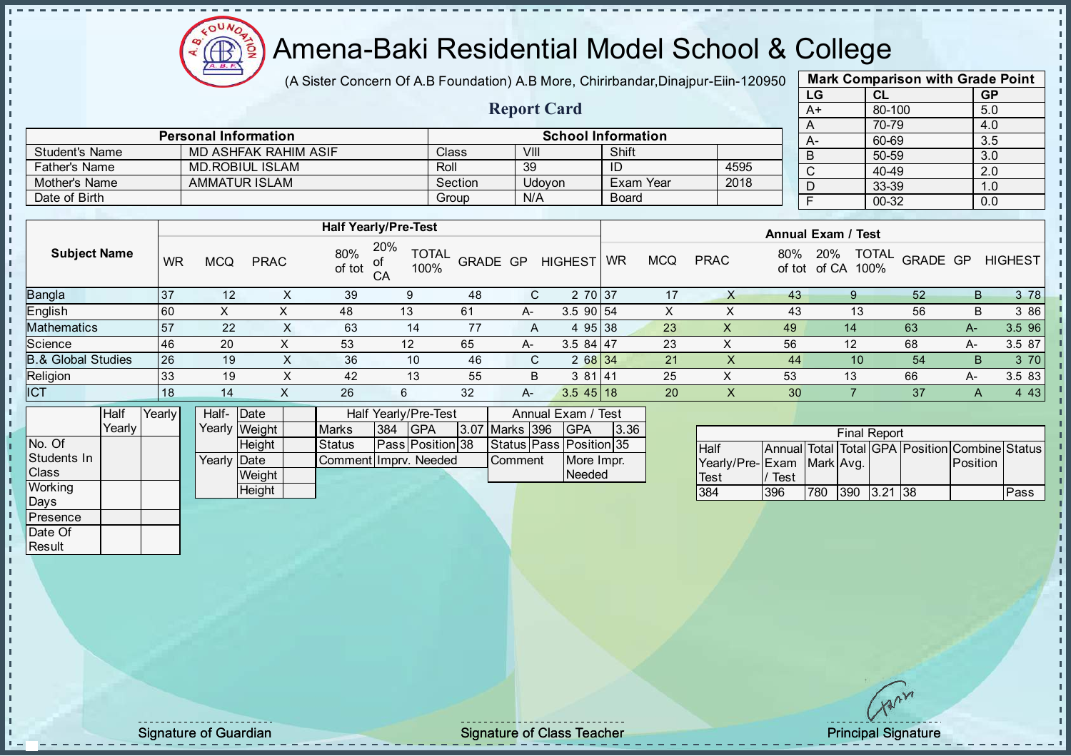# Amena-Baki Residential Model School & College

(A Sister Concern Of A.B Foundation) A.B More, Chirirbandar,Dinajpur-Eiin-120950

## Report Card

| Mark Comparison with Grade Point | | |
|---|---|---|
| LG | CL | GP |
| A+ | 80-100 | 5.0 |
| A | 70-79 | 4.0 |
| A- | 60-69 | 3.5 |
| B | 50-59 | 3.0 |
| C | 40-49 | 2.0 |
| D | 33-39 | 1.0 |
| F | 00-32 | 0.0 |

| Personal Information | | School Information | | | |
|---|---|---|---|---|---|
| Student's Name | MD ASHFAK RAHIM ASIF | Class | VIII | Shift | |
| Father's Name | MD.ROBIUL ISLAM | Roll | 39 | ID | 4595 |
| Mother's Name | AMMATUR ISLAM | Section | Udoyon | Exam Year | 2018 |
| Date of Birth | | Group | N/A | Board | |

| Subject Name | Half Yearly/Pre-Test | | | | | | | | | Annual Exam / Test | | | | | | | | |
|---|---|---|---|---|---|---|---|---|---|---|---|---|---|---|---|---|---|---|
| | WR | MCQ | PRAC | 80% of tot | 20% of CA | TOTAL 100% | GRADE | GP | HIGHEST | WR | MCQ | PRAC | 80% of tot | 20% of CA | TOTAL 100% | GRADE | GP | HIGHEST |
| Bangla | 37 | 12 | X | 39 | 9 | 48 | C | 2 | 70 | 37 | 17 | X | 43 | 9 | 52 | B | 3 | 78 |
| English | 60 | X | X | 48 | 13 | 61 | A- | 3.5 | 90 | 54 | X | X | 43 | 13 | 56 | B | 3 | 86 |
| Mathematics | 57 | 22 | X | 63 | 14 | 77 | A | 4 | 95 | 38 | 23 | X | 49 | 14 | 63 | A- | 3.5 | 96 |
| Science | 46 | 20 | X | 53 | 12 | 65 | A- | 3.5 | 84 | 47 | 23 | X | 56 | 12 | 68 | A- | 3.5 | 87 |
| B.& Global Studies | 26 | 19 | X | 36 | 10 | 46 | C | 2 | 68 | 34 | 21 | X | 44 | 10 | 54 | B | 3 | 70 |
| Religion | 33 | 19 | X | 42 | 13 | 55 | B | 3 | 81 | 41 | 25 | X | 53 | 13 | 66 | A- | 3.5 | 83 |
| ICT | 18 | 14 | X | 26 | 6 | 32 | A- | 3.5 | 45 | 18 | 20 | X | 30 | 7 | 37 | A | 4 | 43 |

| | Half Yearly | Yearly |
|---|---|---|
| No. Of Students In Class | | |
| Working Days | | |
| Presence | | |
| Date Of Result | | |

| | | |
|---|---|---|
| Half-Yearly | Date | |
| | Weight | |
| | Height | |
| Yearly | Date | |
| | Weight | |
| | Height | |

| Half Yearly/Pre-Test | | | | Annual Exam / Test | | | |
|---|---|---|---|---|---|---|---|
| Marks | 384 | GPA | 3.07 | Marks | 396 | GPA | 3.36 |
| Status | Pass | Position | 38 | Status | Pass | Position | 35 |
| Comment | Imprv. Needed | | | Comment | | More Impr. Needed | |

| Final Report | | | | | | | |
|---|---|---|---|---|---|---|---|
| Half Yearly/Pre-Test | Annual Exam / Test | Total Mark | Total Avg. | GPA | Position | Combine Position | Status |
| 384 | 396 | 780 | 390 | 3.21 | 38 | | Pass |

Signature of Guardian | Signature of Class Teacher | Principal Signature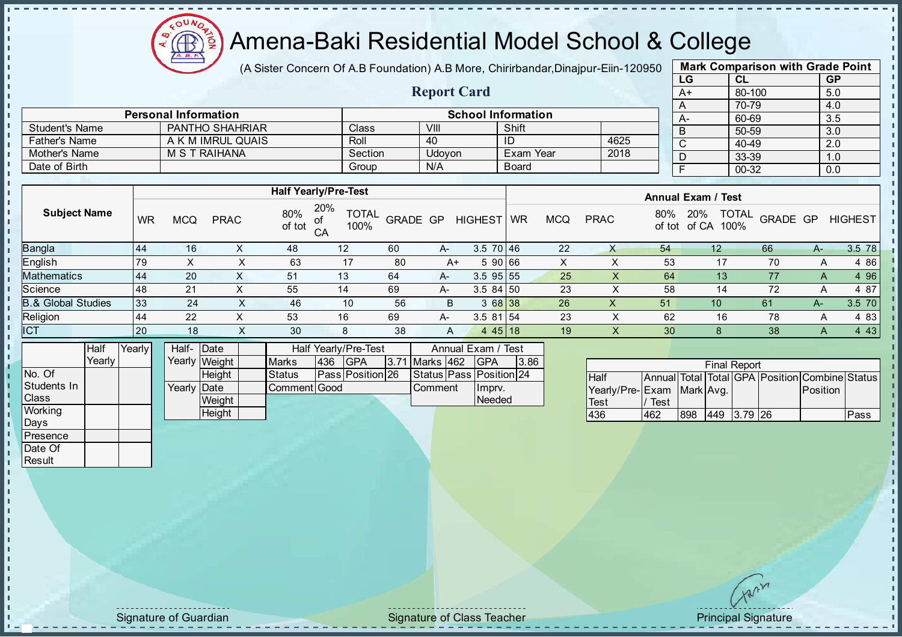# Amena-Baki Residential Model School & College

(A Sister Concern Of A.B Foundation) A.B More, Chirirbandar,Dinajpur-Eiin-120950

## Report Card

| Mark Comparison with Grade Point | | |
|---|---|---|
| LG | CL | GP |
| A+ | 80-100 | 5.0 |
| A | 70-79 | 4.0 |
| A- | 60-69 | 3.5 |
| B | 50-59 | 3.0 |
| C | 40-49 | 2.0 |
| D | 33-39 | 1.0 |
| F | 00-32 | 0.0 |

| Personal Information | | School Information | | | |
|---|---|---|---|---|---|
| Student's Name | PANTHO SHAHRIAR | Class | VIII | Shift | |
| Father's Name | A K M IMRUL QUAIS | Roll | 40 | ID | 4625 |
| Mother's Name | M S T RAIHANA | Section | Udoyon | Exam Year | 2018 |
| Date of Birth | | Group | N/A | Board | |

| Subject Name | Half Yearly/Pre-Test | | | | | | | | | Annual Exam / Test | | | | | | | | |
|---|---|---|---|---|---|---|---|---|---|---|---|---|---|---|---|---|---|---|
| | WR | MCQ | PRAC | 80% of tot | 20% of CA | TOTAL 100% | GRADE | GP | HIGHEST | WR | MCQ | PRAC | 80% of tot | 20% of CA | TOTAL 100% | GRADE | GP | HIGHEST |
| Bangla | 44 | 16 | X | 48 | 12 | 60 | A- | 3.5 | 70 | 46 | 22 | X | 54 | 12 | 66 | A- | 3.5 | 78 |
| English | 79 | X | X | 63 | 17 | 80 | A+ | 5 | 90 | 66 | X | X | 53 | 17 | 70 | A | 4 | 86 |
| Mathematics | 44 | 20 | X | 51 | 13 | 64 | A- | 3.5 | 95 | 55 | 25 | X | 64 | 13 | 77 | A | 4 | 96 |
| Science | 48 | 21 | X | 55 | 14 | 69 | A- | 3.5 | 84 | 50 | 23 | X | 58 | 14 | 72 | A | 4 | 87 |
| B.& Global Studies | 33 | 24 | X | 46 | 10 | 56 | B | 3 | 68 | 38 | 26 | X | 51 | 10 | 61 | A- | 3.5 | 70 |
| Religion | 44 | 22 | X | 53 | 16 | 69 | A- | 3.5 | 81 | 54 | 23 | X | 62 | 16 | 78 | A | 4 | 83 |
| ICT | 20 | 18 | X | 30 | 8 | 38 | A | 4 | 45 | 18 | 19 | X | 30 | 8 | 38 | A | 4 | 43 |

| | Half Yearly | Yearly |
|---|---|---|
| No. Of Students In Class | | |
| Working Days | | |
| Presence | | |
| Date Of Result | | |

| | | |
|---|---|---|
| Half-Yearly | Date | |
| | Weight | |
| | Height | |
| Yearly | Date | |
| | Weight | |
| | Height | |

| Half Yearly/Pre-Test | | | | Annual Exam / Test | | | |
|---|---|---|---|---|---|---|---|
| Marks | 436 | GPA | 3.71 | Marks | 462 | GPA | 3.86 |
| Status | Pass | Position | 26 | Status | Pass | Position | 24 |
| Comment | Good | | | Comment | | Imprv. Needed | |

| Final Report | | | | | | | |
|---|---|---|---|---|---|---|---|
| Half Yearly/Pre-Test | Annual Exam / Test | Total Mark | Total Avg. | GPA | Position | Combine Position | Status |
| 436 | 462 | 898 | 449 | 3.79 | 26 | | Pass |

Signature of Guardian

Signature of Class Teacher

Principal Signature